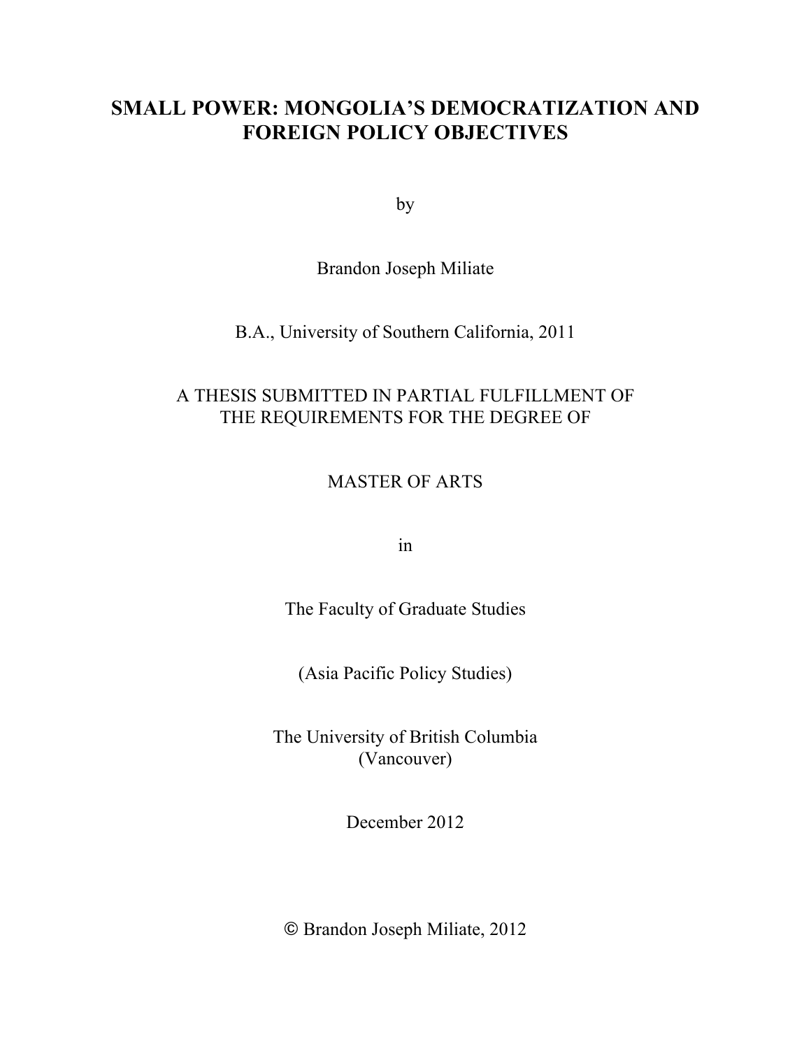# SMALL POWER: MONGOLIA'S DEMOCRATIZATION AND FOREIGN POLICY OBJECTIVES

by

Brandon Joseph Miliate

B.A., University of Southern California, 2011

A THESIS SUBMITTED IN PARTIAL FULFILLMENT OF THE REQUIREMENTS FOR THE DEGREE OF

MASTER OF ARTS

in

The Faculty of Graduate Studies

(Asia Pacific Policy Studies)

The University of British Columbia
(Vancouver)

December 2012

© Brandon Joseph Miliate, 2012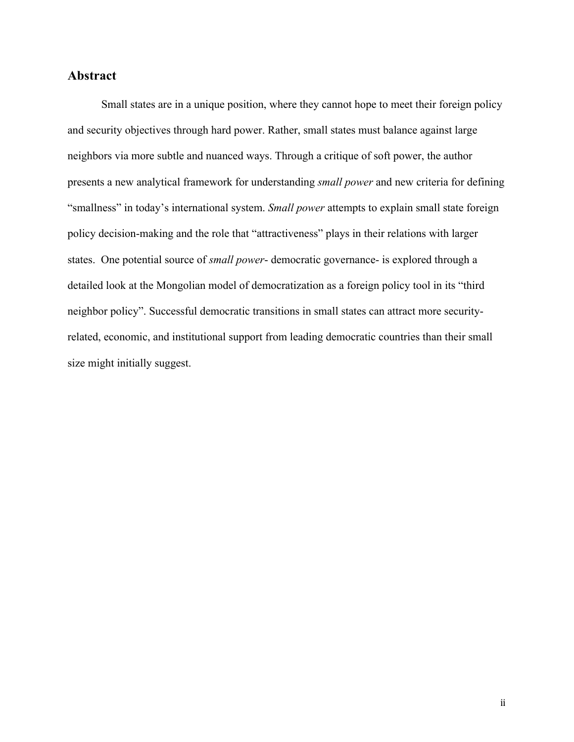## Abstract

Small states are in a unique position, where they cannot hope to meet their foreign policy and security objectives through hard power. Rather, small states must balance against large neighbors via more subtle and nuanced ways. Through a critique of soft power, the author presents a new analytical framework for understanding *small power* and new criteria for defining "smallness" in today's international system. *Small power* attempts to explain small state foreign policy decision-making and the role that "attractiveness" plays in their relations with larger states. One potential source of *small power*- democratic governance- is explored through a detailed look at the Mongolian model of democratization as a foreign policy tool in its "third neighbor policy". Successful democratic transitions in small states can attract more security-related, economic, and institutional support from leading democratic countries than their small size might initially suggest.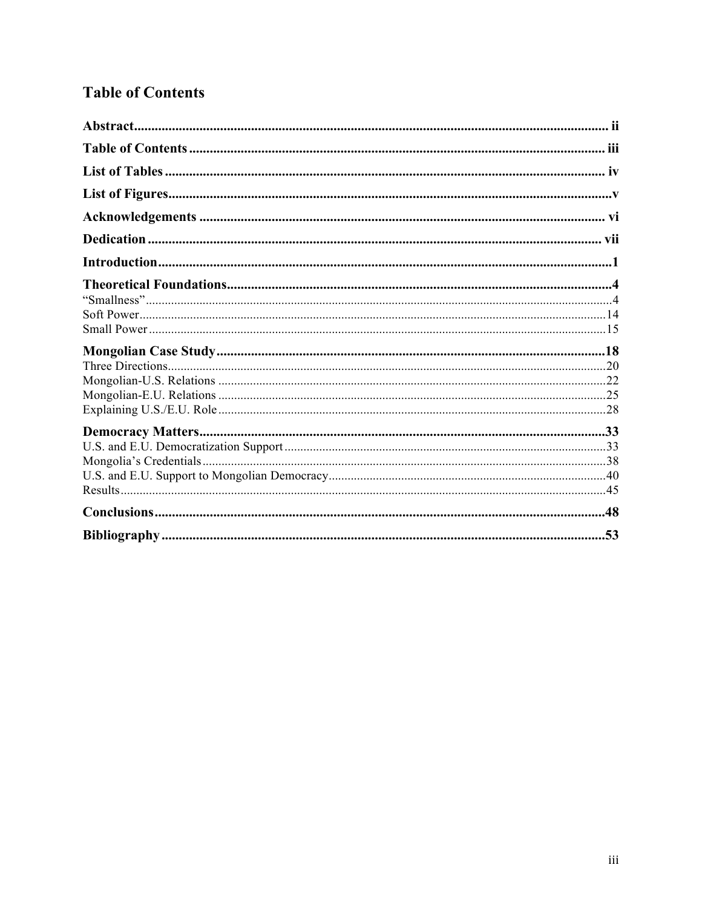## Table of Contents

**Abstract** ..... ii

**Table of Contents** ..... iii

**List of Tables** ..... iv

**List of Figures** ..... v

**Acknowledgements** ..... vi

**Dedication** ..... vii

**Introduction** ..... 1

**Theoretical Foundations** ..... 4

- "Smallness" ..... 4
- Soft Power ..... 14
- Small Power ..... 15

**Mongolian Case Study** ..... 18

- Three Directions ..... 20
- Mongolian-U.S. Relations ..... 22
- Mongolian-E.U. Relations ..... 25
- Explaining U.S./E.U. Role ..... 28

**Democracy Matters** ..... 33

- U.S. and E.U. Democratization Support ..... 33
- Mongolia's Credentials ..... 38
- U.S. and E.U. Support to Mongolian Democracy ..... 40
- Results ..... 45

**Conclusions** ..... 48

**Bibliography** ..... 53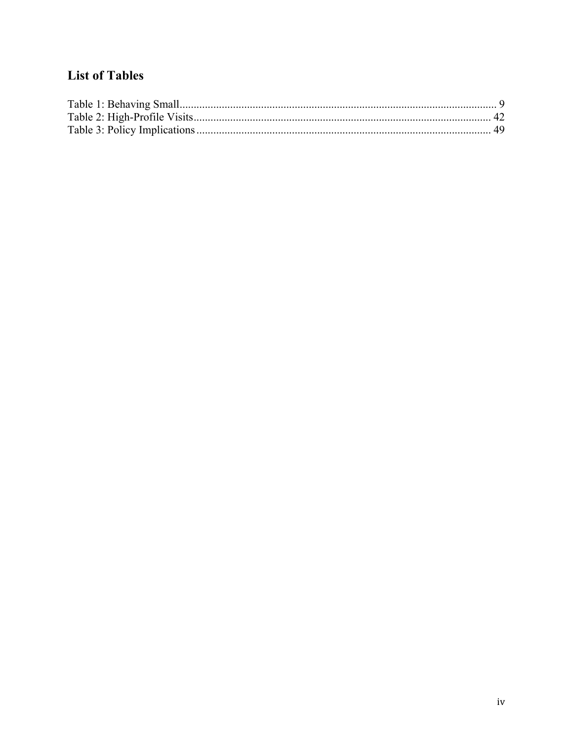## List of Tables

Table 1: Behaving Small ........................................................................................................ 9
Table 2: High-Profile Visits ................................................................................................ 42
Table 3: Policy Implications ............................................................................................... 49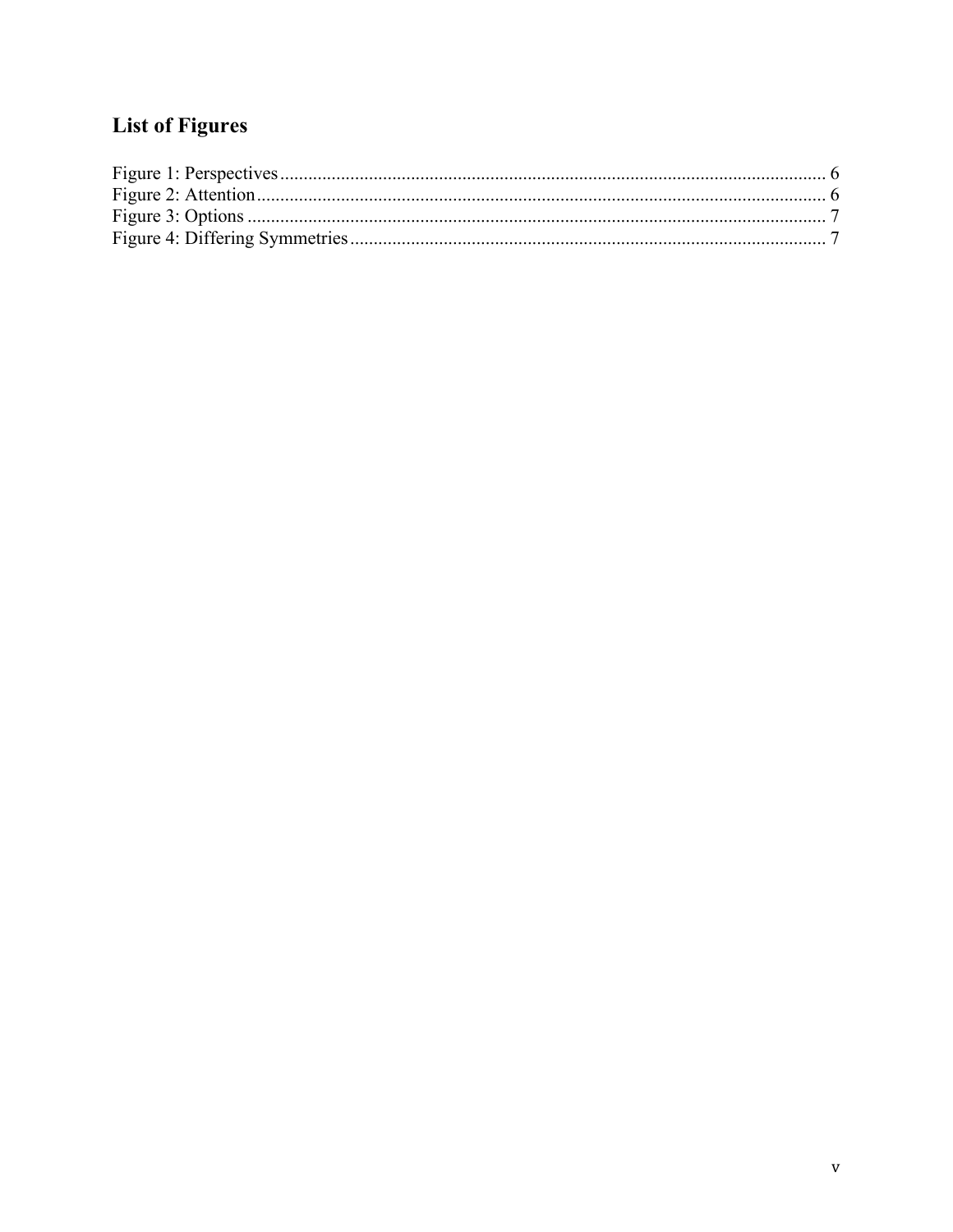## List of Figures

Figure 1: Perspectives ........................................................................................................................ 6
Figure 2: Attention ............................................................................................................................. 6
Figure 3: Options ............................................................................................................................... 7
Figure 4: Differing Symmetries ......................................................................................................... 7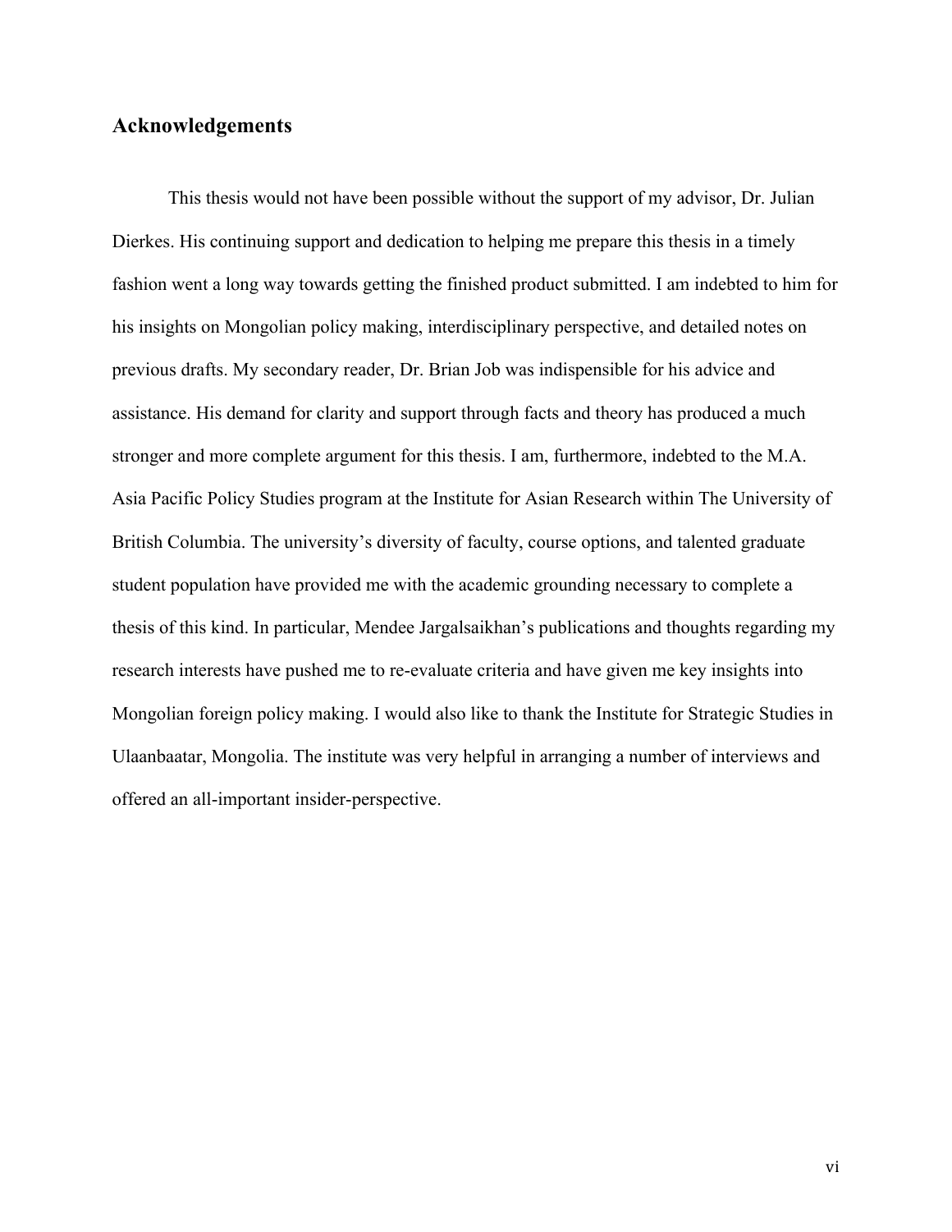## Acknowledgements

This thesis would not have been possible without the support of my advisor, Dr. Julian Dierkes. His continuing support and dedication to helping me prepare this thesis in a timely fashion went a long way towards getting the finished product submitted. I am indebted to him for his insights on Mongolian policy making, interdisciplinary perspective, and detailed notes on previous drafts. My secondary reader, Dr. Brian Job was indispensible for his advice and assistance. His demand for clarity and support through facts and theory has produced a much stronger and more complete argument for this thesis. I am, furthermore, indebted to the M.A. Asia Pacific Policy Studies program at the Institute for Asian Research within The University of British Columbia. The university's diversity of faculty, course options, and talented graduate student population have provided me with the academic grounding necessary to complete a thesis of this kind. In particular, Mendee Jargalsaikhan's publications and thoughts regarding my research interests have pushed me to re-evaluate criteria and have given me key insights into Mongolian foreign policy making. I would also like to thank the Institute for Strategic Studies in Ulaanbaatar, Mongolia. The institute was very helpful in arranging a number of interviews and offered an all-important insider-perspective.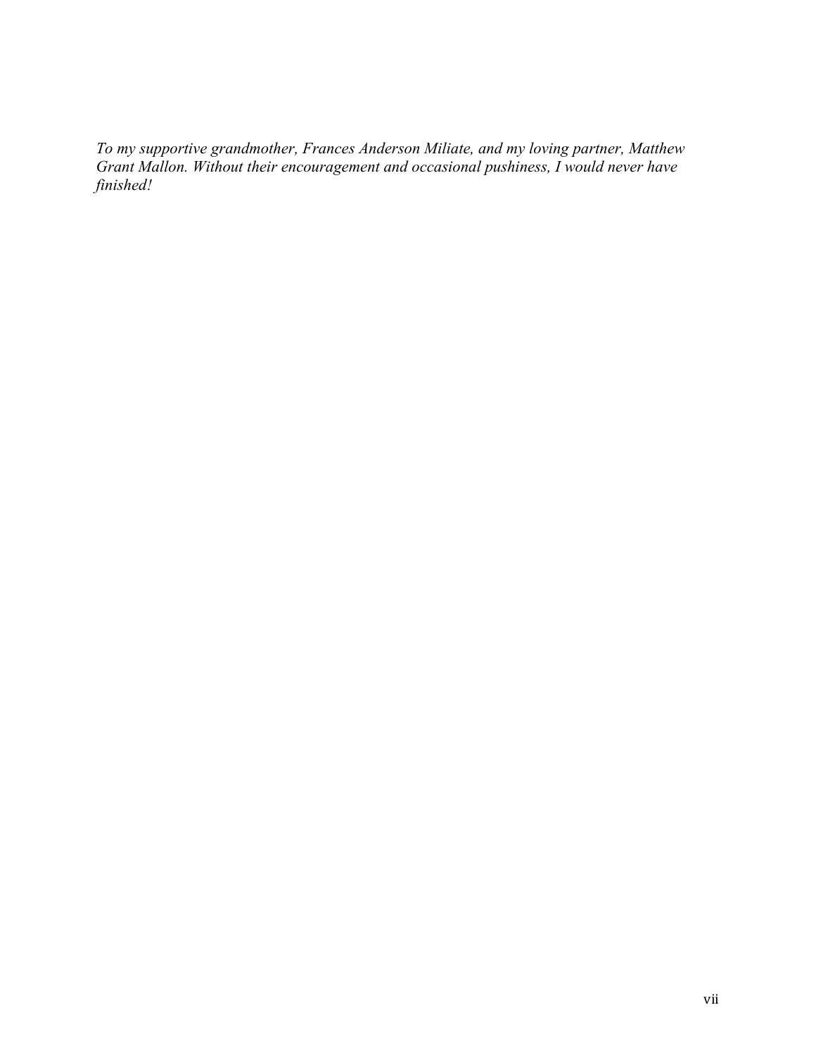*To my supportive grandmother, Frances Anderson Miliate, and my loving partner, Matthew Grant Mallon. Without their encouragement and occasional pushiness, I would never have finished!*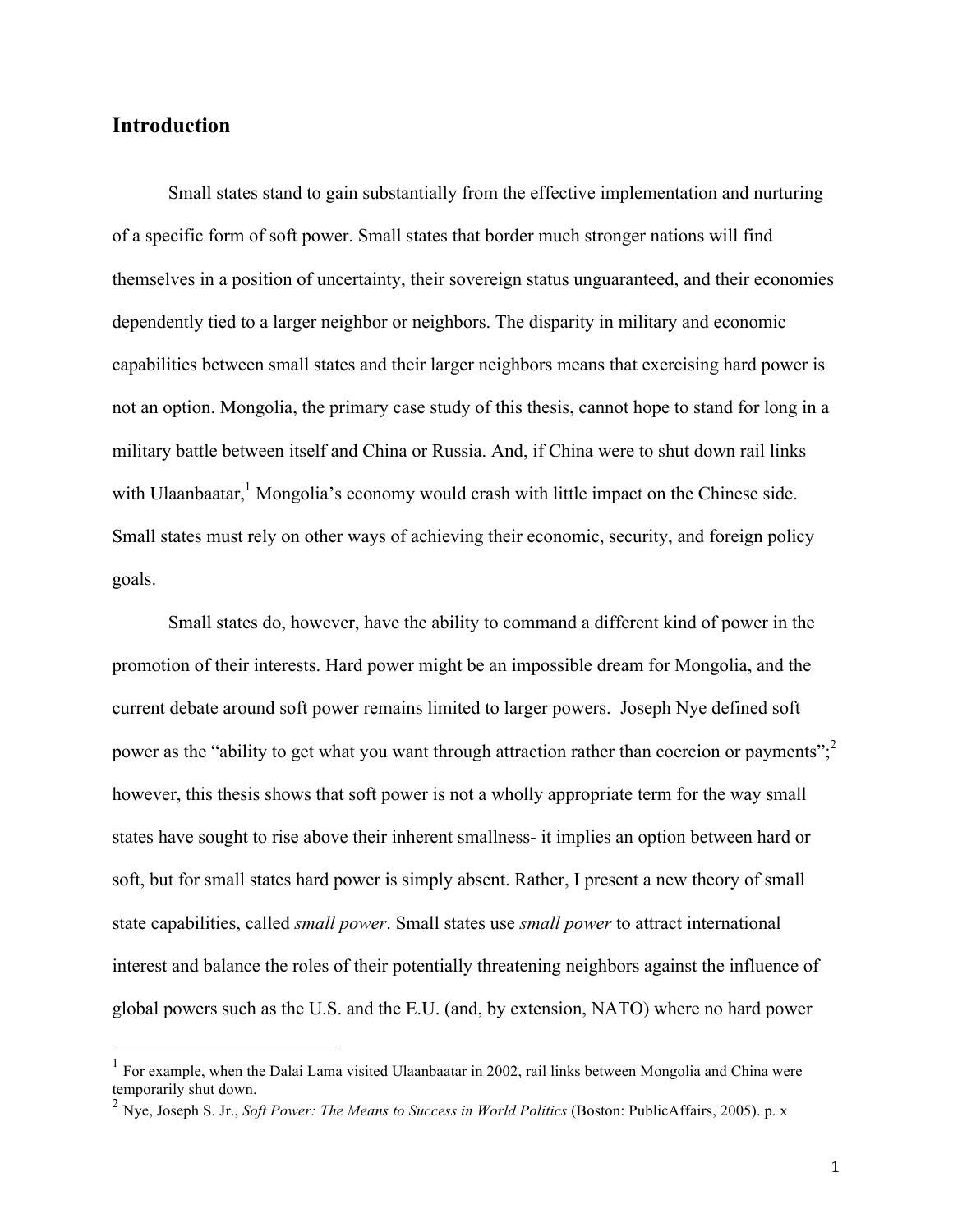## Introduction

Small states stand to gain substantially from the effective implementation and nurturing of a specific form of soft power. Small states that border much stronger nations will find themselves in a position of uncertainty, their sovereign status unguaranteed, and their economies dependently tied to a larger neighbor or neighbors. The disparity in military and economic capabilities between small states and their larger neighbors means that exercising hard power is not an option. Mongolia, the primary case study of this thesis, cannot hope to stand for long in a military battle between itself and China or Russia. And, if China were to shut down rail links with Ulaanbaatar,[1] Mongolia's economy would crash with little impact on the Chinese side. Small states must rely on other ways of achieving their economic, security, and foreign policy goals.

Small states do, however, have the ability to command a different kind of power in the promotion of their interests. Hard power might be an impossible dream for Mongolia, and the current debate around soft power remains limited to larger powers. Joseph Nye defined soft power as the "ability to get what you want through attraction rather than coercion or payments";[2] however, this thesis shows that soft power is not a wholly appropriate term for the way small states have sought to rise above their inherent smallness- it implies an option between hard or soft, but for small states hard power is simply absent. Rather, I present a new theory of small state capabilities, called *small power*. Small states use *small power* to attract international interest and balance the roles of their potentially threatening neighbors against the influence of global powers such as the U.S. and the E.U. (and, by extension, NATO) where no hard power

---

[1] For example, when the Dalai Lama visited Ulaanbaatar in 2002, rail links between Mongolia and China were temporarily shut down.

[2] Nye, Joseph S. Jr., *Soft Power: The Means to Success in World Politics* (Boston: PublicAffairs, 2005). p. x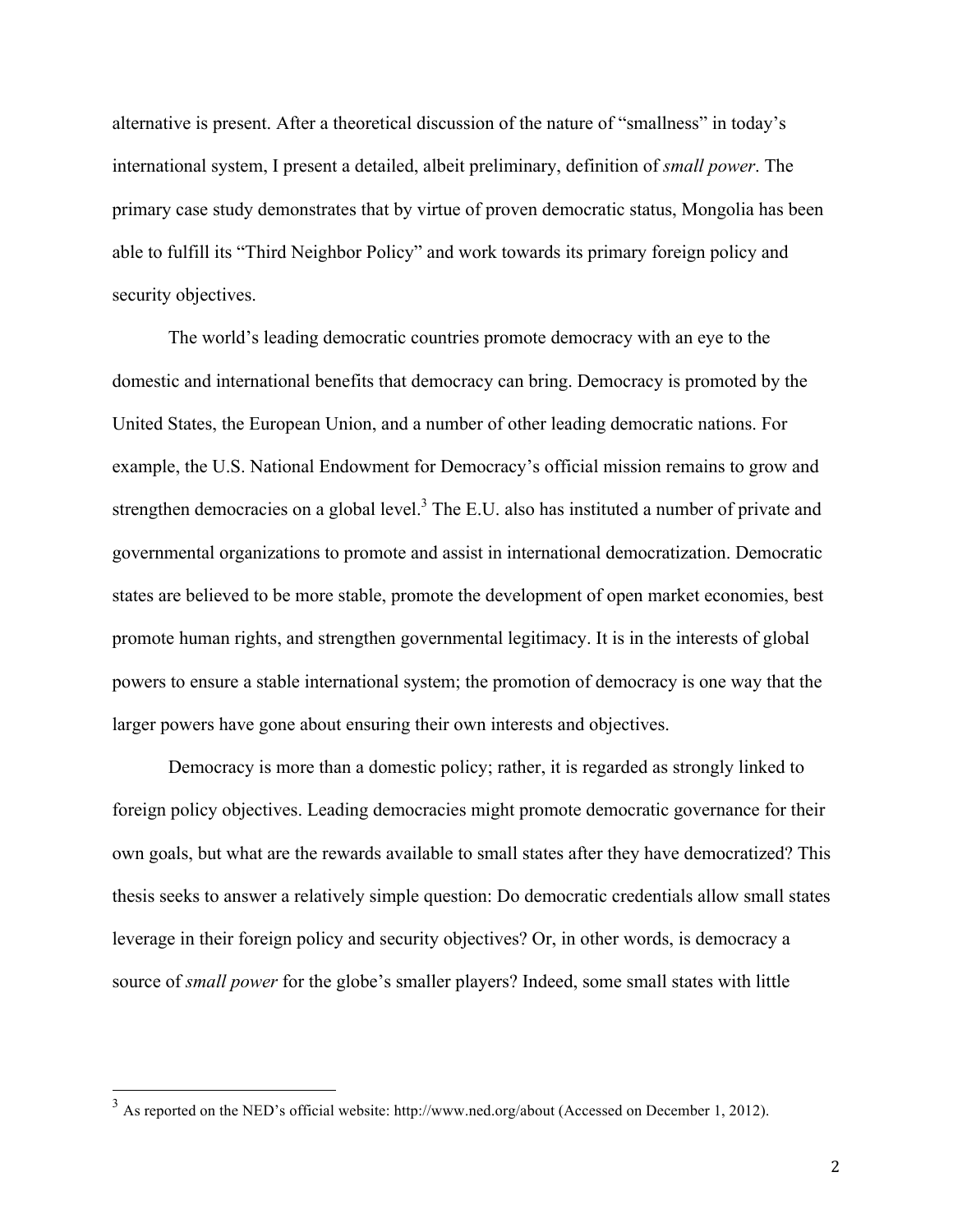alternative is present. After a theoretical discussion of the nature of "smallness" in today's international system, I present a detailed, albeit preliminary, definition of *small power*. The primary case study demonstrates that by virtue of proven democratic status, Mongolia has been able to fulfill its "Third Neighbor Policy" and work towards its primary foreign policy and security objectives.

The world's leading democratic countries promote democracy with an eye to the domestic and international benefits that democracy can bring. Democracy is promoted by the United States, the European Union, and a number of other leading democratic nations. For example, the U.S. National Endowment for Democracy's official mission remains to grow and strengthen democracies on a global level.[3] The E.U. also has instituted a number of private and governmental organizations to promote and assist in international democratization. Democratic states are believed to be more stable, promote the development of open market economies, best promote human rights, and strengthen governmental legitimacy. It is in the interests of global powers to ensure a stable international system; the promotion of democracy is one way that the larger powers have gone about ensuring their own interests and objectives.

Democracy is more than a domestic policy; rather, it is regarded as strongly linked to foreign policy objectives. Leading democracies might promote democratic governance for their own goals, but what are the rewards available to small states after they have democratized? This thesis seeks to answer a relatively simple question: Do democratic credentials allow small states leverage in their foreign policy and security objectives? Or, in other words, is democracy a source of *small power* for the globe's smaller players? Indeed, some small states with little

---

[3] As reported on the NED's official website: http://www.ned.org/about (Accessed on December 1, 2012).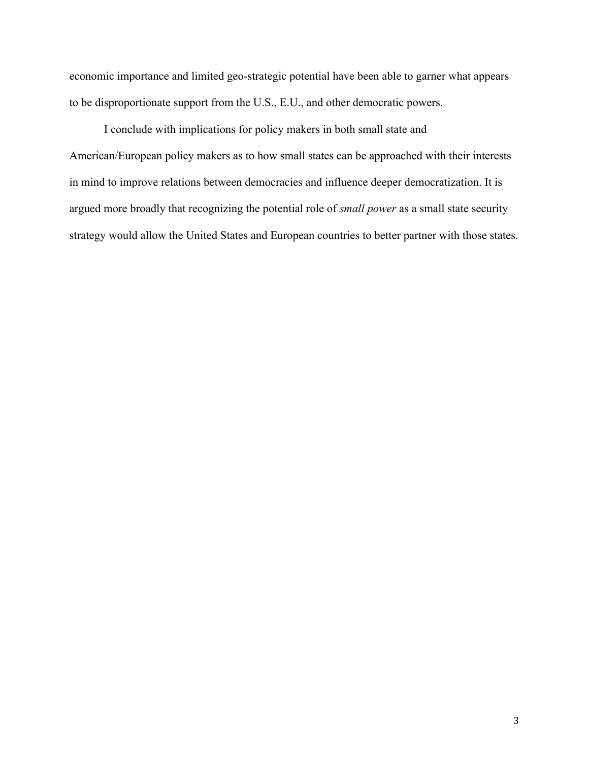economic importance and limited geo-strategic potential have been able to garner what appears to be disproportionate support from the U.S., E.U., and other democratic powers.

I conclude with implications for policy makers in both small state and American/European policy makers as to how small states can be approached with their interests in mind to improve relations between democracies and influence deeper democratization. It is argued more broadly that recognizing the potential role of *small power* as a small state security strategy would allow the United States and European countries to better partner with those states.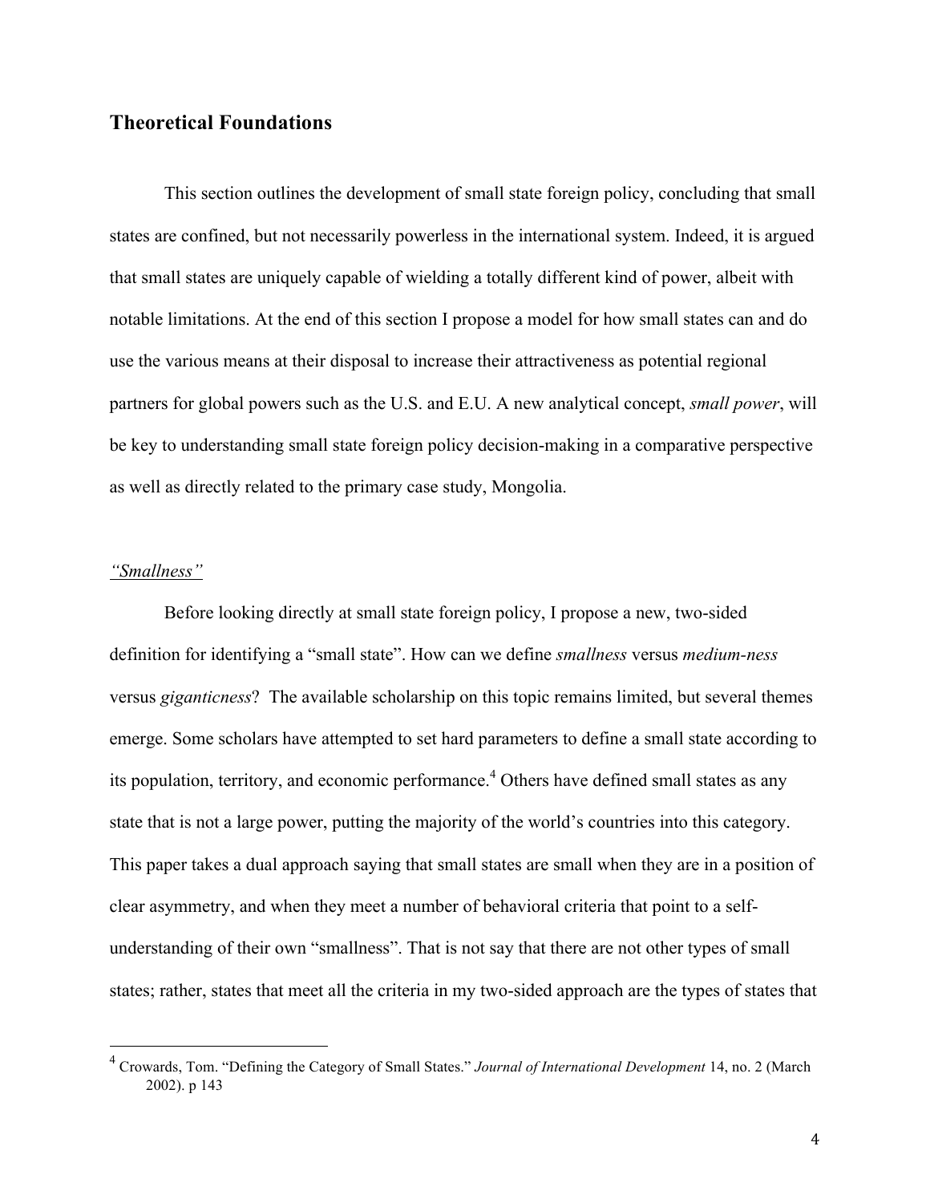## Theoretical Foundations

This section outlines the development of small state foreign policy, concluding that small states are confined, but not necessarily powerless in the international system. Indeed, it is argued that small states are uniquely capable of wielding a totally different kind of power, albeit with notable limitations. At the end of this section I propose a model for how small states can and do use the various means at their disposal to increase their attractiveness as potential regional partners for global powers such as the U.S. and E.U. A new analytical concept, *small power*, will be key to understanding small state foreign policy decision-making in a comparative perspective as well as directly related to the primary case study, Mongolia.

### *“Smallness”*

Before looking directly at small state foreign policy, I propose a new, two-sided definition for identifying a “small state”. How can we define *smallness* versus *medium-ness* versus *giganticness*? The available scholarship on this topic remains limited, but several themes emerge. Some scholars have attempted to set hard parameters to define a small state according to its population, territory, and economic performance.[4] Others have defined small states as any state that is not a large power, putting the majority of the world’s countries into this category. This paper takes a dual approach saying that small states are small when they are in a position of clear asymmetry, and when they meet a number of behavioral criteria that point to a self-understanding of their own “smallness”. That is not say that there are not other types of small states; rather, states that meet all the criteria in my two-sided approach are the types of states that

---

[4] Crowards, Tom. “Defining the Category of Small States.” *Journal of International Development* 14, no. 2 (March 2002). p 143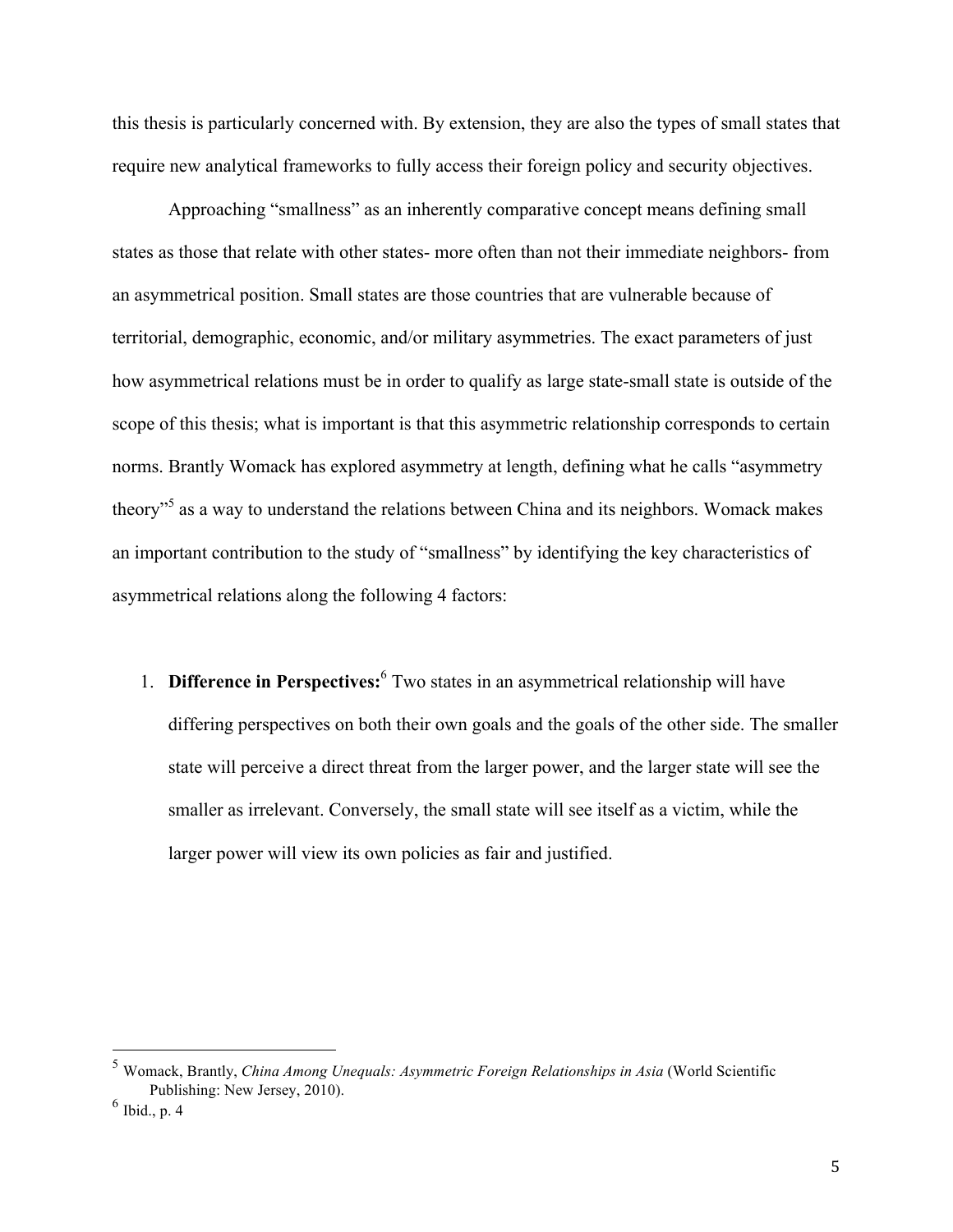this thesis is particularly concerned with. By extension, they are also the types of small states that require new analytical frameworks to fully access their foreign policy and security objectives.

Approaching "smallness" as an inherently comparative concept means defining small states as those that relate with other states- more often than not their immediate neighbors- from an asymmetrical position. Small states are those countries that are vulnerable because of territorial, demographic, economic, and/or military asymmetries. The exact parameters of just how asymmetrical relations must be in order to qualify as large state-small state is outside of the scope of this thesis; what is important is that this asymmetric relationship corresponds to certain norms. Brantly Womack has explored asymmetry at length, defining what he calls "asymmetry theory"[5] as a way to understand the relations between China and its neighbors. Womack makes an important contribution to the study of "smallness" by identifying the key characteristics of asymmetrical relations along the following 4 factors:

1. **Difference in Perspectives:**[6] Two states in an asymmetrical relationship will have differing perspectives on both their own goals and the goals of the other side. The smaller state will perceive a direct threat from the larger power, and the larger state will see the smaller as irrelevant. Conversely, the small state will see itself as a victim, while the larger power will view its own policies as fair and justified.

---

[5] Womack, Brantly, *China Among Unequals: Asymmetric Foreign Relationships in Asia* (World Scientific Publishing: New Jersey, 2010).

[6] Ibid., p. 4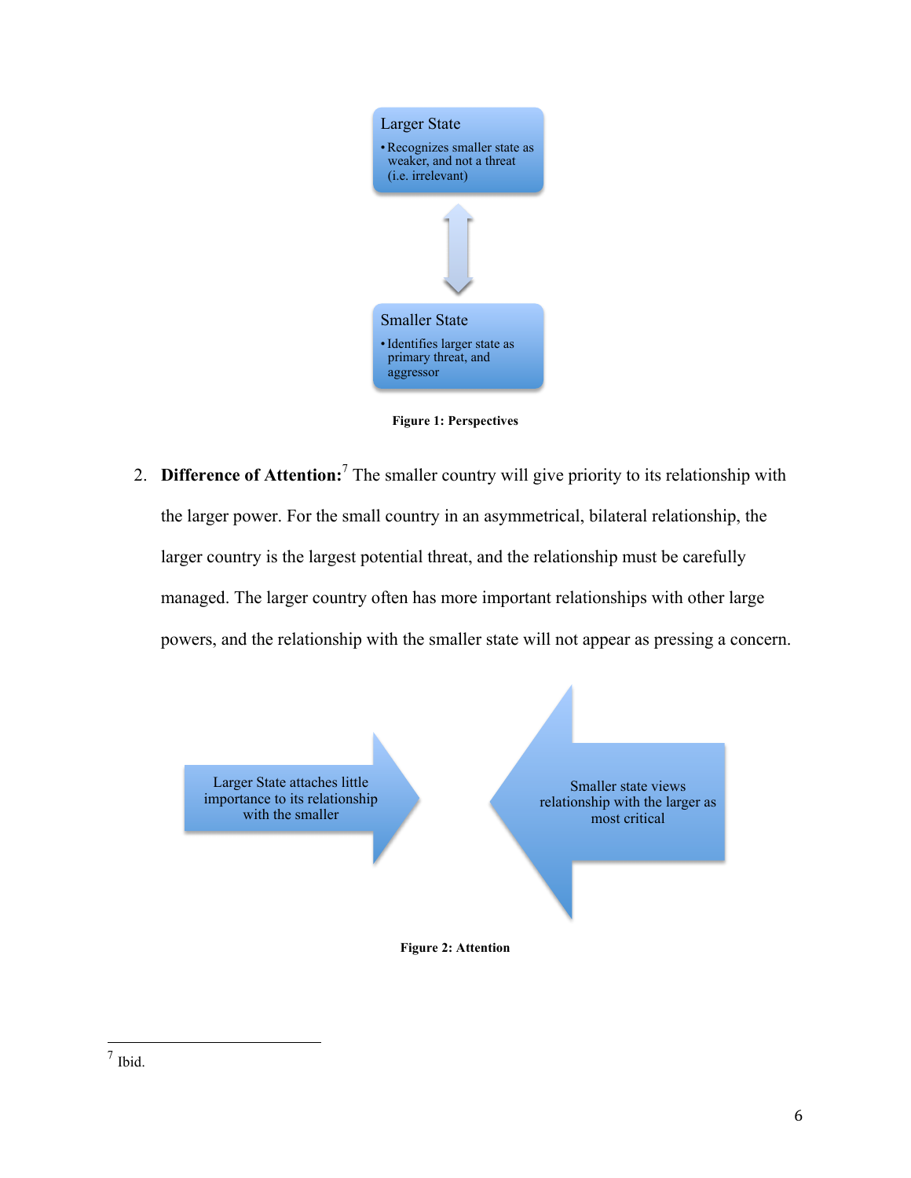Larger State

- Recognizes smaller state as weaker, and not a threat (i.e. irrelevant)

Smaller State

- Identifies larger state as primary threat, and aggressor

**Figure 1: Perspectives**

2. **Difference of Attention:**[7] The smaller country will give priority to its relationship with the larger power. For the small country in an asymmetrical, bilateral relationship, the larger country is the largest potential threat, and the relationship must be carefully managed. The larger country often has more important relationships with other large powers, and the relationship with the smaller state will not appear as pressing a concern.

Larger State attaches little importance to its relationship with the smaller

Smaller state views relationship with the larger as most critical

**Figure 2: Attention**

[7] Ibid.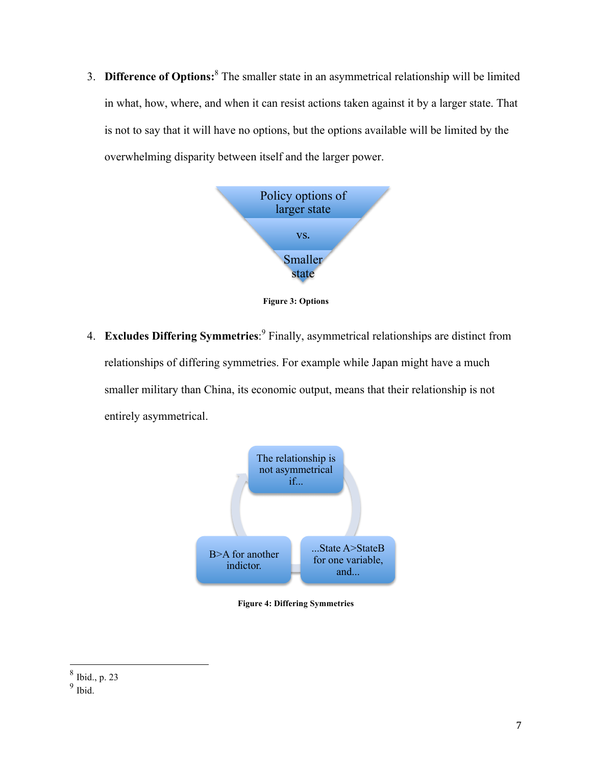3. **Difference of Options:**[8] The smaller state in an asymmetrical relationship will be limited in what, how, where, and when it can resist actions taken against it by a larger state. That is not to say that it will have no options, but the options available will be limited by the overwhelming disparity between itself and the larger power.

Policy options of larger state

vs.

Smaller state

**Figure 3: Options**

4. **Excludes Differing Symmetries**:[9] Finally, asymmetrical relationships are distinct from relationships of differing symmetries. For example while Japan might have a much smaller military than China, its economic output, means that their relationship is not entirely asymmetrical.

The relationship is not asymmetrical if...

...State A>StateB for one variable, and...

B>A for another indictor.

**Figure 4: Differing Symmetries**

[8] Ibid., p. 23
[9] Ibid.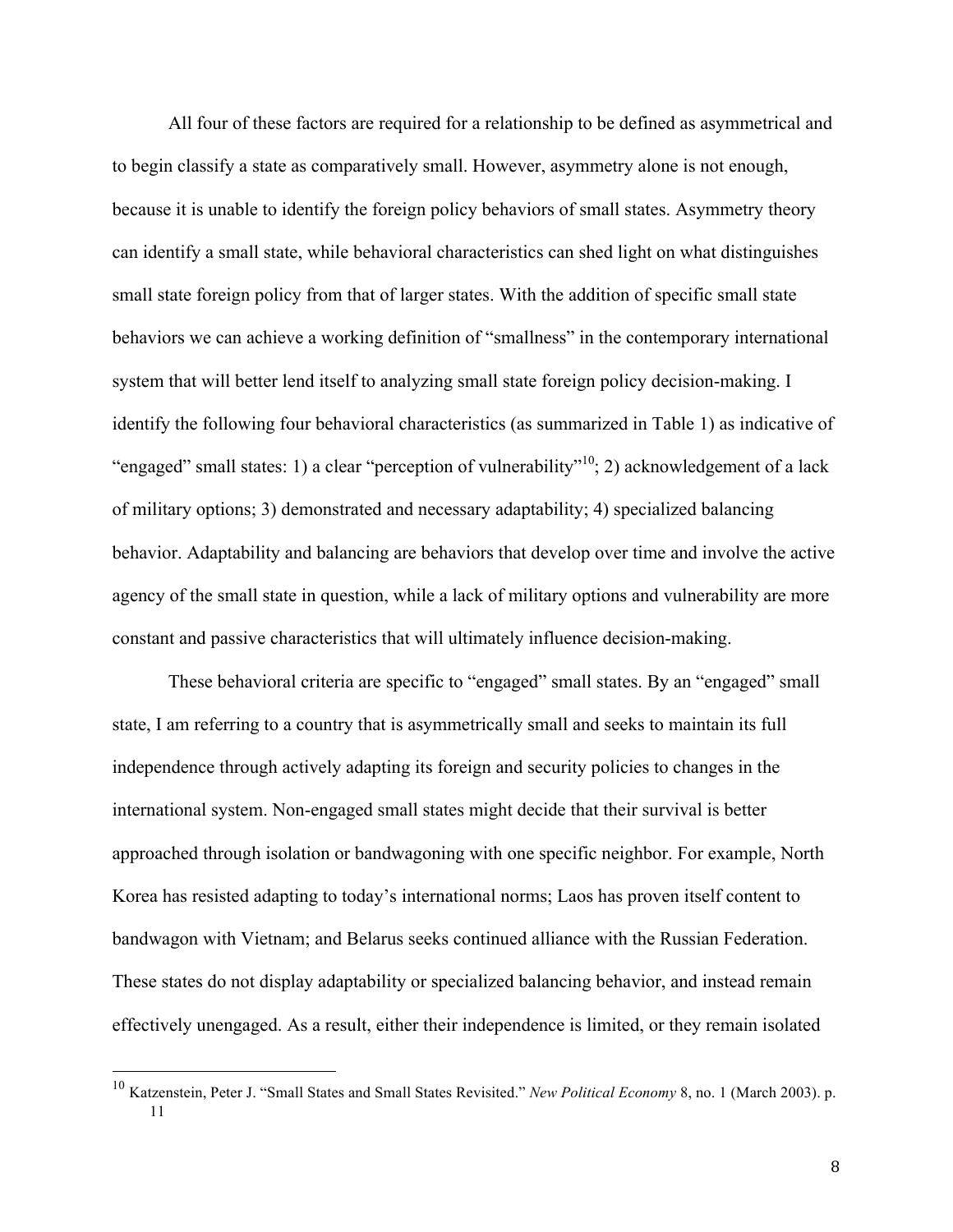All four of these factors are required for a relationship to be defined as asymmetrical and to begin classify a state as comparatively small. However, asymmetry alone is not enough, because it is unable to identify the foreign policy behaviors of small states. Asymmetry theory can identify a small state, while behavioral characteristics can shed light on what distinguishes small state foreign policy from that of larger states. With the addition of specific small state behaviors we can achieve a working definition of "smallness" in the contemporary international system that will better lend itself to analyzing small state foreign policy decision-making. I identify the following four behavioral characteristics (as summarized in Table 1) as indicative of "engaged" small states: 1) a clear "perception of vulnerability"[10]; 2) acknowledgement of a lack of military options; 3) demonstrated and necessary adaptability; 4) specialized balancing behavior. Adaptability and balancing are behaviors that develop over time and involve the active agency of the small state in question, while a lack of military options and vulnerability are more constant and passive characteristics that will ultimately influence decision-making.

These behavioral criteria are specific to "engaged" small states. By an "engaged" small state, I am referring to a country that is asymmetrically small and seeks to maintain its full independence through actively adapting its foreign and security policies to changes in the international system. Non-engaged small states might decide that their survival is better approached through isolation or bandwagoning with one specific neighbor. For example, North Korea has resisted adapting to today's international norms; Laos has proven itself content to bandwagon with Vietnam; and Belarus seeks continued alliance with the Russian Federation. These states do not display adaptability or specialized balancing behavior, and instead remain effectively unengaged. As a result, either their independence is limited, or they remain isolated

[10] Katzenstein, Peter J. "Small States and Small States Revisited." *New Political Economy* 8, no. 1 (March 2003). p. 11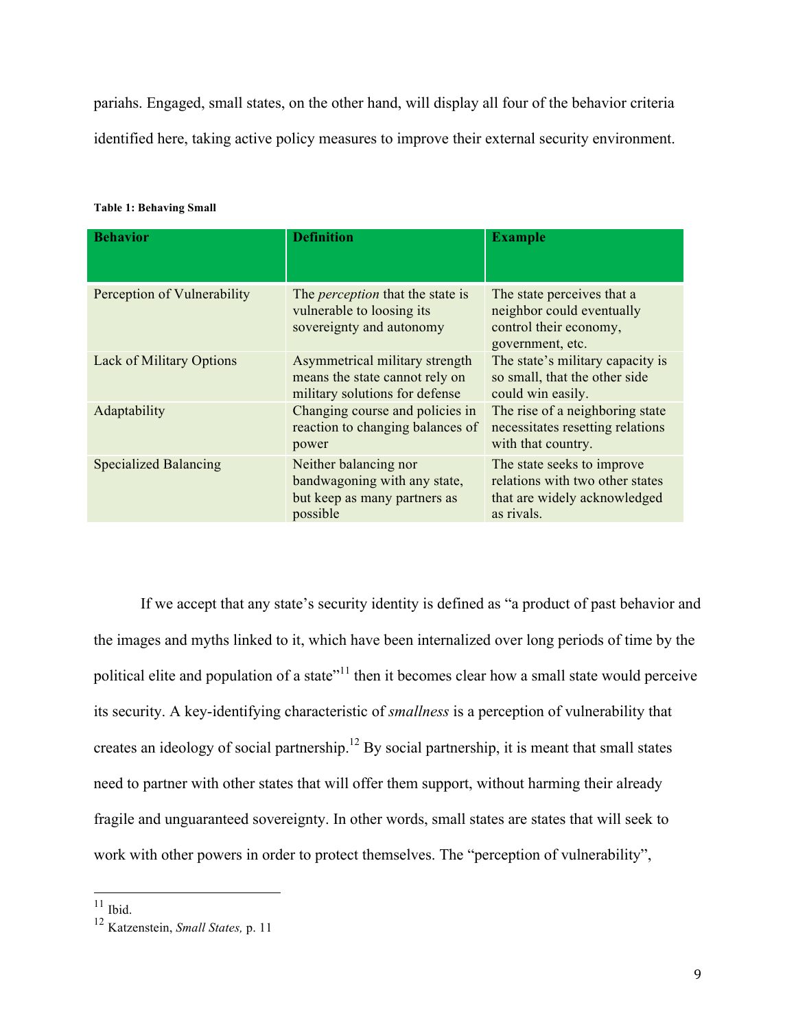pariahs. Engaged, small states, on the other hand, will display all four of the behavior criteria identified here, taking active policy measures to improve their external security environment.

**Table 1: Behaving Small**

| Behavior | Definition | Example |
|---|---|---|
| Perception of Vulnerability | The *perception* that the state is vulnerable to loosing its sovereignty and autonomy | The state perceives that a neighbor could eventually control their economy, government, etc. |
| Lack of Military Options | Asymmetrical military strength means the state cannot rely on military solutions for defense | The state's military capacity is so small, that the other side could win easily. |
| Adaptability | Changing course and policies in reaction to changing balances of power | The rise of a neighboring state necessitates resetting relations with that country. |
| Specialized Balancing | Neither balancing nor bandwagoning with any state, but keep as many partners as possible | The state seeks to improve relations with two other states that are widely acknowledged as rivals. |

If we accept that any state's security identity is defined as "a product of past behavior and the images and myths linked to it, which have been internalized over long periods of time by the political elite and population of a state"[11] then it becomes clear how a small state would perceive its security. A key-identifying characteristic of *smallness* is a perception of vulnerability that creates an ideology of social partnership.[12] By social partnership, it is meant that small states need to partner with other states that will offer them support, without harming their already fragile and unguaranteed sovereignty. In other words, small states are states that will seek to work with other powers in order to protect themselves. The "perception of vulnerability",

[11] Ibid.

[12] Katzenstein, *Small States,* p. 11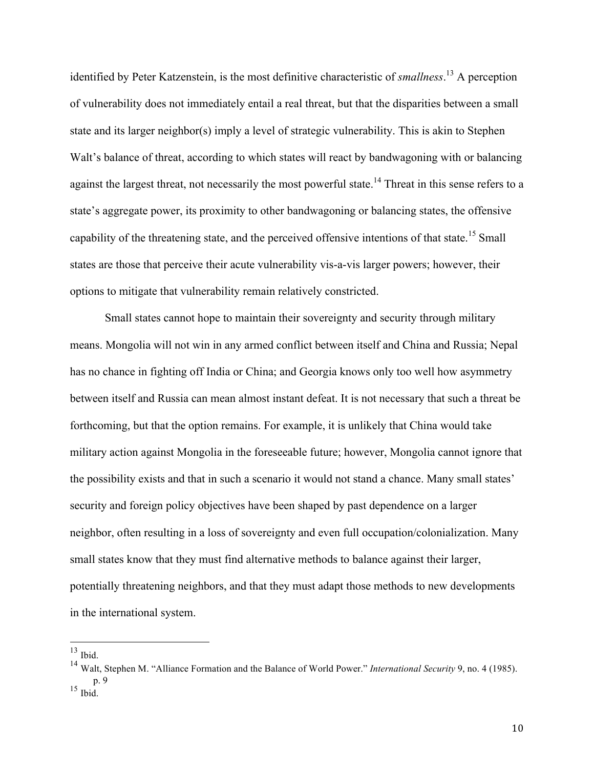identified by Peter Katzenstein, is the most definitive characteristic of *smallness*.[13] A perception of vulnerability does not immediately entail a real threat, but that the disparities between a small state and its larger neighbor(s) imply a level of strategic vulnerability. This is akin to Stephen Walt's balance of threat, according to which states will react by bandwagoning with or balancing against the largest threat, not necessarily the most powerful state.[14] Threat in this sense refers to a state's aggregate power, its proximity to other bandwagoning or balancing states, the offensive capability of the threatening state, and the perceived offensive intentions of that state.[15] Small states are those that perceive their acute vulnerability vis-a-vis larger powers; however, their options to mitigate that vulnerability remain relatively constricted.

Small states cannot hope to maintain their sovereignty and security through military means. Mongolia will not win in any armed conflict between itself and China and Russia; Nepal has no chance in fighting off India or China; and Georgia knows only too well how asymmetry between itself and Russia can mean almost instant defeat. It is not necessary that such a threat be forthcoming, but that the option remains. For example, it is unlikely that China would take military action against Mongolia in the foreseeable future; however, Mongolia cannot ignore that the possibility exists and that in such a scenario it would not stand a chance. Many small states' security and foreign policy objectives have been shaped by past dependence on a larger neighbor, often resulting in a loss of sovereignty and even full occupation/colonialization. Many small states know that they must find alternative methods to balance against their larger, potentially threatening neighbors, and that they must adapt those methods to new developments in the international system.

---

[13] Ibid.

[14] Walt, Stephen M. "Alliance Formation and the Balance of World Power." *International Security* 9, no. 4 (1985). p. 9

[15] Ibid.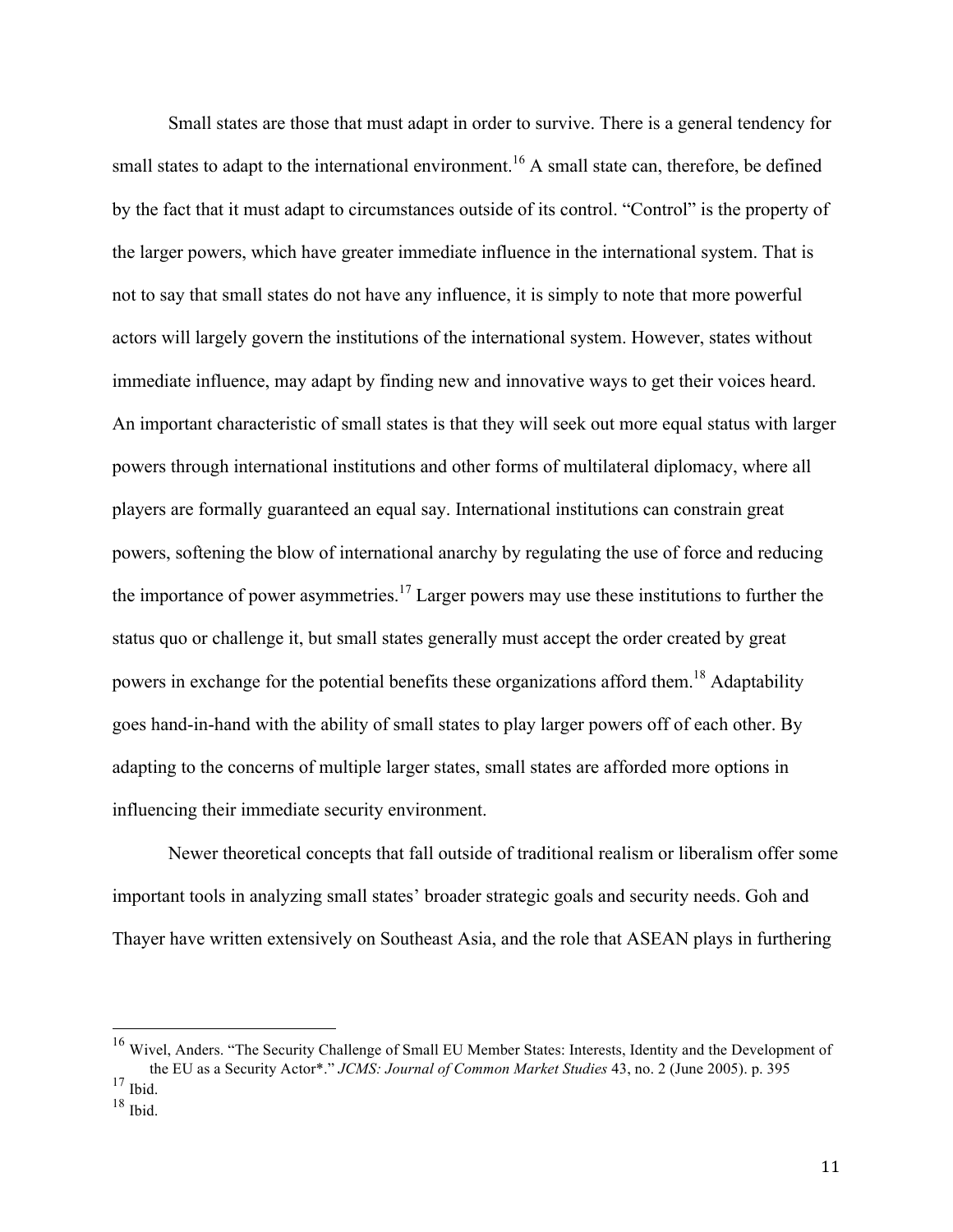Small states are those that must adapt in order to survive. There is a general tendency for small states to adapt to the international environment.[16] A small state can, therefore, be defined by the fact that it must adapt to circumstances outside of its control. "Control" is the property of the larger powers, which have greater immediate influence in the international system. That is not to say that small states do not have any influence, it is simply to note that more powerful actors will largely govern the institutions of the international system. However, states without immediate influence, may adapt by finding new and innovative ways to get their voices heard. An important characteristic of small states is that they will seek out more equal status with larger powers through international institutions and other forms of multilateral diplomacy, where all players are formally guaranteed an equal say. International institutions can constrain great powers, softening the blow of international anarchy by regulating the use of force and reducing the importance of power asymmetries.[17] Larger powers may use these institutions to further the status quo or challenge it, but small states generally must accept the order created by great powers in exchange for the potential benefits these organizations afford them.[18] Adaptability goes hand-in-hand with the ability of small states to play larger powers off of each other. By adapting to the concerns of multiple larger states, small states are afforded more options in influencing their immediate security environment.

Newer theoretical concepts that fall outside of traditional realism or liberalism offer some important tools in analyzing small states' broader strategic goals and security needs. Goh and Thayer have written extensively on Southeast Asia, and the role that ASEAN plays in furthering

---

[16] Wivel, Anders. "The Security Challenge of Small EU Member States: Interests, Identity and the Development of the EU as a Security Actor*." *JCMS: Journal of Common Market Studies* 43, no. 2 (June 2005). p. 395

[17] Ibid.

[18] Ibid.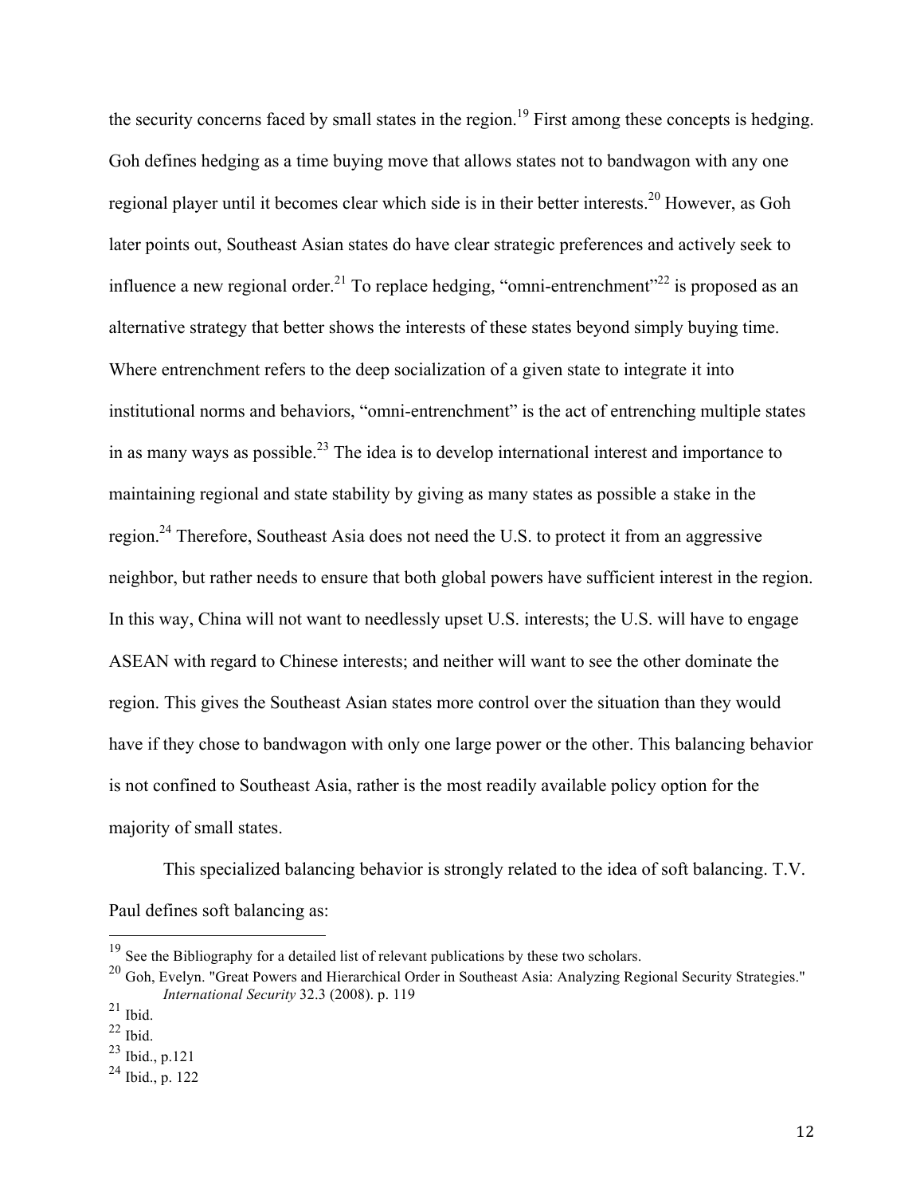the security concerns faced by small states in the region.[19] First among these concepts is hedging. Goh defines hedging as a time buying move that allows states not to bandwagon with any one regional player until it becomes clear which side is in their better interests.[20] However, as Goh later points out, Southeast Asian states do have clear strategic preferences and actively seek to influence a new regional order.[21] To replace hedging, "omni-entrenchment"[22] is proposed as an alternative strategy that better shows the interests of these states beyond simply buying time. Where entrenchment refers to the deep socialization of a given state to integrate it into institutional norms and behaviors, "omni-entrenchment" is the act of entrenching multiple states in as many ways as possible.[23] The idea is to develop international interest and importance to maintaining regional and state stability by giving as many states as possible a stake in the region.[24] Therefore, Southeast Asia does not need the U.S. to protect it from an aggressive neighbor, but rather needs to ensure that both global powers have sufficient interest in the region. In this way, China will not want to needlessly upset U.S. interests; the U.S. will have to engage ASEAN with regard to Chinese interests; and neither will want to see the other dominate the region. This gives the Southeast Asian states more control over the situation than they would have if they chose to bandwagon with only one large power or the other. This balancing behavior is not confined to Southeast Asia, rather is the most readily available policy option for the majority of small states.

This specialized balancing behavior is strongly related to the idea of soft balancing. T.V. Paul defines soft balancing as:

---

[19] See the Bibliography for a detailed list of relevant publications by these two scholars.

[20] Goh, Evelyn. "Great Powers and Hierarchical Order in Southeast Asia: Analyzing Regional Security Strategies." *International Security* 32.3 (2008). p. 119

[21] Ibid.

[22] Ibid.

[23] Ibid., p.121

[24] Ibid., p. 122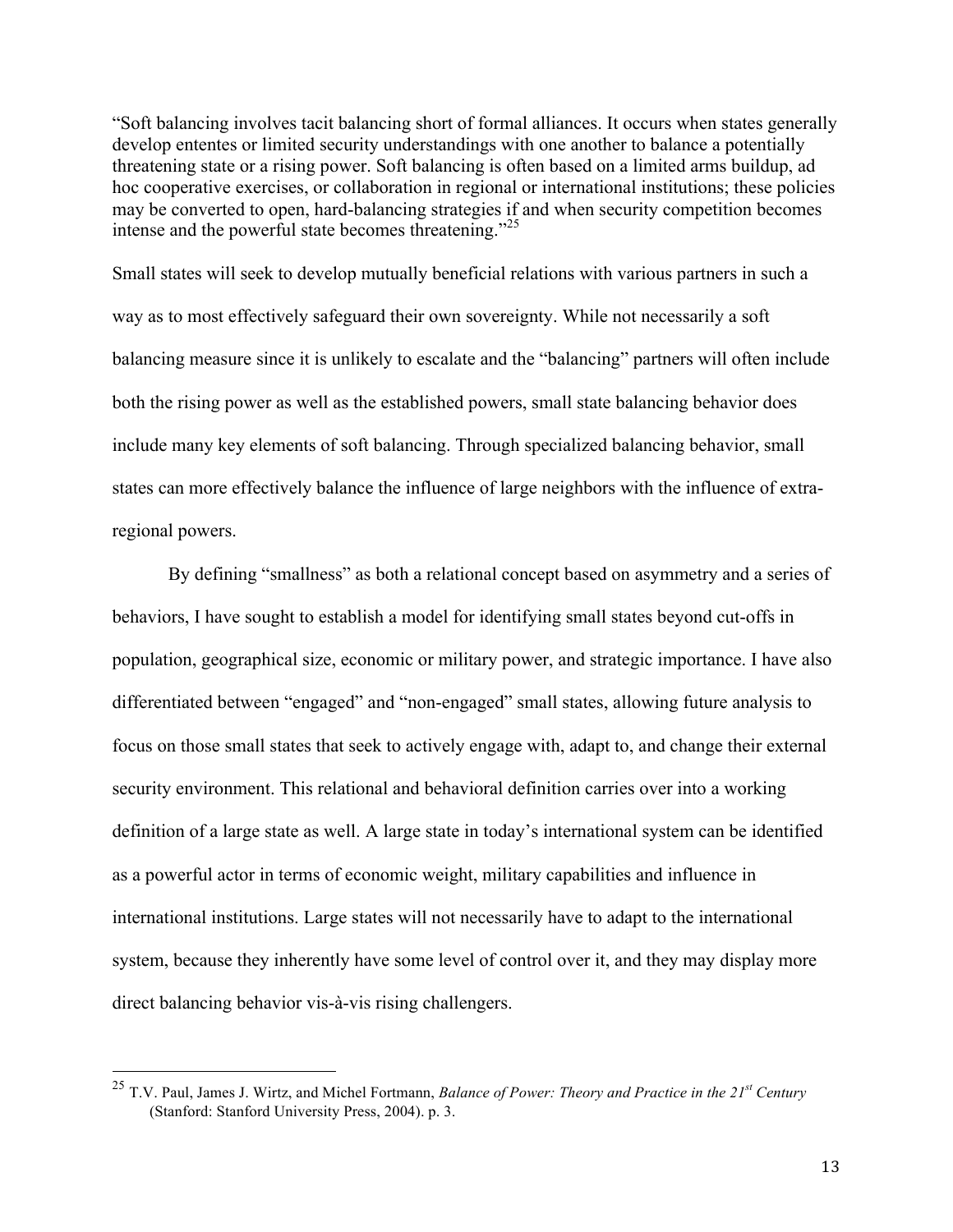> "Soft balancing involves tacit balancing short of formal alliances. It occurs when states generally develop ententes or limited security understandings with one another to balance a potentially threatening state or a rising power. Soft balancing is often based on a limited arms buildup, ad hoc cooperative exercises, or collaboration in regional or international institutions; these policies may be converted to open, hard-balancing strategies if and when security competition becomes intense and the powerful state becomes threatening."[25]

Small states will seek to develop mutually beneficial relations with various partners in such a way as to most effectively safeguard their own sovereignty. While not necessarily a soft balancing measure since it is unlikely to escalate and the "balancing" partners will often include both the rising power as well as the established powers, small state balancing behavior does include many key elements of soft balancing. Through specialized balancing behavior, small states can more effectively balance the influence of large neighbors with the influence of extra-regional powers.

By defining "smallness" as both a relational concept based on asymmetry and a series of behaviors, I have sought to establish a model for identifying small states beyond cut-offs in population, geographical size, economic or military power, and strategic importance. I have also differentiated between "engaged" and "non-engaged" small states, allowing future analysis to focus on those small states that seek to actively engage with, adapt to, and change their external security environment. This relational and behavioral definition carries over into a working definition of a large state as well. A large state in today's international system can be identified as a powerful actor in terms of economic weight, military capabilities and influence in international institutions. Large states will not necessarily have to adapt to the international system, because they inherently have some level of control over it, and they may display more direct balancing behavior vis-à-vis rising challengers.

---

[25] T.V. Paul, James J. Wirtz, and Michel Fortmann, *Balance of Power: Theory and Practice in the 21st Century* (Stanford: Stanford University Press, 2004). p. 3.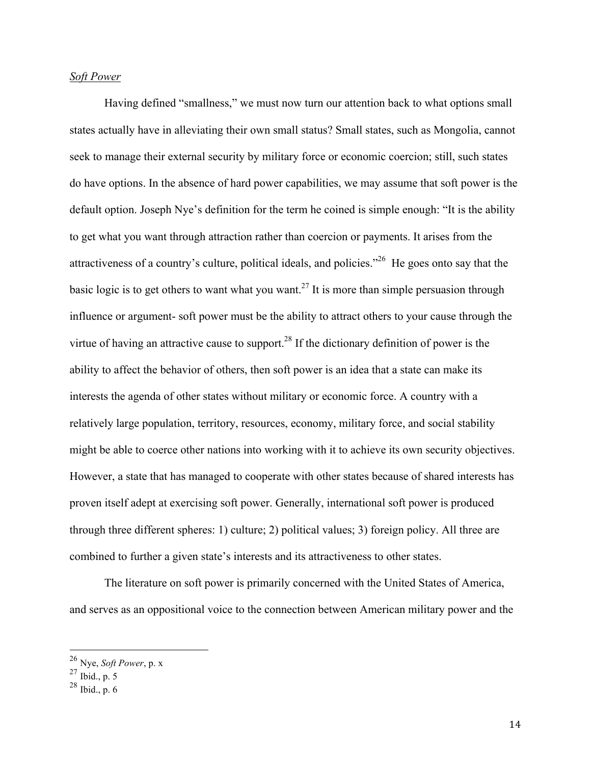*Soft Power*

Having defined "smallness," we must now turn our attention back to what options small states actually have in alleviating their own small status? Small states, such as Mongolia, cannot seek to manage their external security by military force or economic coercion; still, such states do have options. In the absence of hard power capabilities, we may assume that soft power is the default option. Joseph Nye's definition for the term he coined is simple enough: "It is the ability to get what you want through attraction rather than coercion or payments. It arises from the attractiveness of a country's culture, political ideals, and policies."[26] He goes onto say that the basic logic is to get others to want what you want.[27] It is more than simple persuasion through influence or argument- soft power must be the ability to attract others to your cause through the virtue of having an attractive cause to support.[28] If the dictionary definition of power is the ability to affect the behavior of others, then soft power is an idea that a state can make its interests the agenda of other states without military or economic force. A country with a relatively large population, territory, resources, economy, military force, and social stability might be able to coerce other nations into working with it to achieve its own security objectives. However, a state that has managed to cooperate with other states because of shared interests has proven itself adept at exercising soft power. Generally, international soft power is produced through three different spheres: 1) culture; 2) political values; 3) foreign policy. All three are combined to further a given state's interests and its attractiveness to other states.

The literature on soft power is primarily concerned with the United States of America, and serves as an oppositional voice to the connection between American military power and the

---

[26] Nye, *Soft Power*, p. x
[27] Ibid., p. 5
[28] Ibid., p. 6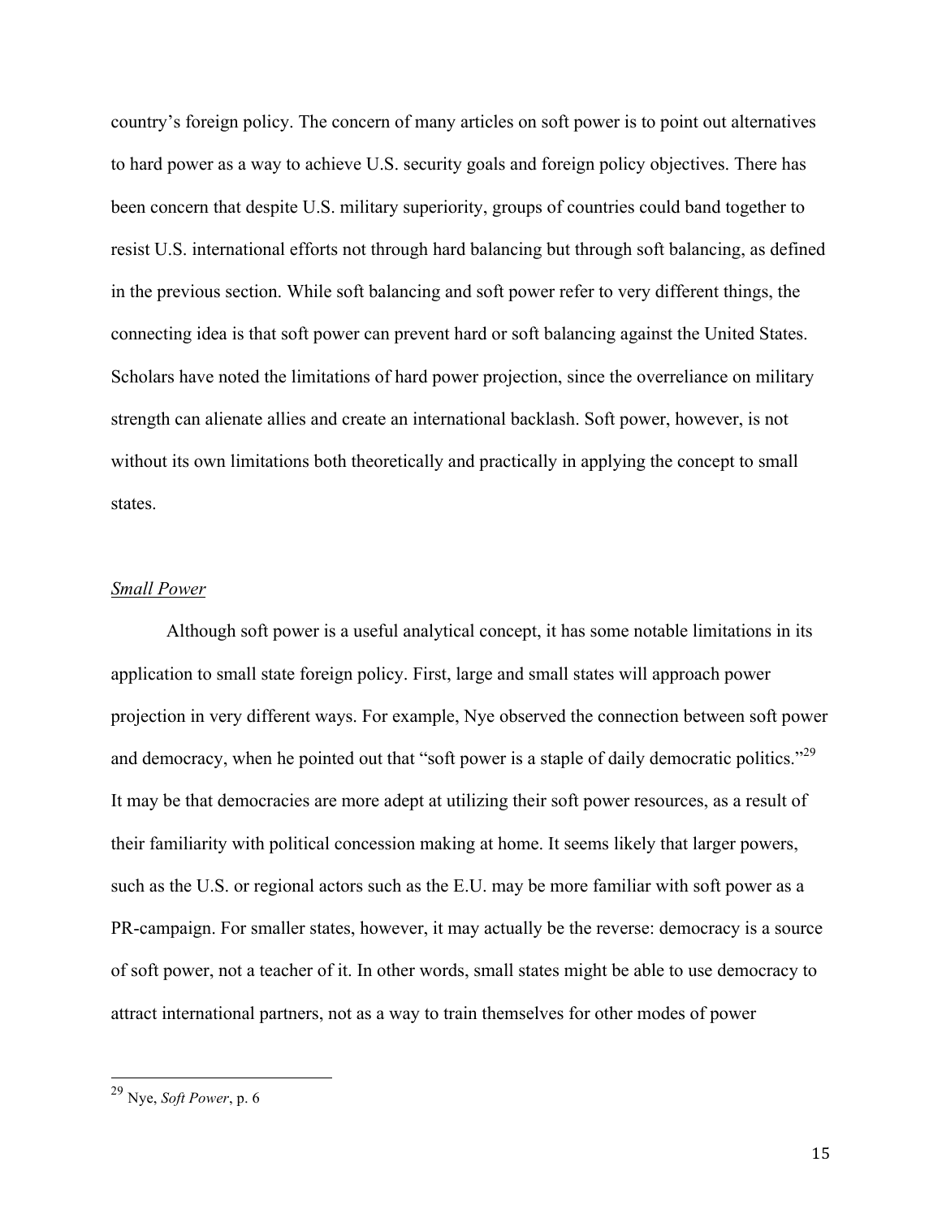country's foreign policy. The concern of many articles on soft power is to point out alternatives to hard power as a way to achieve U.S. security goals and foreign policy objectives. There has been concern that despite U.S. military superiority, groups of countries could band together to resist U.S. international efforts not through hard balancing but through soft balancing, as defined in the previous section. While soft balancing and soft power refer to very different things, the connecting idea is that soft power can prevent hard or soft balancing against the United States. Scholars have noted the limitations of hard power projection, since the overreliance on military strength can alienate allies and create an international backlash. Soft power, however, is not without its own limitations both theoretically and practically in applying the concept to small states.

### *Small Power*

Although soft power is a useful analytical concept, it has some notable limitations in its application to small state foreign policy. First, large and small states will approach power projection in very different ways. For example, Nye observed the connection between soft power and democracy, when he pointed out that "soft power is a staple of daily democratic politics."[29] It may be that democracies are more adept at utilizing their soft power resources, as a result of their familiarity with political concession making at home. It seems likely that larger powers, such as the U.S. or regional actors such as the E.U. may be more familiar with soft power as a PR-campaign. For smaller states, however, it may actually be the reverse: democracy is a source of soft power, not a teacher of it. In other words, small states might be able to use democracy to attract international partners, not as a way to train themselves for other modes of power

[29] Nye, *Soft Power*, p. 6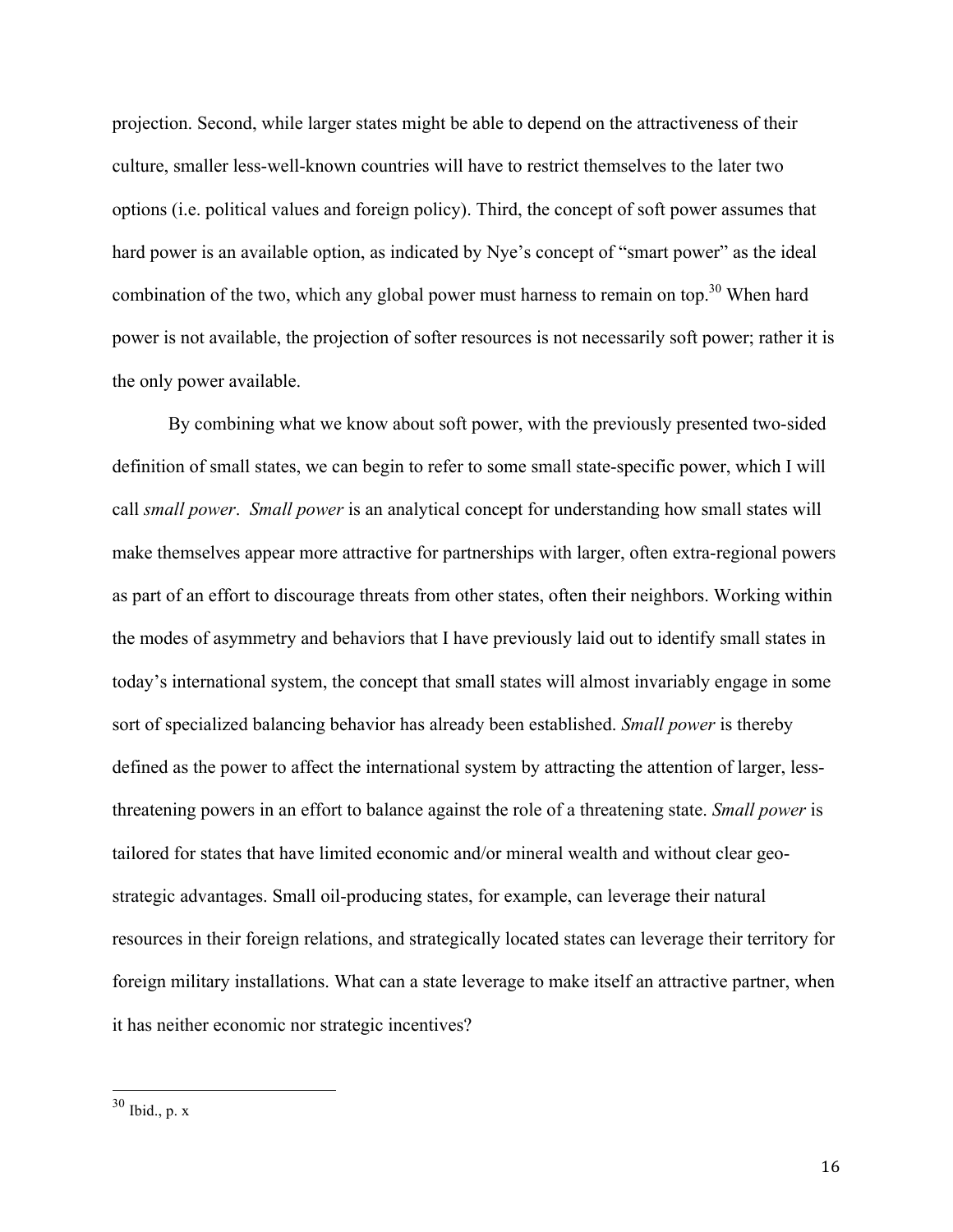projection. Second, while larger states might be able to depend on the attractiveness of their culture, smaller less-well-known countries will have to restrict themselves to the later two options (i.e. political values and foreign policy). Third, the concept of soft power assumes that hard power is an available option, as indicated by Nye's concept of "smart power" as the ideal combination of the two, which any global power must harness to remain on top.[30] When hard power is not available, the projection of softer resources is not necessarily soft power; rather it is the only power available.

By combining what we know about soft power, with the previously presented two-sided definition of small states, we can begin to refer to some small state-specific power, which I will call *small power*. *Small power* is an analytical concept for understanding how small states will make themselves appear more attractive for partnerships with larger, often extra-regional powers as part of an effort to discourage threats from other states, often their neighbors. Working within the modes of asymmetry and behaviors that I have previously laid out to identify small states in today's international system, the concept that small states will almost invariably engage in some sort of specialized balancing behavior has already been established. *Small power* is thereby defined as the power to affect the international system by attracting the attention of larger, less-threatening powers in an effort to balance against the role of a threatening state. *Small power* is tailored for states that have limited economic and/or mineral wealth and without clear geo-strategic advantages. Small oil-producing states, for example, can leverage their natural resources in their foreign relations, and strategically located states can leverage their territory for foreign military installations. What can a state leverage to make itself an attractive partner, when it has neither economic nor strategic incentives?

---

[30] Ibid., p. x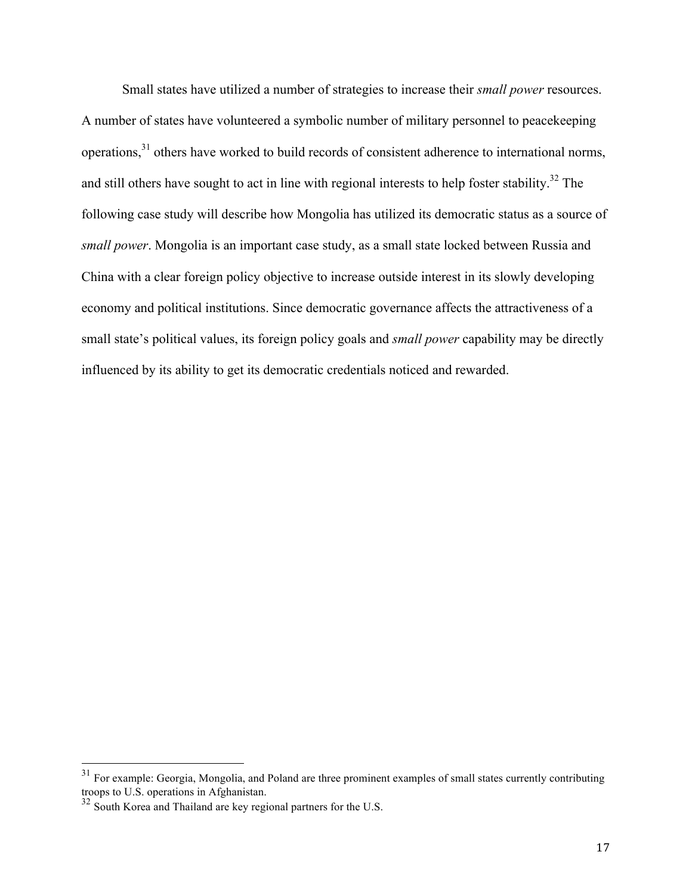Small states have utilized a number of strategies to increase their *small power* resources. A number of states have volunteered a symbolic number of military personnel to peacekeeping operations,[31] others have worked to build records of consistent adherence to international norms, and still others have sought to act in line with regional interests to help foster stability.[32] The following case study will describe how Mongolia has utilized its democratic status as a source of *small power*. Mongolia is an important case study, as a small state locked between Russia and China with a clear foreign policy objective to increase outside interest in its slowly developing economy and political institutions. Since democratic governance affects the attractiveness of a small state's political values, its foreign policy goals and *small power* capability may be directly influenced by its ability to get its democratic credentials noticed and rewarded.

---

[31] For example: Georgia, Mongolia, and Poland are three prominent examples of small states currently contributing troops to U.S. operations in Afghanistan.

[32] South Korea and Thailand are key regional partners for the U.S.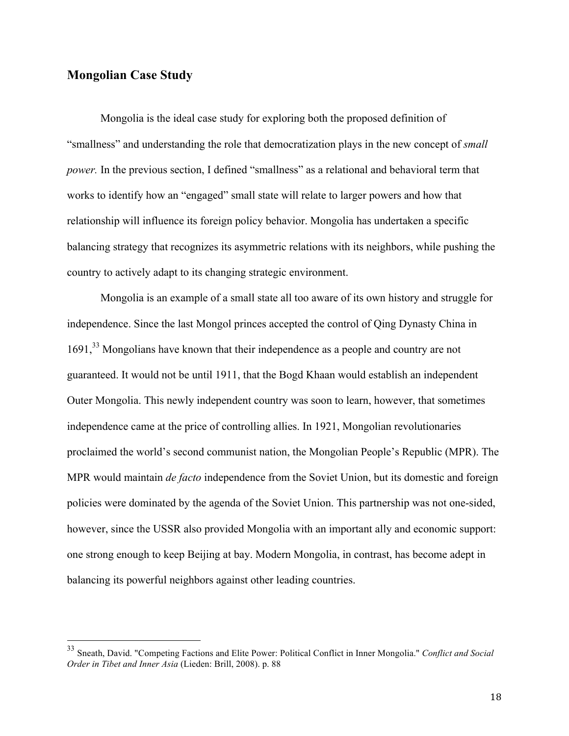## Mongolian Case Study

Mongolia is the ideal case study for exploring both the proposed definition of "smallness" and understanding the role that democratization plays in the new concept of *small power.* In the previous section, I defined "smallness" as a relational and behavioral term that works to identify how an "engaged" small state will relate to larger powers and how that relationship will influence its foreign policy behavior. Mongolia has undertaken a specific balancing strategy that recognizes its asymmetric relations with its neighbors, while pushing the country to actively adapt to its changing strategic environment.

Mongolia is an example of a small state all too aware of its own history and struggle for independence. Since the last Mongol princes accepted the control of Qing Dynasty China in 1691,[33] Mongolians have known that their independence as a people and country are not guaranteed. It would not be until 1911, that the Bogd Khaan would establish an independent Outer Mongolia. This newly independent country was soon to learn, however, that sometimes independence came at the price of controlling allies. In 1921, Mongolian revolutionaries proclaimed the world's second communist nation, the Mongolian People's Republic (MPR). The MPR would maintain *de facto* independence from the Soviet Union, but its domestic and foreign policies were dominated by the agenda of the Soviet Union. This partnership was not one-sided, however, since the USSR also provided Mongolia with an important ally and economic support: one strong enough to keep Beijing at bay. Modern Mongolia, in contrast, has become adept in balancing its powerful neighbors against other leading countries.

---

[33] Sneath, David. "Competing Factions and Elite Power: Political Conflict in Inner Mongolia." *Conflict and Social Order in Tibet and Inner Asia* (Lieden: Brill, 2008). p. 88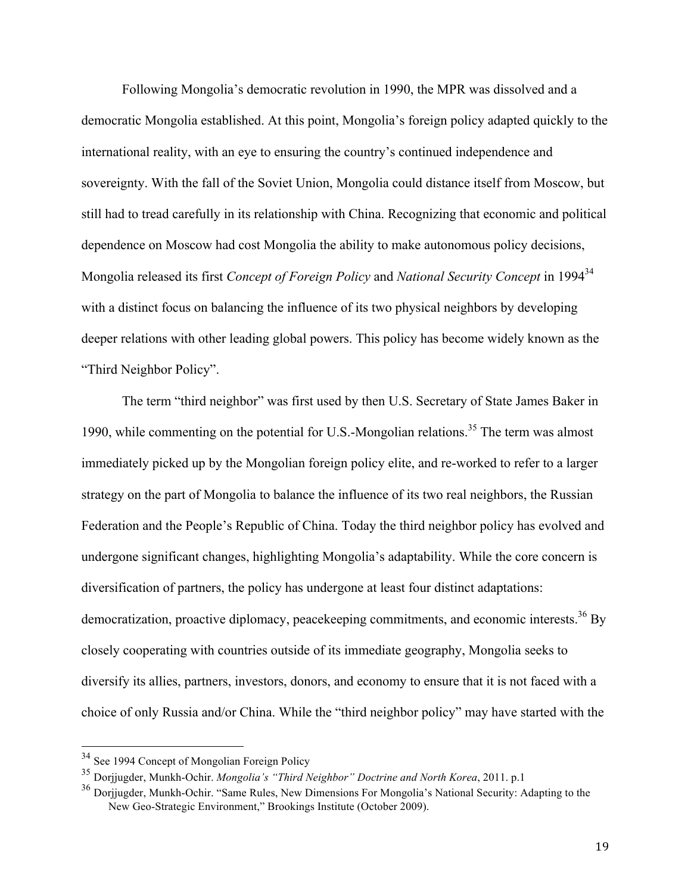Following Mongolia's democratic revolution in 1990, the MPR was dissolved and a democratic Mongolia established. At this point, Mongolia's foreign policy adapted quickly to the international reality, with an eye to ensuring the country's continued independence and sovereignty. With the fall of the Soviet Union, Mongolia could distance itself from Moscow, but still had to tread carefully in its relationship with China. Recognizing that economic and political dependence on Moscow had cost Mongolia the ability to make autonomous policy decisions, Mongolia released its first *Concept of Foreign Policy* and *National Security Concept* in 1994[34] with a distinct focus on balancing the influence of its two physical neighbors by developing deeper relations with other leading global powers. This policy has become widely known as the "Third Neighbor Policy".

The term "third neighbor" was first used by then U.S. Secretary of State James Baker in 1990, while commenting on the potential for U.S.-Mongolian relations.[35] The term was almost immediately picked up by the Mongolian foreign policy elite, and re-worked to refer to a larger strategy on the part of Mongolia to balance the influence of its two real neighbors, the Russian Federation and the People's Republic of China. Today the third neighbor policy has evolved and undergone significant changes, highlighting Mongolia's adaptability. While the core concern is diversification of partners, the policy has undergone at least four distinct adaptations: democratization, proactive diplomacy, peacekeeping commitments, and economic interests.[36] By closely cooperating with countries outside of its immediate geography, Mongolia seeks to diversify its allies, partners, investors, donors, and economy to ensure that it is not faced with a choice of only Russia and/or China. While the "third neighbor policy" may have started with the

---

[34] See 1994 Concept of Mongolian Foreign Policy

[35] Dorjjugder, Munkh-Ochir. *Mongolia's "Third Neighbor" Doctrine and North Korea*, 2011. p.1

[36] Dorjjugder, Munkh-Ochir. "Same Rules, New Dimensions For Mongolia's National Security: Adapting to the New Geo-Strategic Environment," Brookings Institute (October 2009).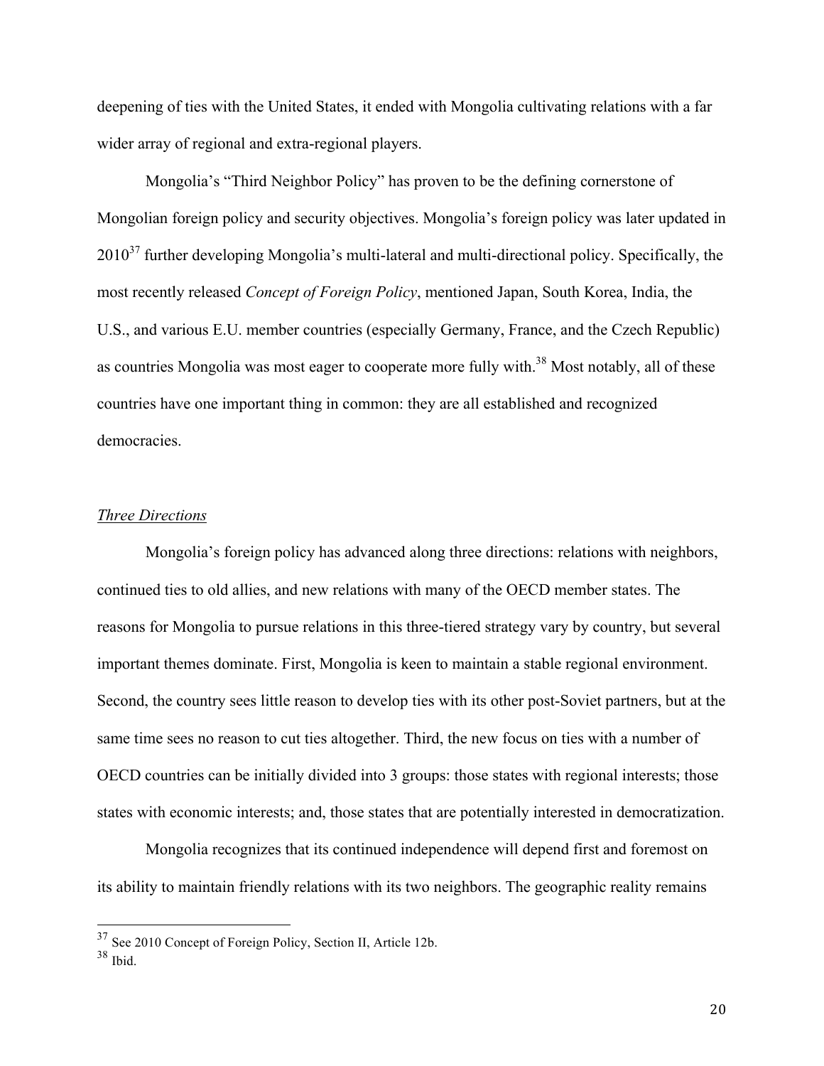deepening of ties with the United States, it ended with Mongolia cultivating relations with a far wider array of regional and extra-regional players.

Mongolia's "Third Neighbor Policy" has proven to be the defining cornerstone of Mongolian foreign policy and security objectives. Mongolia's foreign policy was later updated in 2010[37] further developing Mongolia's multi-lateral and multi-directional policy. Specifically, the most recently released *Concept of Foreign Policy*, mentioned Japan, South Korea, India, the U.S., and various E.U. member countries (especially Germany, France, and the Czech Republic) as countries Mongolia was most eager to cooperate more fully with.[38] Most notably, all of these countries have one important thing in common: they are all established and recognized democracies.

### *Three Directions*

Mongolia's foreign policy has advanced along three directions: relations with neighbors, continued ties to old allies, and new relations with many of the OECD member states. The reasons for Mongolia to pursue relations in this three-tiered strategy vary by country, but several important themes dominate. First, Mongolia is keen to maintain a stable regional environment. Second, the country sees little reason to develop ties with its other post-Soviet partners, but at the same time sees no reason to cut ties altogether. Third, the new focus on ties with a number of OECD countries can be initially divided into 3 groups: those states with regional interests; those states with economic interests; and, those states that are potentially interested in democratization.

Mongolia recognizes that its continued independence will depend first and foremost on its ability to maintain friendly relations with its two neighbors. The geographic reality remains

---

[37] See 2010 Concept of Foreign Policy, Section II, Article 12b.

[38] Ibid.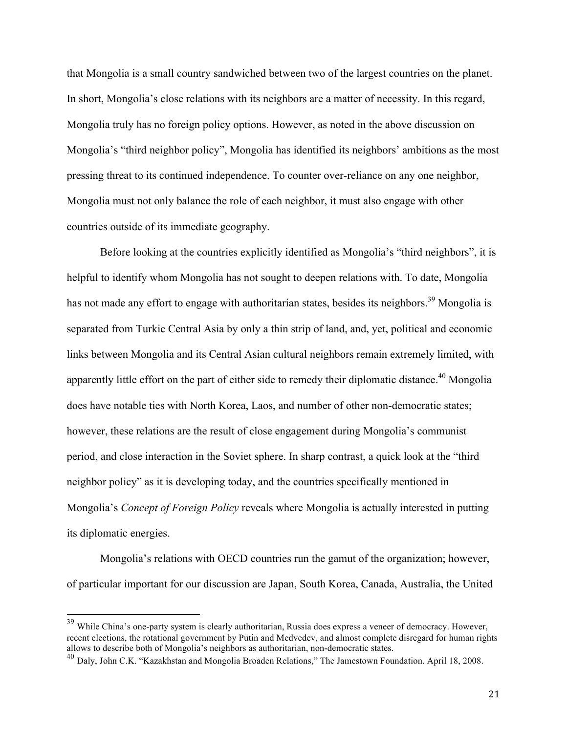that Mongolia is a small country sandwiched between two of the largest countries on the planet. In short, Mongolia's close relations with its neighbors are a matter of necessity. In this regard, Mongolia truly has no foreign policy options. However, as noted in the above discussion on Mongolia's "third neighbor policy", Mongolia has identified its neighbors' ambitions as the most pressing threat to its continued independence. To counter over-reliance on any one neighbor, Mongolia must not only balance the role of each neighbor, it must also engage with other countries outside of its immediate geography.

Before looking at the countries explicitly identified as Mongolia's "third neighbors", it is helpful to identify whom Mongolia has not sought to deepen relations with. To date, Mongolia has not made any effort to engage with authoritarian states, besides its neighbors.[39] Mongolia is separated from Turkic Central Asia by only a thin strip of land, and, yet, political and economic links between Mongolia and its Central Asian cultural neighbors remain extremely limited, with apparently little effort on the part of either side to remedy their diplomatic distance.[40] Mongolia does have notable ties with North Korea, Laos, and number of other non-democratic states; however, these relations are the result of close engagement during Mongolia's communist period, and close interaction in the Soviet sphere. In sharp contrast, a quick look at the "third neighbor policy" as it is developing today, and the countries specifically mentioned in Mongolia's *Concept of Foreign Policy* reveals where Mongolia is actually interested in putting its diplomatic energies.

Mongolia's relations with OECD countries run the gamut of the organization; however, of particular important for our discussion are Japan, South Korea, Canada, Australia, the United

---

[39] While China's one-party system is clearly authoritarian, Russia does express a veneer of democracy. However, recent elections, the rotational government by Putin and Medvedev, and almost complete disregard for human rights allows to describe both of Mongolia's neighbors as authoritarian, non-democratic states.

[40] Daly, John C.K. "Kazakhstan and Mongolia Broaden Relations," The Jamestown Foundation. April 18, 2008.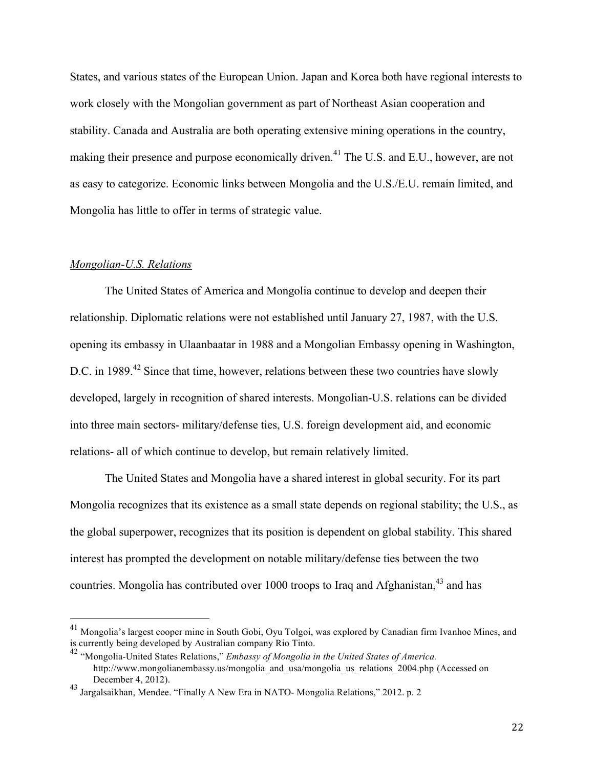States, and various states of the European Union. Japan and Korea both have regional interests to work closely with the Mongolian government as part of Northeast Asian cooperation and stability. Canada and Australia are both operating extensive mining operations in the country, making their presence and purpose economically driven.[41] The U.S. and E.U., however, are not as easy to categorize. Economic links between Mongolia and the U.S./E.U. remain limited, and Mongolia has little to offer in terms of strategic value.

*Mongolian-U.S. Relations*

The United States of America and Mongolia continue to develop and deepen their relationship. Diplomatic relations were not established until January 27, 1987, with the U.S. opening its embassy in Ulaanbaatar in 1988 and a Mongolian Embassy opening in Washington, D.C. in 1989.[42] Since that time, however, relations between these two countries have slowly developed, largely in recognition of shared interests. Mongolian-U.S. relations can be divided into three main sectors- military/defense ties, U.S. foreign development aid, and economic relations- all of which continue to develop, but remain relatively limited.

The United States and Mongolia have a shared interest in global security. For its part Mongolia recognizes that its existence as a small state depends on regional stability; the U.S., as the global superpower, recognizes that its position is dependent on global stability. This shared interest has prompted the development on notable military/defense ties between the two countries. Mongolia has contributed over 1000 troops to Iraq and Afghanistan,[43] and has

---

[41] Mongolia's largest cooper mine in South Gobi, Oyu Tolgoi, was explored by Canadian firm Ivanhoe Mines, and is currently being developed by Australian company Rio Tinto.

[42] "Mongolia-United States Relations," *Embassy of Mongolia in the United States of America.* http://www.mongolianembassy.us/mongolia_and_usa/mongolia_us_relations_2004.php (Accessed on December 4, 2012).

[43] Jargalsaikhan, Mendee. "Finally A New Era in NATO- Mongolia Relations," 2012. p. 2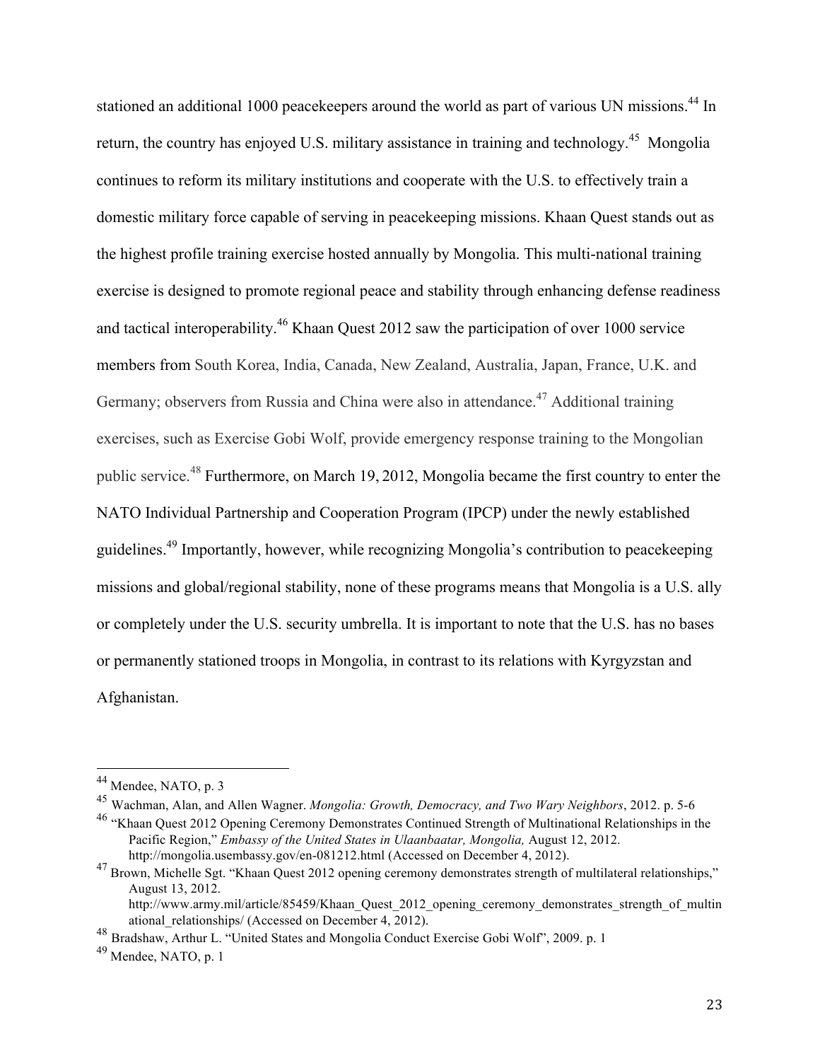stationed an additional 1000 peacekeepers around the world as part of various UN missions.[44] In return, the country has enjoyed U.S. military assistance in training and technology.[45] Mongolia continues to reform its military institutions and cooperate with the U.S. to effectively train a domestic military force capable of serving in peacekeeping missions. Khaan Quest stands out as the highest profile training exercise hosted annually by Mongolia. This multi-national training exercise is designed to promote regional peace and stability through enhancing defense readiness and tactical interoperability.[46] Khaan Quest 2012 saw the participation of over 1000 service members from South Korea, India, Canada, New Zealand, Australia, Japan, France, U.K. and Germany; observers from Russia and China were also in attendance.[47] Additional training exercises, such as Exercise Gobi Wolf, provide emergency response training to the Mongolian public service.[48] Furthermore, on March 19, 2012, Mongolia became the first country to enter the NATO Individual Partnership and Cooperation Program (IPCP) under the newly established guidelines.[49] Importantly, however, while recognizing Mongolia's contribution to peacekeeping missions and global/regional stability, none of these programs means that Mongolia is a U.S. ally or completely under the U.S. security umbrella. It is important to note that the U.S. has no bases or permanently stationed troops in Mongolia, in contrast to its relations with Kyrgyzstan and Afghanistan.

---

[44] Mendee, NATO, p. 3

[45] Wachman, Alan, and Allen Wagner. *Mongolia: Growth, Democracy, and Two Wary Neighbors*, 2012. p. 5-6

[46] "Khaan Quest 2012 Opening Ceremony Demonstrates Continued Strength of Multinational Relationships in the Pacific Region," *Embassy of the United States in Ulaanbaatar, Mongolia,* August 12, 2012. http://mongolia.usembassy.gov/en-081212.html (Accessed on December 4, 2012).

[47] Brown, Michelle Sgt. "Khaan Quest 2012 opening ceremony demonstrates strength of multilateral relationships," August 13, 2012. http://www.army.mil/article/85459/Khaan_Quest_2012_opening_ceremony_demonstrates_strength_of_multinational_relationships/ (Accessed on December 4, 2012).

[48] Bradshaw, Arthur L. "United States and Mongolia Conduct Exercise Gobi Wolf", 2009. p. 1

[49] Mendee, NATO, p. 1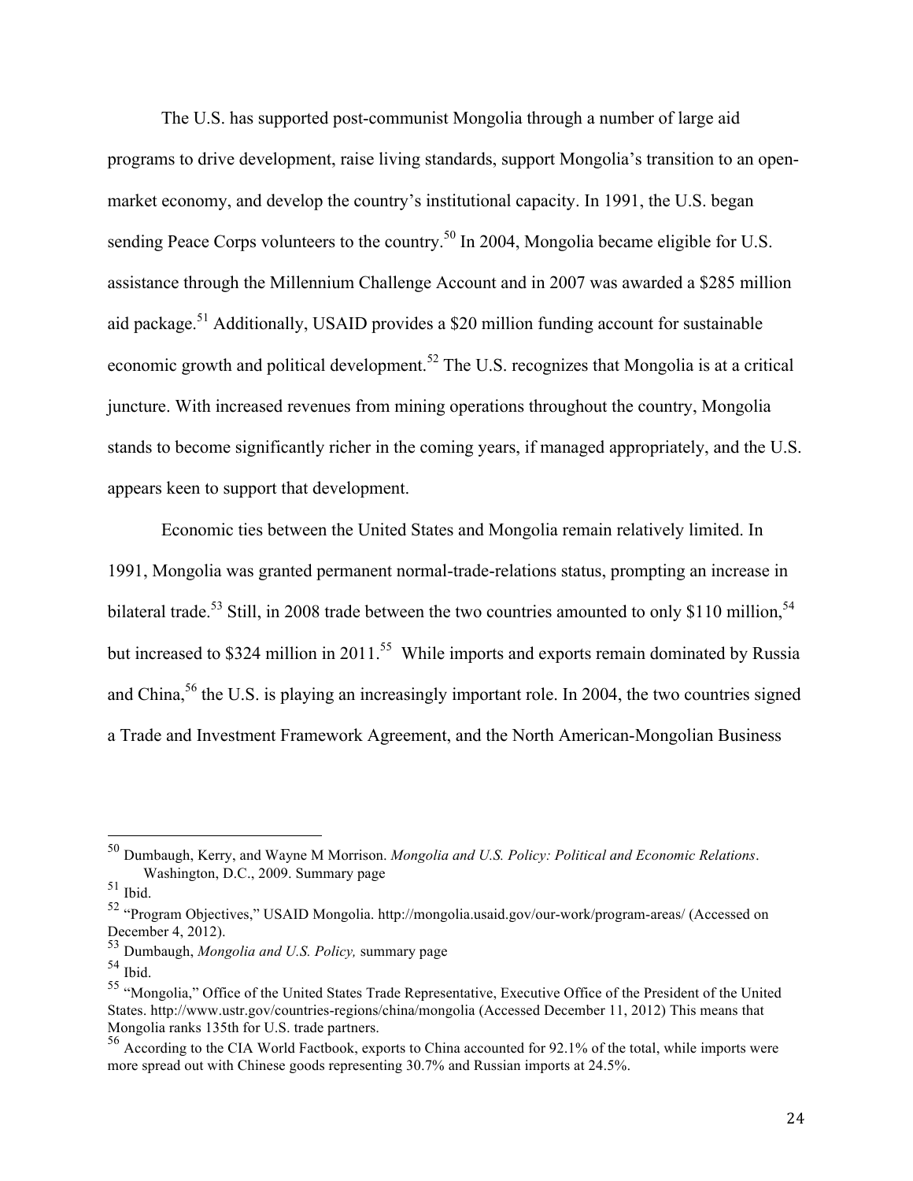The U.S. has supported post-communist Mongolia through a number of large aid programs to drive development, raise living standards, support Mongolia's transition to an open-market economy, and develop the country's institutional capacity. In 1991, the U.S. began sending Peace Corps volunteers to the country.[50] In 2004, Mongolia became eligible for U.S. assistance through the Millennium Challenge Account and in 2007 was awarded a $285 million aid package.[51] Additionally, USAID provides a $20 million funding account for sustainable economic growth and political development.[52] The U.S. recognizes that Mongolia is at a critical juncture. With increased revenues from mining operations throughout the country, Mongolia stands to become significantly richer in the coming years, if managed appropriately, and the U.S. appears keen to support that development.

Economic ties between the United States and Mongolia remain relatively limited. In 1991, Mongolia was granted permanent normal-trade-relations status, prompting an increase in bilateral trade.[53] Still, in 2008 trade between the two countries amounted to only $110 million,[54] but increased to $324 million in 2011.[55] While imports and exports remain dominated by Russia and China,[56] the U.S. is playing an increasingly important role. In 2004, the two countries signed a Trade and Investment Framework Agreement, and the North American-Mongolian Business

---

[50] Dumbaugh, Kerry, and Wayne M Morrison. *Mongolia and U.S. Policy: Political and Economic Relations*. Washington, D.C., 2009. Summary page

[51] Ibid.

[52] "Program Objectives," USAID Mongolia. http://mongolia.usaid.gov/our-work/program-areas/ (Accessed on December 4, 2012).

[53] Dumbaugh, *Mongolia and U.S. Policy,* summary page

[54] Ibid.

[55] "Mongolia," Office of the United States Trade Representative, Executive Office of the President of the United States. http://www.ustr.gov/countries-regions/china/mongolia (Accessed December 11, 2012) This means that Mongolia ranks 135th for U.S. trade partners.

[56] According to the CIA World Factbook, exports to China accounted for 92.1% of the total, while imports were more spread out with Chinese goods representing 30.7% and Russian imports at 24.5%.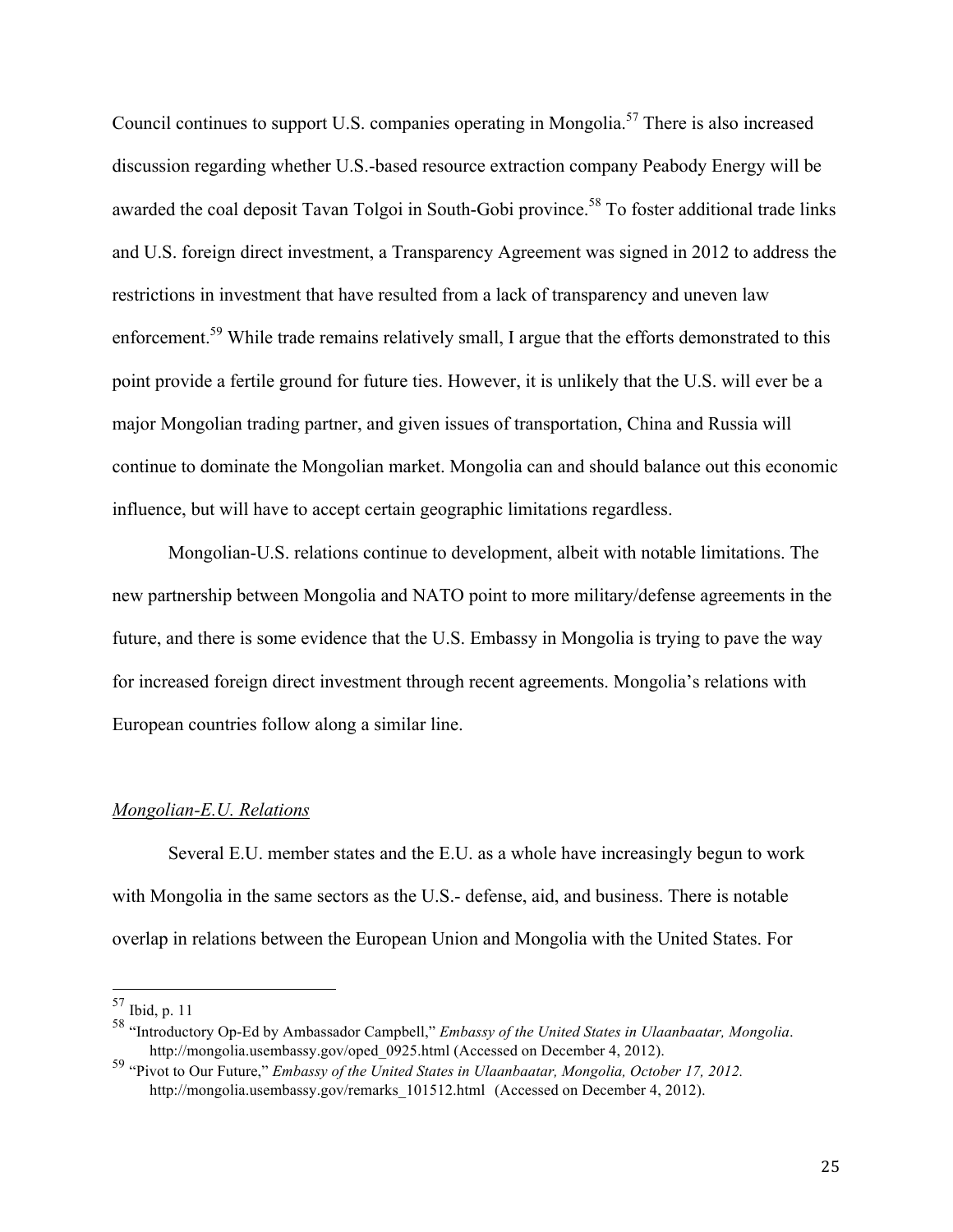Council continues to support U.S. companies operating in Mongolia.[57] There is also increased discussion regarding whether U.S.-based resource extraction company Peabody Energy will be awarded the coal deposit Tavan Tolgoi in South-Gobi province.[58] To foster additional trade links and U.S. foreign direct investment, a Transparency Agreement was signed in 2012 to address the restrictions in investment that have resulted from a lack of transparency and uneven law enforcement.[59] While trade remains relatively small, I argue that the efforts demonstrated to this point provide a fertile ground for future ties. However, it is unlikely that the U.S. will ever be a major Mongolian trading partner, and given issues of transportation, China and Russia will continue to dominate the Mongolian market. Mongolia can and should balance out this economic influence, but will have to accept certain geographic limitations regardless.

Mongolian-U.S. relations continue to development, albeit with notable limitations. The new partnership between Mongolia and NATO point to more military/defense agreements in the future, and there is some evidence that the U.S. Embassy in Mongolia is trying to pave the way for increased foreign direct investment through recent agreements. Mongolia's relations with European countries follow along a similar line.

*Mongolian-E.U. Relations*

Several E.U. member states and the E.U. as a whole have increasingly begun to work with Mongolia in the same sectors as the U.S.- defense, aid, and business. There is notable overlap in relations between the European Union and Mongolia with the United States. For

---

[57] Ibid, p. 11

[58] "Introductory Op-Ed by Ambassador Campbell," *Embassy of the United States in Ulaanbaatar, Mongolia*. http://mongolia.usembassy.gov/oped_0925.html (Accessed on December 4, 2012).

[59] "Pivot to Our Future," *Embassy of the United States in Ulaanbaatar, Mongolia, October 17, 2012.* http://mongolia.usembassy.gov/remarks_101512.html (Accessed on December 4, 2012).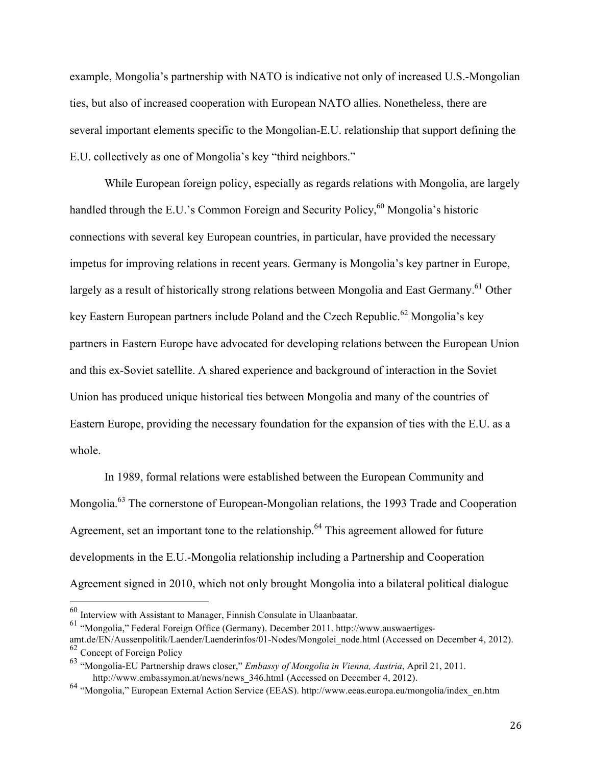example, Mongolia's partnership with NATO is indicative not only of increased U.S.-Mongolian ties, but also of increased cooperation with European NATO allies. Nonetheless, there are several important elements specific to the Mongolian-E.U. relationship that support defining the E.U. collectively as one of Mongolia's key "third neighbors."

While European foreign policy, especially as regards relations with Mongolia, are largely handled through the E.U.'s Common Foreign and Security Policy,[60] Mongolia's historic connections with several key European countries, in particular, have provided the necessary impetus for improving relations in recent years. Germany is Mongolia's key partner in Europe, largely as a result of historically strong relations between Mongolia and East Germany.[61] Other key Eastern European partners include Poland and the Czech Republic.[62] Mongolia's key partners in Eastern Europe have advocated for developing relations between the European Union and this ex-Soviet satellite. A shared experience and background of interaction in the Soviet Union has produced unique historical ties between Mongolia and many of the countries of Eastern Europe, providing the necessary foundation for the expansion of ties with the E.U. as a whole.

In 1989, formal relations were established between the European Community and Mongolia.[63] The cornerstone of European-Mongolian relations, the 1993 Trade and Cooperation Agreement, set an important tone to the relationship.[64] This agreement allowed for future developments in the E.U.-Mongolia relationship including a Partnership and Cooperation Agreement signed in 2010, which not only brought Mongolia into a bilateral political dialogue

---

[60] Interview with Assistant to Manager, Finnish Consulate in Ulaanbaatar.

[61] "Mongolia," Federal Foreign Office (Germany). December 2011. http://www.auswaertiges-amt.de/EN/Aussenpolitik/Laender/Laenderinfos/01-Nodes/Mongolei_node.html (Accessed on December 4, 2012).

[62] Concept of Foreign Policy

[63] "Mongolia-EU Partnership draws closer," *Embassy of Mongolia in Vienna, Austria*, April 21, 2011. http://www.embassymon.at/news/news_346.html (Accessed on December 4, 2012).

[64] "Mongolia," European External Action Service (EEAS). http://www.eeas.europa.eu/mongolia/index_en.htm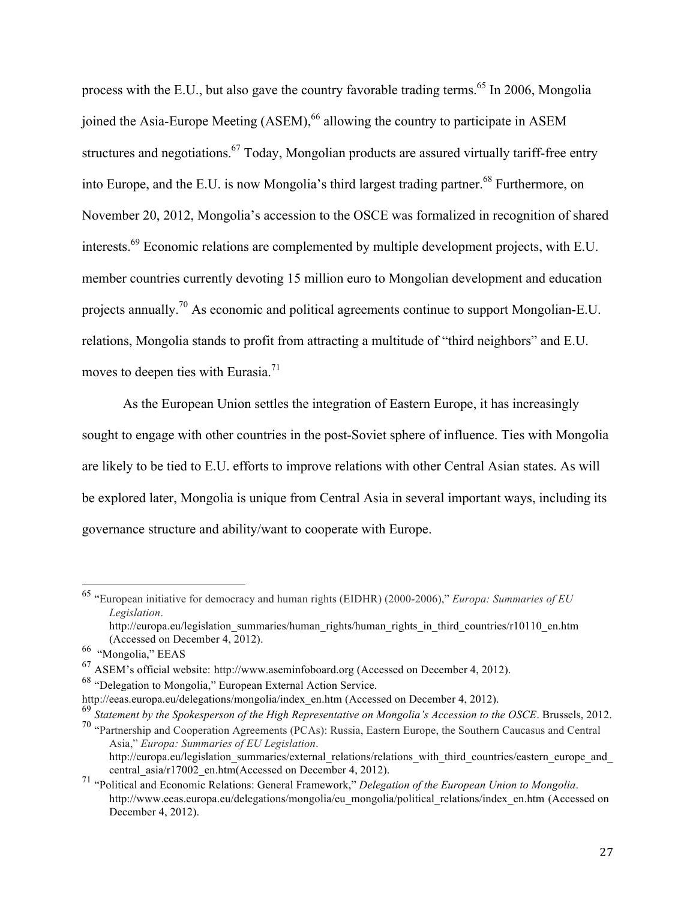process with the E.U., but also gave the country favorable trading terms.[65] In 2006, Mongolia joined the Asia-Europe Meeting (ASEM),[66] allowing the country to participate in ASEM structures and negotiations.[67] Today, Mongolian products are assured virtually tariff-free entry into Europe, and the E.U. is now Mongolia's third largest trading partner.[68] Furthermore, on November 20, 2012, Mongolia's accession to the OSCE was formalized in recognition of shared interests.[69] Economic relations are complemented by multiple development projects, with E.U. member countries currently devoting 15 million euro to Mongolian development and education projects annually.[70] As economic and political agreements continue to support Mongolian-E.U. relations, Mongolia stands to profit from attracting a multitude of "third neighbors" and E.U. moves to deepen ties with Eurasia.[71]

As the European Union settles the integration of Eastern Europe, it has increasingly sought to engage with other countries in the post-Soviet sphere of influence. Ties with Mongolia are likely to be tied to E.U. efforts to improve relations with other Central Asian states. As will be explored later, Mongolia is unique from Central Asia in several important ways, including its governance structure and ability/want to cooperate with Europe.

---

[65] "European initiative for democracy and human rights (EIDHR) (2000-2006)," *Europa: Summaries of EU Legislation*. http://europa.eu/legislation_summaries/human_rights/human_rights_in_third_countries/r10110_en.htm (Accessed on December 4, 2012).

[66] "Mongolia," EEAS

[67] ASEM's official website: http://www.aseminfoboard.org (Accessed on December 4, 2012).

[68] "Delegation to Mongolia," European External Action Service. http://eeas.europa.eu/delegations/mongolia/index_en.htm (Accessed on December 4, 2012).

[69] *Statement by the Spokesperson of the High Representative on Mongolia's Accession to the OSCE*. Brussels, 2012.

[70] "Partnership and Cooperation Agreements (PCAs): Russia, Eastern Europe, the Southern Caucasus and Central Asia," *Europa: Summaries of EU Legislation*. http://europa.eu/legislation_summaries/external_relations/relations_with_third_countries/eastern_europe_and_central_asia/r17002_en.htm(Accessed on December 4, 2012).

[71] "Political and Economic Relations: General Framework," *Delegation of the European Union to Mongolia*. http://www.eeas.europa.eu/delegations/mongolia/eu_mongolia/political_relations/index_en.htm (Accessed on December 4, 2012).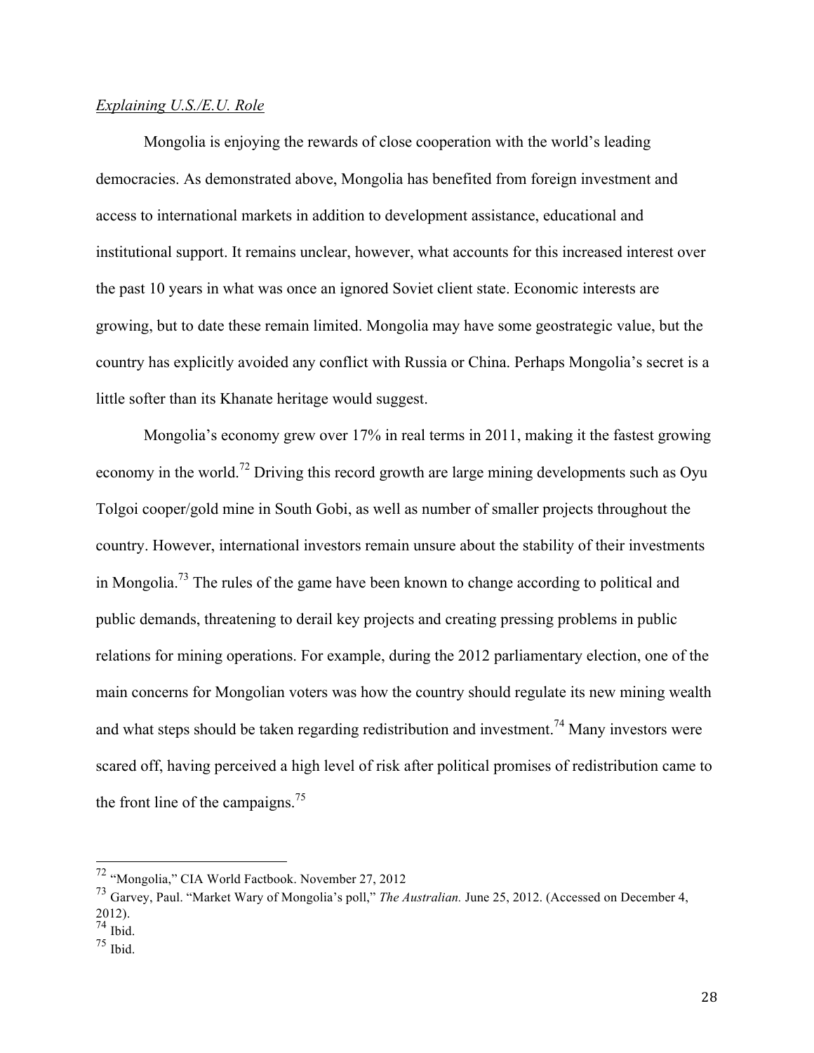*Explaining U.S./E.U. Role*

Mongolia is enjoying the rewards of close cooperation with the world's leading democracies. As demonstrated above, Mongolia has benefited from foreign investment and access to international markets in addition to development assistance, educational and institutional support. It remains unclear, however, what accounts for this increased interest over the past 10 years in what was once an ignored Soviet client state. Economic interests are growing, but to date these remain limited. Mongolia may have some geostrategic value, but the country has explicitly avoided any conflict with Russia or China. Perhaps Mongolia's secret is a little softer than its Khanate heritage would suggest.

Mongolia's economy grew over 17% in real terms in 2011, making it the fastest growing economy in the world.[72] Driving this record growth are large mining developments such as Oyu Tolgoi cooper/gold mine in South Gobi, as well as number of smaller projects throughout the country. However, international investors remain unsure about the stability of their investments in Mongolia.[73] The rules of the game have been known to change according to political and public demands, threatening to derail key projects and creating pressing problems in public relations for mining operations. For example, during the 2012 parliamentary election, one of the main concerns for Mongolian voters was how the country should regulate its new mining wealth and what steps should be taken regarding redistribution and investment.[74] Many investors were scared off, having perceived a high level of risk after political promises of redistribution came to the front line of the campaigns.[75]

---

[72] "Mongolia," CIA World Factbook. November 27, 2012

[73] Garvey, Paul. "Market Wary of Mongolia's poll," *The Australian.* June 25, 2012. (Accessed on December 4, 2012).

[74] Ibid.

[75] Ibid.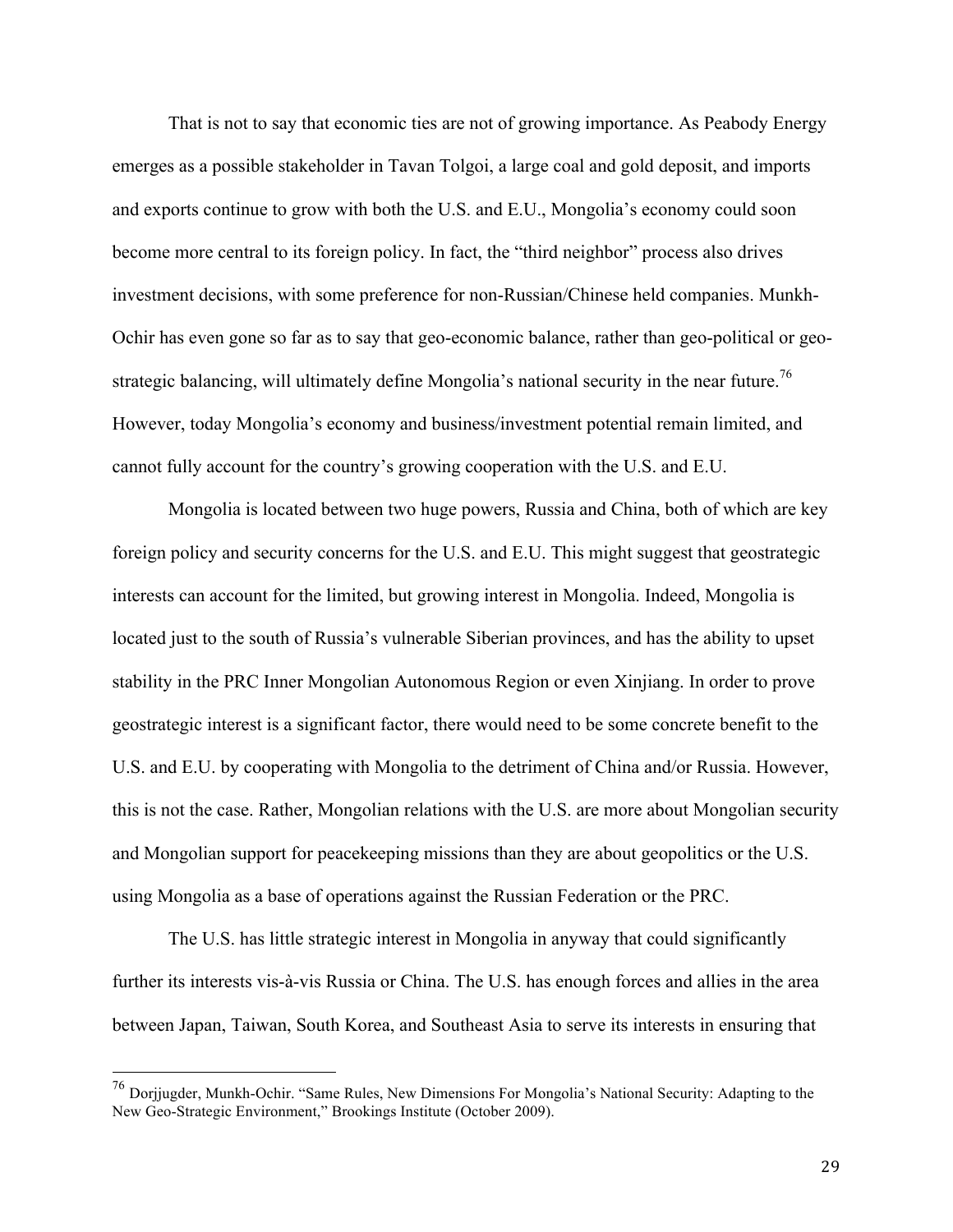That is not to say that economic ties are not of growing importance. As Peabody Energy emerges as a possible stakeholder in Tavan Tolgoi, a large coal and gold deposit, and imports and exports continue to grow with both the U.S. and E.U., Mongolia's economy could soon become more central to its foreign policy. In fact, the "third neighbor" process also drives investment decisions, with some preference for non-Russian/Chinese held companies. Munkh-Ochir has even gone so far as to say that geo-economic balance, rather than geo-political or geo-strategic balancing, will ultimately define Mongolia's national security in the near future.[76] However, today Mongolia's economy and business/investment potential remain limited, and cannot fully account for the country's growing cooperation with the U.S. and E.U.

Mongolia is located between two huge powers, Russia and China, both of which are key foreign policy and security concerns for the U.S. and E.U. This might suggest that geostrategic interests can account for the limited, but growing interest in Mongolia. Indeed, Mongolia is located just to the south of Russia's vulnerable Siberian provinces, and has the ability to upset stability in the PRC Inner Mongolian Autonomous Region or even Xinjiang. In order to prove geostrategic interest is a significant factor, there would need to be some concrete benefit to the U.S. and E.U. by cooperating with Mongolia to the detriment of China and/or Russia. However, this is not the case. Rather, Mongolian relations with the U.S. are more about Mongolian security and Mongolian support for peacekeeping missions than they are about geopolitics or the U.S. using Mongolia as a base of operations against the Russian Federation or the PRC.

The U.S. has little strategic interest in Mongolia in anyway that could significantly further its interests vis-à-vis Russia or China. The U.S. has enough forces and allies in the area between Japan, Taiwan, South Korea, and Southeast Asia to serve its interests in ensuring that

---

[76] Dorjjugder, Munkh-Ochir. "Same Rules, New Dimensions For Mongolia's National Security: Adapting to the New Geo-Strategic Environment," Brookings Institute (October 2009).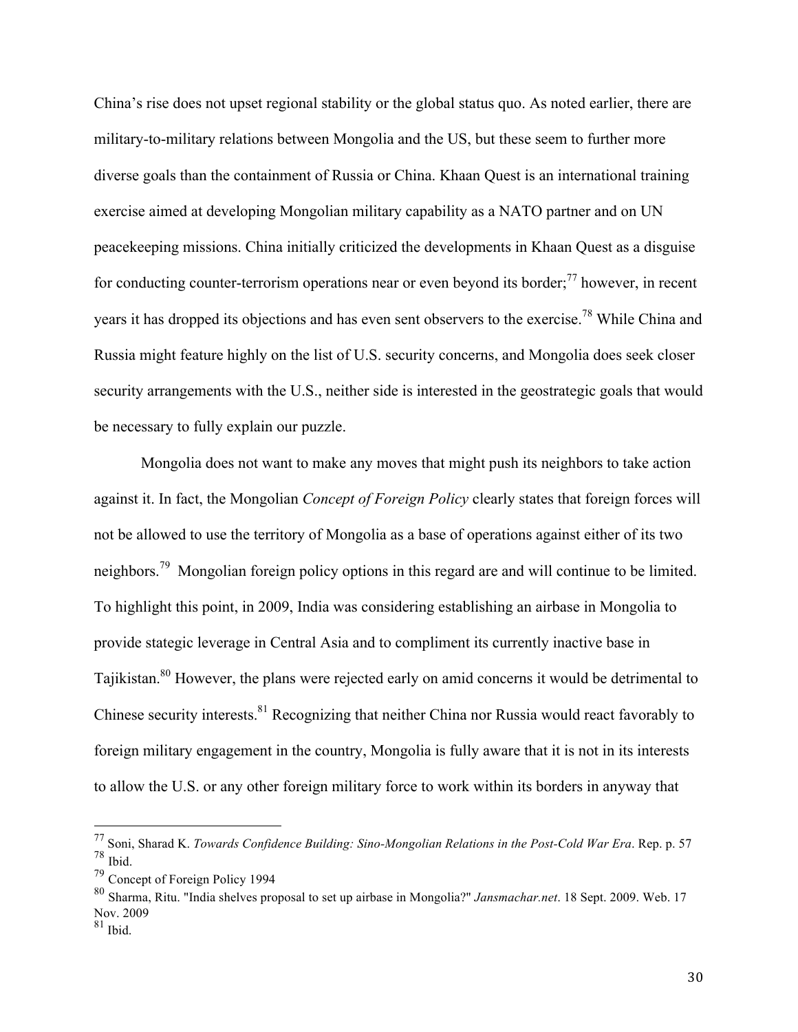China's rise does not upset regional stability or the global status quo. As noted earlier, there are military-to-military relations between Mongolia and the US, but these seem to further more diverse goals than the containment of Russia or China. Khaan Quest is an international training exercise aimed at developing Mongolian military capability as a NATO partner and on UN peacekeeping missions. China initially criticized the developments in Khaan Quest as a disguise for conducting counter-terrorism operations near or even beyond its border;[77] however, in recent years it has dropped its objections and has even sent observers to the exercise.[78] While China and Russia might feature highly on the list of U.S. security concerns, and Mongolia does seek closer security arrangements with the U.S., neither side is interested in the geostrategic goals that would be necessary to fully explain our puzzle.

Mongolia does not want to make any moves that might push its neighbors to take action against it. In fact, the Mongolian *Concept of Foreign Policy* clearly states that foreign forces will not be allowed to use the territory of Mongolia as a base of operations against either of its two neighbors.[79] Mongolian foreign policy options in this regard are and will continue to be limited. To highlight this point, in 2009, India was considering establishing an airbase in Mongolia to provide stategic leverage in Central Asia and to compliment its currently inactive base in Tajikistan.[80] However, the plans were rejected early on amid concerns it would be detrimental to Chinese security interests.[81] Recognizing that neither China nor Russia would react favorably to foreign military engagement in the country, Mongolia is fully aware that it is not in its interests to allow the U.S. or any other foreign military force to work within its borders in anyway that

---

[77] Soni, Sharad K. *Towards Confidence Building: Sino-Mongolian Relations in the Post-Cold War Era*. Rep. p. 57

[78] Ibid.

[79] Concept of Foreign Policy 1994

[80] Sharma, Ritu. "India shelves proposal to set up airbase in Mongolia?" *Jansmachar.net*. 18 Sept. 2009. Web. 17 Nov. 2009

[81] Ibid.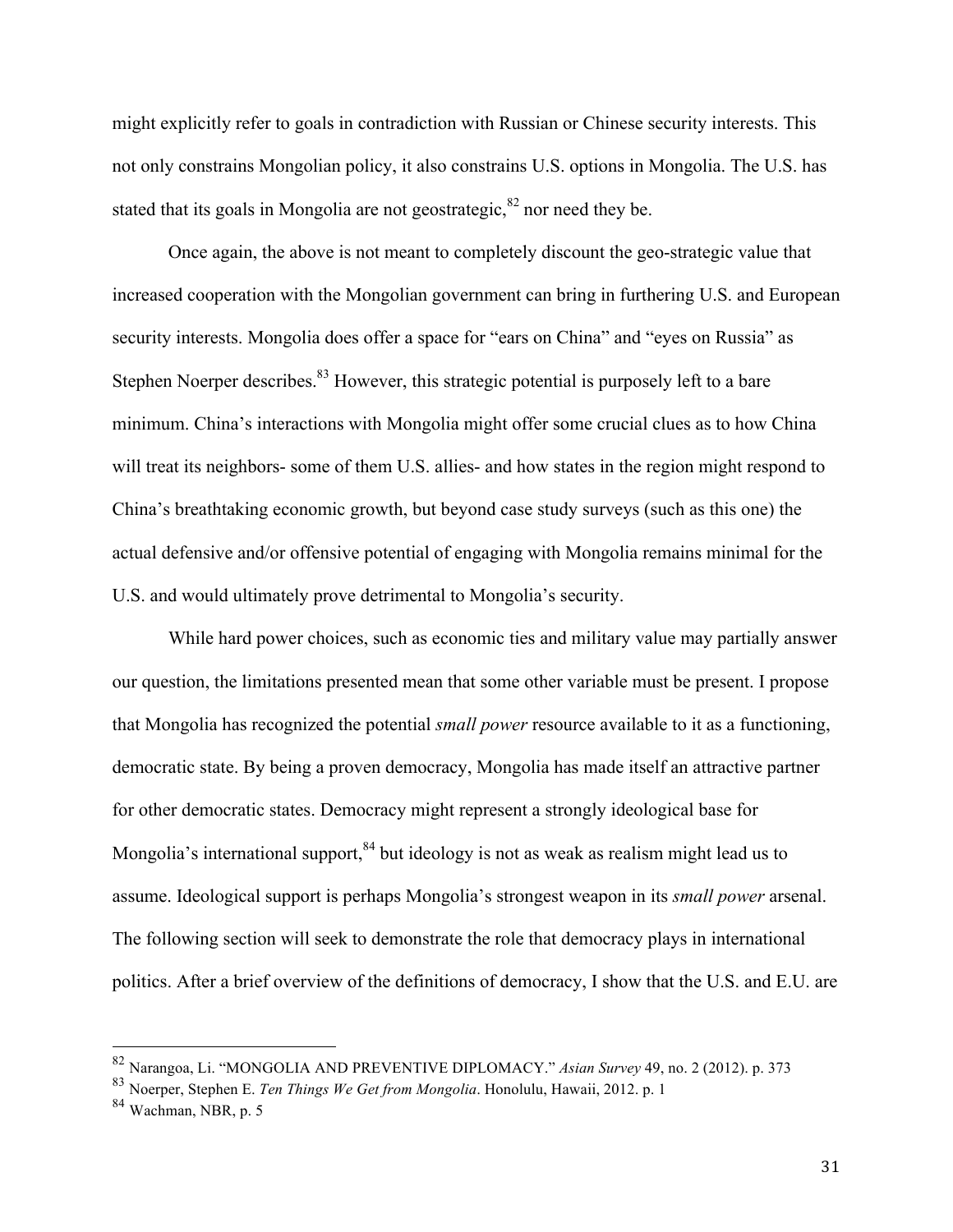might explicitly refer to goals in contradiction with Russian or Chinese security interests. This not only constrains Mongolian policy, it also constrains U.S. options in Mongolia. The U.S. has stated that its goals in Mongolia are not geostrategic,[82] nor need they be.

Once again, the above is not meant to completely discount the geo-strategic value that increased cooperation with the Mongolian government can bring in furthering U.S. and European security interests. Mongolia does offer a space for "ears on China" and "eyes on Russia" as Stephen Noerper describes.[83] However, this strategic potential is purposely left to a bare minimum. China's interactions with Mongolia might offer some crucial clues as to how China will treat its neighbors- some of them U.S. allies- and how states in the region might respond to China's breathtaking economic growth, but beyond case study surveys (such as this one) the actual defensive and/or offensive potential of engaging with Mongolia remains minimal for the U.S. and would ultimately prove detrimental to Mongolia's security.

While hard power choices, such as economic ties and military value may partially answer our question, the limitations presented mean that some other variable must be present. I propose that Mongolia has recognized the potential *small power* resource available to it as a functioning, democratic state. By being a proven democracy, Mongolia has made itself an attractive partner for other democratic states. Democracy might represent a strongly ideological base for Mongolia's international support,[84] but ideology is not as weak as realism might lead us to assume. Ideological support is perhaps Mongolia's strongest weapon in its *small power* arsenal. The following section will seek to demonstrate the role that democracy plays in international politics. After a brief overview of the definitions of democracy, I show that the U.S. and E.U. are

---

[82] Narangoa, Li. "MONGOLIA AND PREVENTIVE DIPLOMACY." *Asian Survey* 49, no. 2 (2012). p. 373

[83] Noerper, Stephen E. *Ten Things We Get from Mongolia*. Honolulu, Hawaii, 2012. p. 1

[84] Wachman, NBR, p. 5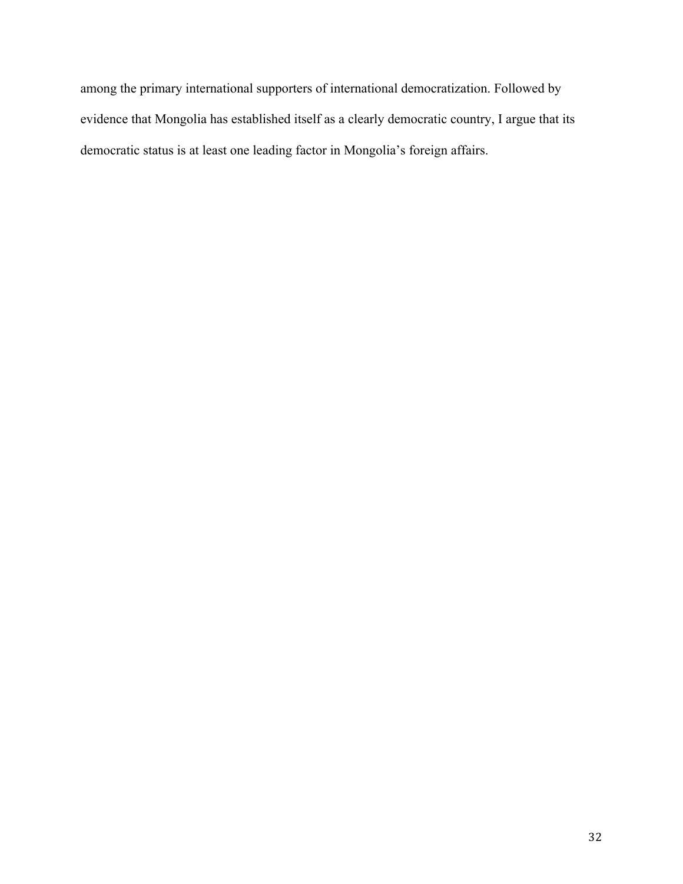among the primary international supporters of international democratization. Followed by evidence that Mongolia has established itself as a clearly democratic country, I argue that its democratic status is at least one leading factor in Mongolia's foreign affairs.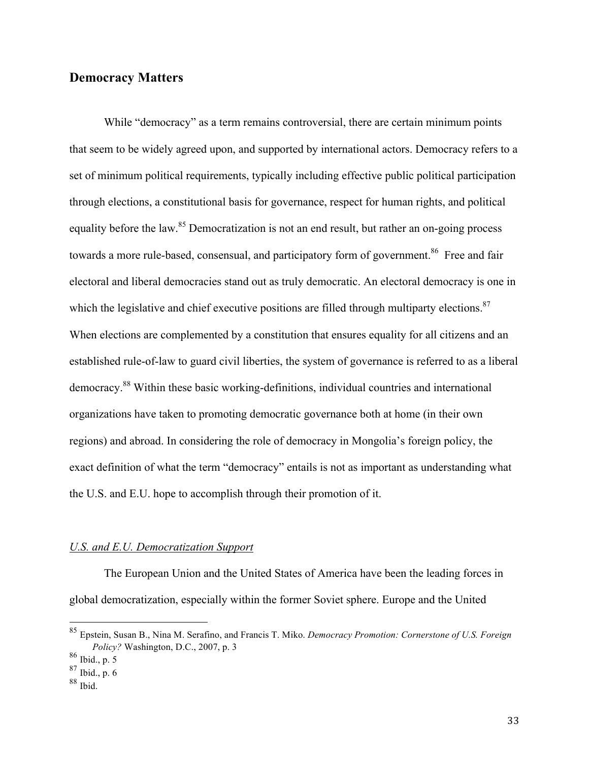## Democracy Matters

While "democracy" as a term remains controversial, there are certain minimum points that seem to be widely agreed upon, and supported by international actors. Democracy refers to a set of minimum political requirements, typically including effective public political participation through elections, a constitutional basis for governance, respect for human rights, and political equality before the law.[85] Democratization is not an end result, but rather an on-going process towards a more rule-based, consensual, and participatory form of government.[86] Free and fair electoral and liberal democracies stand out as truly democratic. An electoral democracy is one in which the legislative and chief executive positions are filled through multiparty elections.[87] When elections are complemented by a constitution that ensures equality for all citizens and an established rule-of-law to guard civil liberties, the system of governance is referred to as a liberal democracy.[88] Within these basic working-definitions, individual countries and international organizations have taken to promoting democratic governance both at home (in their own regions) and abroad. In considering the role of democracy in Mongolia's foreign policy, the exact definition of what the term "democracy" entails is not as important as understanding what the U.S. and E.U. hope to accomplish through their promotion of it.

### *U.S. and E.U. Democratization Support*

The European Union and the United States of America have been the leading forces in global democratization, especially within the former Soviet sphere. Europe and the United

---

[85] Epstein, Susan B., Nina M. Serafino, and Francis T. Miko. *Democracy Promotion: Cornerstone of U.S. Foreign Policy?* Washington, D.C., 2007, p. 3

[86] Ibid., p. 5

[87] Ibid., p. 6

[88] Ibid.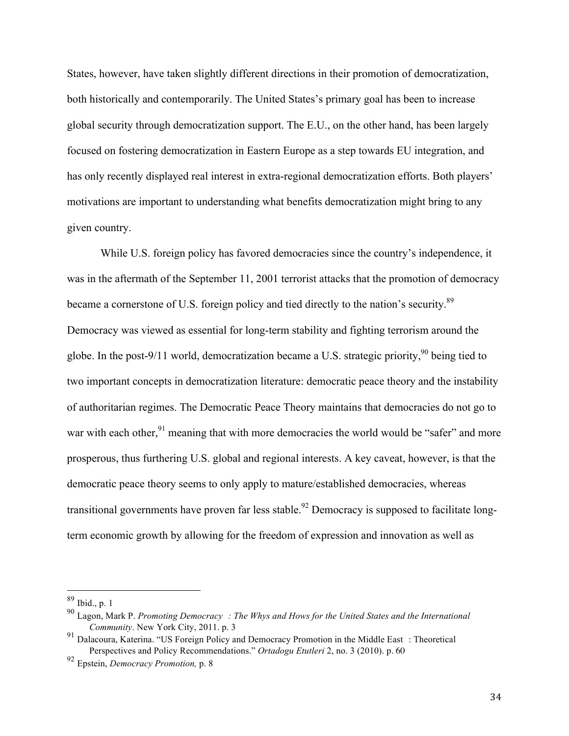States, however, have taken slightly different directions in their promotion of democratization, both historically and contemporarily. The United States's primary goal has been to increase global security through democratization support. The E.U., on the other hand, has been largely focused on fostering democratization in Eastern Europe as a step towards EU integration, and has only recently displayed real interest in extra-regional democratization efforts. Both players' motivations are important to understanding what benefits democratization might bring to any given country.

While U.S. foreign policy has favored democracies since the country's independence, it was in the aftermath of the September 11, 2001 terrorist attacks that the promotion of democracy became a cornerstone of U.S. foreign policy and tied directly to the nation's security.[89] Democracy was viewed as essential for long-term stability and fighting terrorism around the globe. In the post-9/11 world, democratization became a U.S. strategic priority,[90] being tied to two important concepts in democratization literature: democratic peace theory and the instability of authoritarian regimes. The Democratic Peace Theory maintains that democracies do not go to war with each other,[91] meaning that with more democracies the world would be "safer" and more prosperous, thus furthering U.S. global and regional interests. A key caveat, however, is that the democratic peace theory seems to only apply to mature/established democracies, whereas transitional governments have proven far less stable.[92] Democracy is supposed to facilitate long-term economic growth by allowing for the freedom of expression and innovation as well as

---

[89] Ibid., p. 1

[90] Lagon, Mark P. *Promoting Democracy : The Whys and Hows for the United States and the International Community*. New York City, 2011. p. 3

[91] Dalacoura, Katerina. "US Foreign Policy and Democracy Promotion in the Middle East : Theoretical Perspectives and Policy Recommendations." *Ortadogu Etutleri* 2, no. 3 (2010). p. 60

[92] Epstein, *Democracy Promotion,* p. 8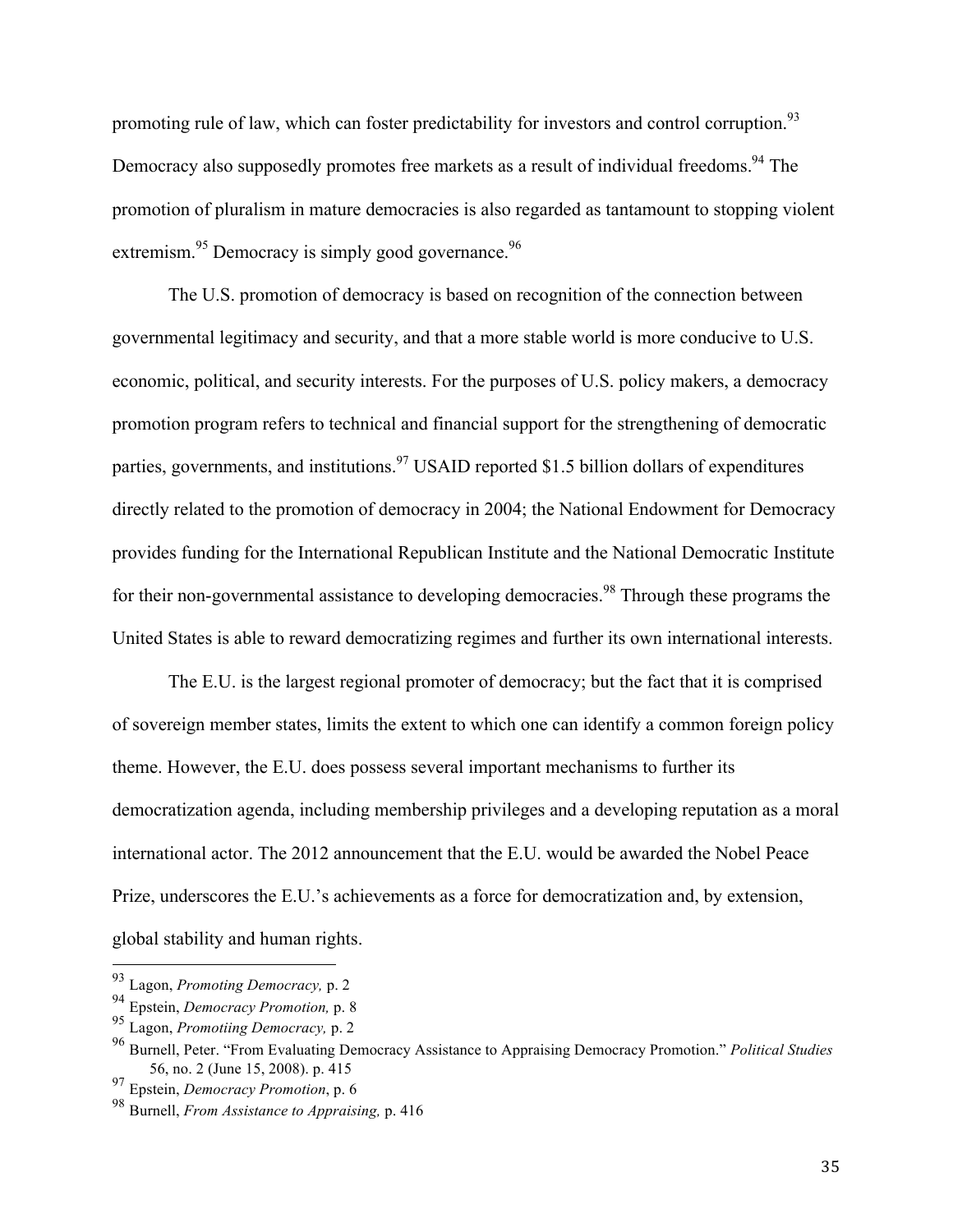promoting rule of law, which can foster predictability for investors and control corruption.[93] Democracy also supposedly promotes free markets as a result of individual freedoms.[94] The promotion of pluralism in mature democracies is also regarded as tantamount to stopping violent extremism.[95] Democracy is simply good governance.[96]

The U.S. promotion of democracy is based on recognition of the connection between governmental legitimacy and security, and that a more stable world is more conducive to U.S. economic, political, and security interests. For the purposes of U.S. policy makers, a democracy promotion program refers to technical and financial support for the strengthening of democratic parties, governments, and institutions.[97] USAID reported $1.5 billion dollars of expenditures directly related to the promotion of democracy in 2004; the National Endowment for Democracy provides funding for the International Republican Institute and the National Democratic Institute for their non-governmental assistance to developing democracies.[98] Through these programs the United States is able to reward democratizing regimes and further its own international interests.

The E.U. is the largest regional promoter of democracy; but the fact that it is comprised of sovereign member states, limits the extent to which one can identify a common foreign policy theme. However, the E.U. does possess several important mechanisms to further its democratization agenda, including membership privileges and a developing reputation as a moral international actor. The 2012 announcement that the E.U. would be awarded the Nobel Peace Prize, underscores the E.U.'s achievements as a force for democratization and, by extension, global stability and human rights.

---

[93] Lagon, *Promoting Democracy,* p. 2

[94] Epstein, *Democracy Promotion,* p. 8

[95] Lagon, *Promotiing Democracy,* p. 2

[96] Burnell, Peter. "From Evaluating Democracy Assistance to Appraising Democracy Promotion." *Political Studies* 56, no. 2 (June 15, 2008). p. 415

[97] Epstein, *Democracy Promotion*, p. 6

[98] Burnell, *From Assistance to Appraising,* p. 416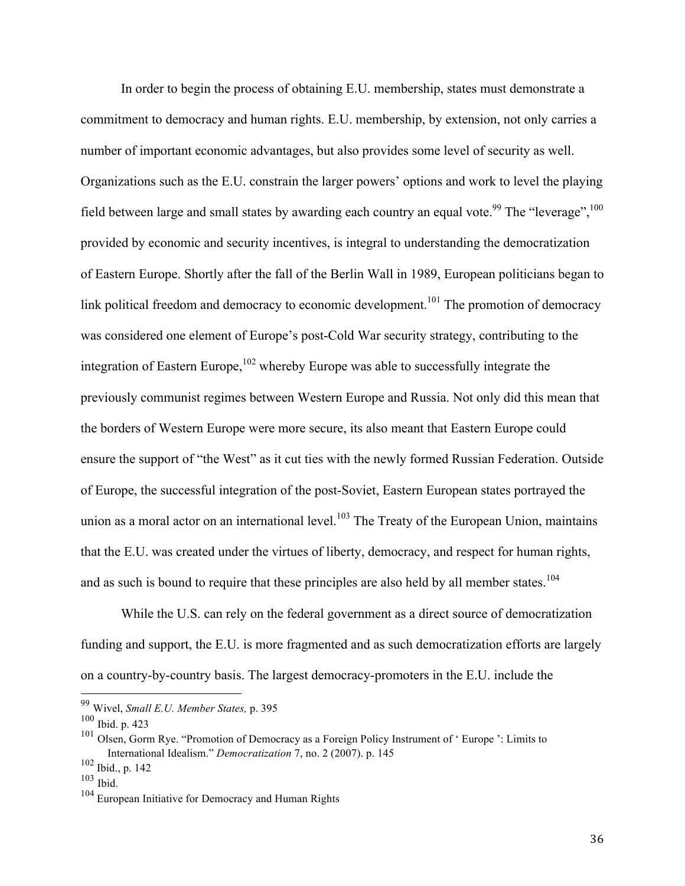In order to begin the process of obtaining E.U. membership, states must demonstrate a commitment to democracy and human rights. E.U. membership, by extension, not only carries a number of important economic advantages, but also provides some level of security as well. Organizations such as the E.U. constrain the larger powers' options and work to level the playing field between large and small states by awarding each country an equal vote.[99] The "leverage",[100] provided by economic and security incentives, is integral to understanding the democratization of Eastern Europe. Shortly after the fall of the Berlin Wall in 1989, European politicians began to link political freedom and democracy to economic development.[101] The promotion of democracy was considered one element of Europe's post-Cold War security strategy, contributing to the integration of Eastern Europe,[102] whereby Europe was able to successfully integrate the previously communist regimes between Western Europe and Russia. Not only did this mean that the borders of Western Europe were more secure, its also meant that Eastern Europe could ensure the support of "the West" as it cut ties with the newly formed Russian Federation. Outside of Europe, the successful integration of the post-Soviet, Eastern European states portrayed the union as a moral actor on an international level.[103] The Treaty of the European Union, maintains that the E.U. was created under the virtues of liberty, democracy, and respect for human rights, and as such is bound to require that these principles are also held by all member states.[104]

While the U.S. can rely on the federal government as a direct source of democratization funding and support, the E.U. is more fragmented and as such democratization efforts are largely on a country-by-country basis. The largest democracy-promoters in the E.U. include the

---

[99] Wivel, *Small E.U. Member States,* p. 395

[100] Ibid. p. 423

[101] Olsen, Gorm Rye. "Promotion of Democracy as a Foreign Policy Instrument of ' Europe ': Limits to International Idealism." *Democratization* 7, no. 2 (2007). p. 145

[102] Ibid., p. 142

[103] Ibid.

[104] European Initiative for Democracy and Human Rights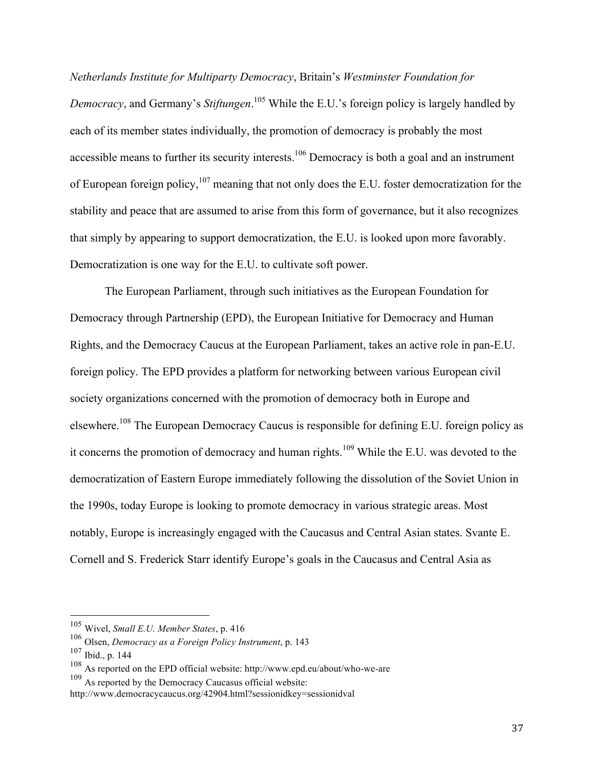*Netherlands Institute for Multiparty Democracy*, Britain's *Westminster Foundation for Democracy*, and Germany's *Stiftungen*.[105] While the E.U.'s foreign policy is largely handled by each of its member states individually, the promotion of democracy is probably the most accessible means to further its security interests.[106] Democracy is both a goal and an instrument of European foreign policy,[107] meaning that not only does the E.U. foster democratization for the stability and peace that are assumed to arise from this form of governance, but it also recognizes that simply by appearing to support democratization, the E.U. is looked upon more favorably. Democratization is one way for the E.U. to cultivate soft power.

The European Parliament, through such initiatives as the European Foundation for Democracy through Partnership (EPD), the European Initiative for Democracy and Human Rights, and the Democracy Caucus at the European Parliament, takes an active role in pan-E.U. foreign policy. The EPD provides a platform for networking between various European civil society organizations concerned with the promotion of democracy both in Europe and elsewhere.[108] The European Democracy Caucus is responsible for defining E.U. foreign policy as it concerns the promotion of democracy and human rights.[109] While the E.U. was devoted to the democratization of Eastern Europe immediately following the dissolution of the Soviet Union in the 1990s, today Europe is looking to promote democracy in various strategic areas. Most notably, Europe is increasingly engaged with the Caucasus and Central Asian states. Svante E. Cornell and S. Frederick Starr identify Europe's goals in the Caucasus and Central Asia as

---

105 Wivel, *Small E.U. Member States*, p. 416

106 Olsen, *Democracy as a Foreign Policy Instrument*, p. 143

107 Ibid., p. 144

108 As reported on the EPD official website: http://www.epd.eu/about/who-we-are

109 As reported by the Democracy Caucasus official website: http://www.democracycaucus.org/42904.html?sessionidkey=sessionidval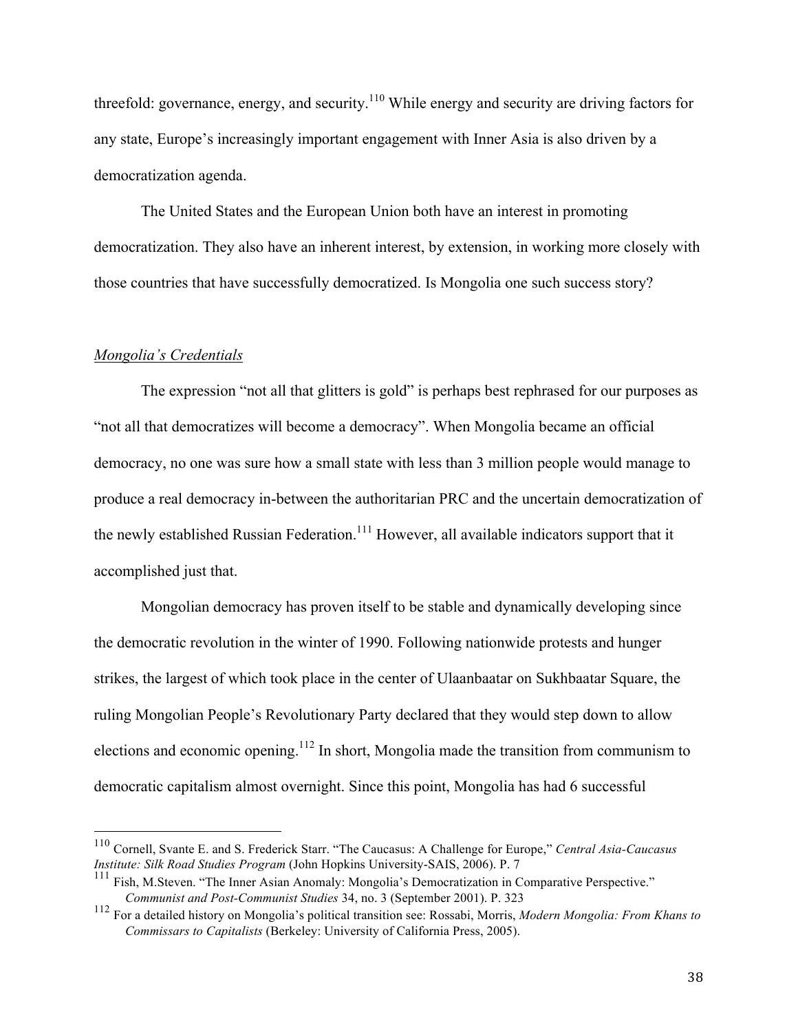threefold: governance, energy, and security.[110] While energy and security are driving factors for any state, Europe's increasingly important engagement with Inner Asia is also driven by a democratization agenda.

The United States and the European Union both have an interest in promoting democratization. They also have an inherent interest, by extension, in working more closely with those countries that have successfully democratized. Is Mongolia one such success story?

*Mongolia's Credentials*

The expression "not all that glitters is gold" is perhaps best rephrased for our purposes as "not all that democratizes will become a democracy". When Mongolia became an official democracy, no one was sure how a small state with less than 3 million people would manage to produce a real democracy in-between the authoritarian PRC and the uncertain democratization of the newly established Russian Federation.[111] However, all available indicators support that it accomplished just that.

Mongolian democracy has proven itself to be stable and dynamically developing since the democratic revolution in the winter of 1990. Following nationwide protests and hunger strikes, the largest of which took place in the center of Ulaanbaatar on Sukhbaatar Square, the ruling Mongolian People's Revolutionary Party declared that they would step down to allow elections and economic opening.[112] In short, Mongolia made the transition from communism to democratic capitalism almost overnight. Since this point, Mongolia has had 6 successful

---

[110] Cornell, Svante E. and S. Frederick Starr. "The Caucasus: A Challenge for Europe," *Central Asia-Caucasus Institute: Silk Road Studies Program* (John Hopkins University-SAIS, 2006). P. 7

[111] Fish, M.Steven. "The Inner Asian Anomaly: Mongolia's Democratization in Comparative Perspective." *Communist and Post-Communist Studies* 34, no. 3 (September 2001). P. 323

[112] For a detailed history on Mongolia's political transition see: Rossabi, Morris, *Modern Mongolia: From Khans to Commissars to Capitalists* (Berkeley: University of California Press, 2005).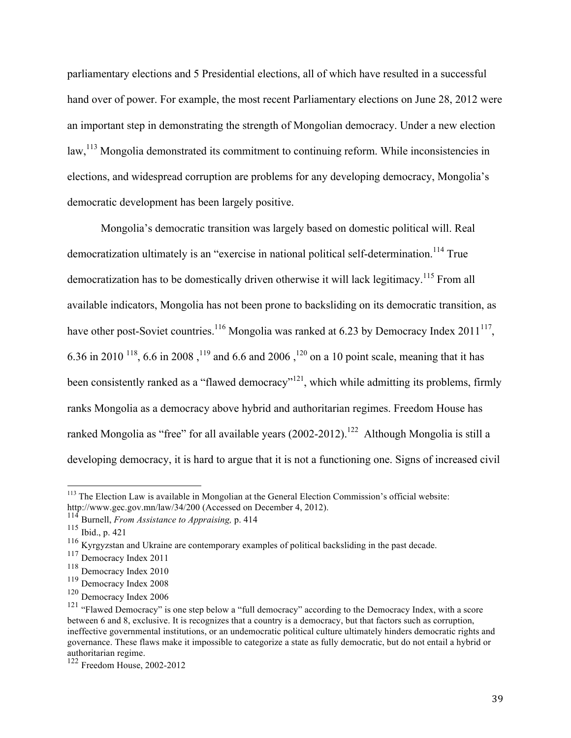parliamentary elections and 5 Presidential elections, all of which have resulted in a successful hand over of power. For example, the most recent Parliamentary elections on June 28, 2012 were an important step in demonstrating the strength of Mongolian democracy. Under a new election law,[113] Mongolia demonstrated its commitment to continuing reform. While inconsistencies in elections, and widespread corruption are problems for any developing democracy, Mongolia's democratic development has been largely positive.

Mongolia's democratic transition was largely based on domestic political will. Real democratization ultimately is an "exercise in national political self-determination.[114] True democratization has to be domestically driven otherwise it will lack legitimacy.[115] From all available indicators, Mongolia has not been prone to backsliding on its democratic transition, as have other post-Soviet countries.[116] Mongolia was ranked at 6.23 by Democracy Index 2011[117], 6.36 in 2010 [118], 6.6 in 2008 ,[119] and 6.6 and 2006 ,[120] on a 10 point scale, meaning that it has been consistently ranked as a "flawed democracy"[121], which while admitting its problems, firmly ranks Mongolia as a democracy above hybrid and authoritarian regimes. Freedom House has ranked Mongolia as "free" for all available years (2002-2012).[122] Although Mongolia is still a developing democracy, it is hard to argue that it is not a functioning one. Signs of increased civil

---

[113] The Election Law is available in Mongolian at the General Election Commission's official website: http://www.gec.gov.mn/law/34/200 (Accessed on December 4, 2012).

[114] Burnell, *From Assistance to Appraising,* p. 414

[115] Ibid., p. 421

[116] Kyrgyzstan and Ukraine are contemporary examples of political backsliding in the past decade.

[117] Democracy Index 2011

[118] Democracy Index 2010

[119] Democracy Index 2008

[120] Democracy Index 2006

[121] "Flawed Democracy" is one step below a "full democracy" according to the Democracy Index, with a score between 6 and 8, exclusive. It is recognizes that a country is a democracy, but that factors such as corruption, ineffective governmental institutions, or an undemocratic political culture ultimately hinders democratic rights and governance. These flaws make it impossible to categorize a state as fully democratic, but do not entail a hybrid or authoritarian regime.

[122] Freedom House, 2002-2012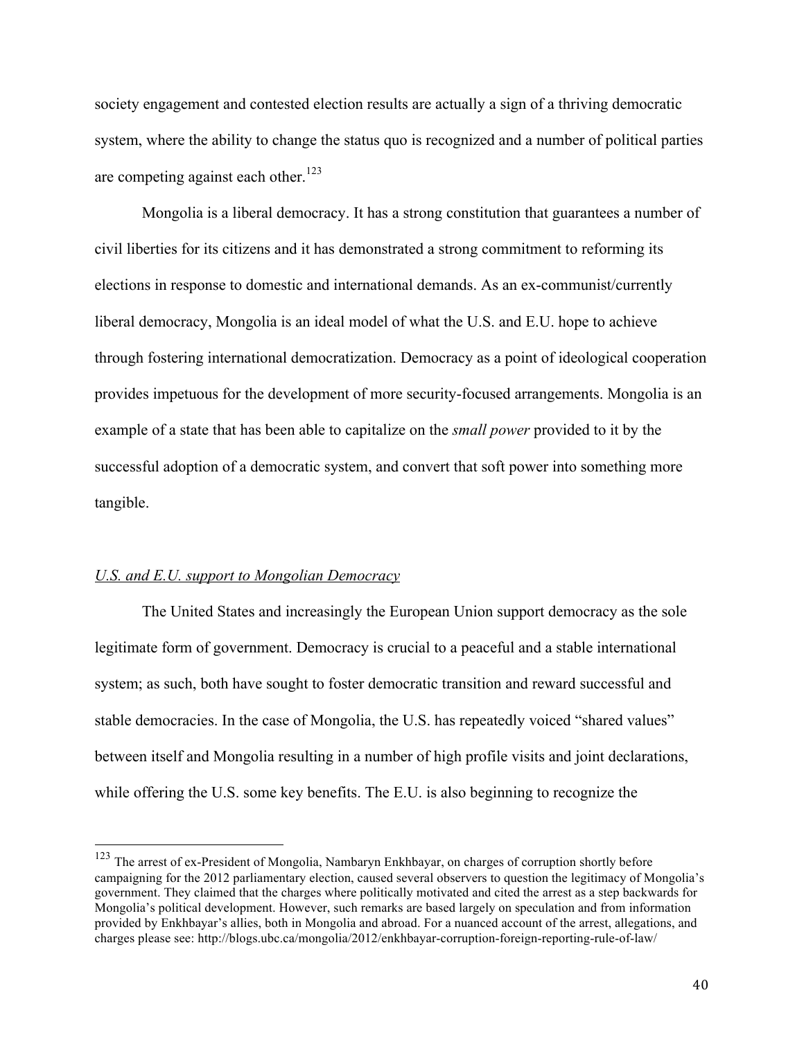society engagement and contested election results are actually a sign of a thriving democratic system, where the ability to change the status quo is recognized and a number of political parties are competing against each other.[123]

Mongolia is a liberal democracy. It has a strong constitution that guarantees a number of civil liberties for its citizens and it has demonstrated a strong commitment to reforming its elections in response to domestic and international demands. As an ex-communist/currently liberal democracy, Mongolia is an ideal model of what the U.S. and E.U. hope to achieve through fostering international democratization. Democracy as a point of ideological cooperation provides impetuous for the development of more security-focused arrangements. Mongolia is an example of a state that has been able to capitalize on the *small power* provided to it by the successful adoption of a democratic system, and convert that soft power into something more tangible.

### U.S. and E.U. support to Mongolian Democracy

The United States and increasingly the European Union support democracy as the sole legitimate form of government. Democracy is crucial to a peaceful and a stable international system; as such, both have sought to foster democratic transition and reward successful and stable democracies. In the case of Mongolia, the U.S. has repeatedly voiced "shared values" between itself and Mongolia resulting in a number of high profile visits and joint declarations, while offering the U.S. some key benefits. The E.U. is also beginning to recognize the

---

[123] The arrest of ex-President of Mongolia, Nambaryn Enkhbayar, on charges of corruption shortly before campaigning for the 2012 parliamentary election, caused several observers to question the legitimacy of Mongolia's government. They claimed that the charges where politically motivated and cited the arrest as a step backwards for Mongolia's political development. However, such remarks are based largely on speculation and from information provided by Enkhbayar's allies, both in Mongolia and abroad. For a nuanced account of the arrest, allegations, and charges please see: http://blogs.ubc.ca/mongolia/2012/enkhbayar-corruption-foreign-reporting-rule-of-law/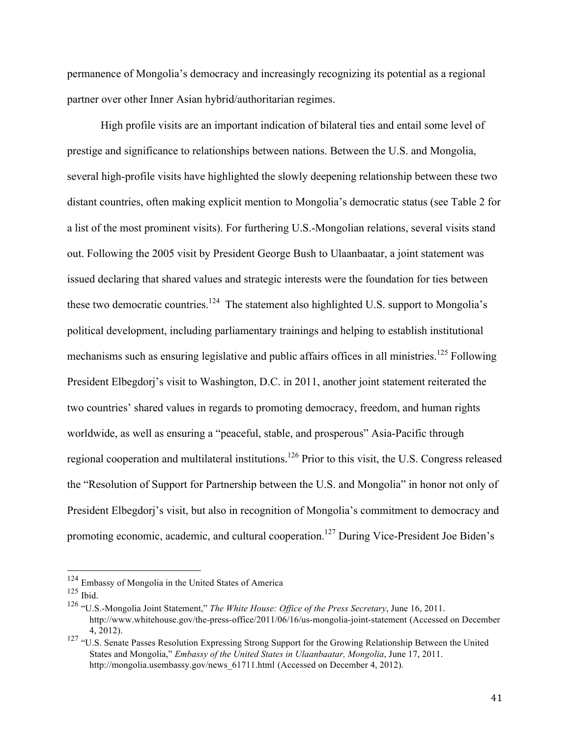permanence of Mongolia's democracy and increasingly recognizing its potential as a regional partner over other Inner Asian hybrid/authoritarian regimes.

High profile visits are an important indication of bilateral ties and entail some level of prestige and significance to relationships between nations. Between the U.S. and Mongolia, several high-profile visits have highlighted the slowly deepening relationship between these two distant countries, often making explicit mention to Mongolia's democratic status (see Table 2 for a list of the most prominent visits). For furthering U.S.-Mongolian relations, several visits stand out. Following the 2005 visit by President George Bush to Ulaanbaatar, a joint statement was issued declaring that shared values and strategic interests were the foundation for ties between these two democratic countries.[124] The statement also highlighted U.S. support to Mongolia's political development, including parliamentary trainings and helping to establish institutional mechanisms such as ensuring legislative and public affairs offices in all ministries.[125] Following President Elbegdorj's visit to Washington, D.C. in 2011, another joint statement reiterated the two countries' shared values in regards to promoting democracy, freedom, and human rights worldwide, as well as ensuring a "peaceful, stable, and prosperous" Asia-Pacific through regional cooperation and multilateral institutions.[126] Prior to this visit, the U.S. Congress released the "Resolution of Support for Partnership between the U.S. and Mongolia" in honor not only of President Elbegdorj's visit, but also in recognition of Mongolia's commitment to democracy and promoting economic, academic, and cultural cooperation.[127] During Vice-President Joe Biden's

---

[124] Embassy of Mongolia in the United States of America

[125] Ibid.

[126] "U.S.-Mongolia Joint Statement," *The White House: Office of the Press Secretary*, June 16, 2011. http://www.whitehouse.gov/the-press-office/2011/06/16/us-mongolia-joint-statement (Accessed on December 4, 2012).

[127] "U.S. Senate Passes Resolution Expressing Strong Support for the Growing Relationship Between the United States and Mongolia," *Embassy of the United States in Ulaanbaatar, Mongolia*, June 17, 2011. http://mongolia.usembassy.gov/news_61711.html (Accessed on December 4, 2012).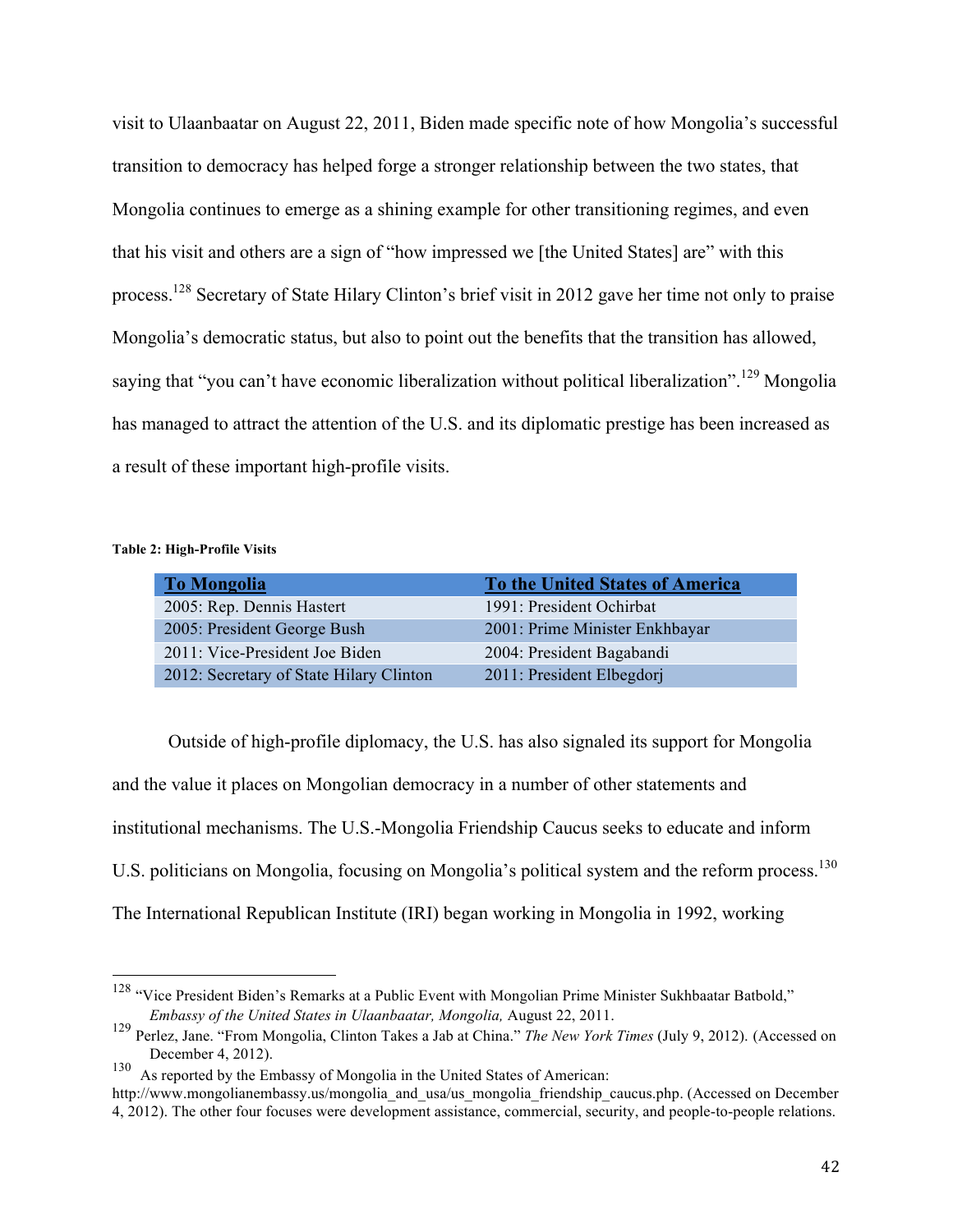visit to Ulaanbaatar on August 22, 2011, Biden made specific note of how Mongolia's successful transition to democracy has helped forge a stronger relationship between the two states, that Mongolia continues to emerge as a shining example for other transitioning regimes, and even that his visit and others are a sign of "how impressed we [the United States] are" with this process.[128] Secretary of State Hilary Clinton's brief visit in 2012 gave her time not only to praise Mongolia's democratic status, but also to point out the benefits that the transition has allowed, saying that "you can't have economic liberalization without political liberalization".[129] Mongolia has managed to attract the attention of the U.S. and its diplomatic prestige has been increased as a result of these important high-profile visits.

**Table 2: High-Profile Visits**

| To Mongolia | To the United States of America |
|---|---|
| 2005: Rep. Dennis Hastert | 1991: President Ochirbat |
| 2005: President George Bush | 2001: Prime Minister Enkhbayar |
| 2011: Vice-President Joe Biden | 2004: President Bagabandi |
| 2012: Secretary of State Hilary Clinton | 2011: President Elbegdorj |

Outside of high-profile diplomacy, the U.S. has also signaled its support for Mongolia and the value it places on Mongolian democracy in a number of other statements and institutional mechanisms. The U.S.-Mongolia Friendship Caucus seeks to educate and inform U.S. politicians on Mongolia, focusing on Mongolia's political system and the reform process.[130] The International Republican Institute (IRI) began working in Mongolia in 1992, working

---

[128] "Vice President Biden's Remarks at a Public Event with Mongolian Prime Minister Sukhbaatar Batbold," *Embassy of the United States in Ulaanbaatar, Mongolia,* August 22, 2011.

[129] Perlez, Jane. "From Mongolia, Clinton Takes a Jab at China." *The New York Times* (July 9, 2012). (Accessed on December 4, 2012).

[130] As reported by the Embassy of Mongolia in the United States of American: http://www.mongolianembassy.us/mongolia_and_usa/us_mongolia_friendship_caucus.php. (Accessed on December 4, 2012). The other four focuses were development assistance, commercial, security, and people-to-people relations.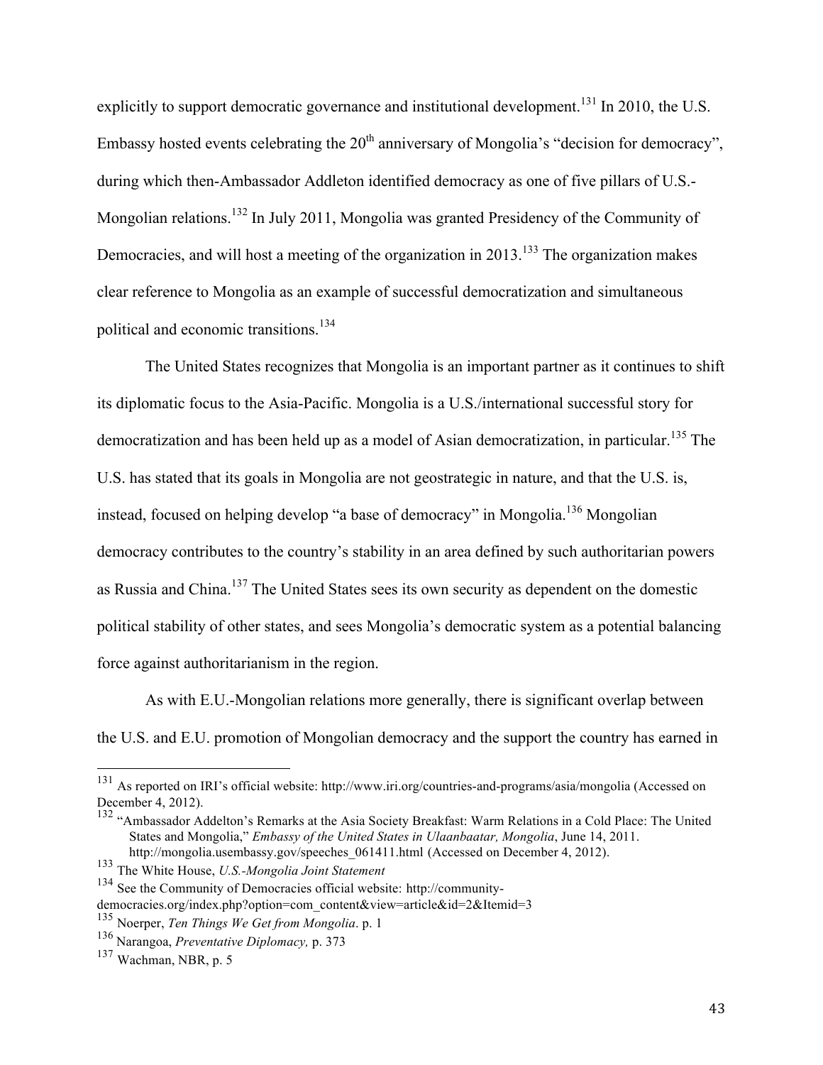explicitly to support democratic governance and institutional development.[131] In 2010, the U.S. Embassy hosted events celebrating the 20th anniversary of Mongolia's "decision for democracy", during which then-Ambassador Addleton identified democracy as one of five pillars of U.S.-Mongolian relations.[132] In July 2011, Mongolia was granted Presidency of the Community of Democracies, and will host a meeting of the organization in 2013.[133] The organization makes clear reference to Mongolia as an example of successful democratization and simultaneous political and economic transitions.[134]

The United States recognizes that Mongolia is an important partner as it continues to shift its diplomatic focus to the Asia-Pacific. Mongolia is a U.S./international successful story for democratization and has been held up as a model of Asian democratization, in particular.[135] The U.S. has stated that its goals in Mongolia are not geostrategic in nature, and that the U.S. is, instead, focused on helping develop "a base of democracy" in Mongolia.[136] Mongolian democracy contributes to the country's stability in an area defined by such authoritarian powers as Russia and China.[137] The United States sees its own security as dependent on the domestic political stability of other states, and sees Mongolia's democratic system as a potential balancing force against authoritarianism in the region.

As with E.U.-Mongolian relations more generally, there is significant overlap between the U.S. and E.U. promotion of Mongolian democracy and the support the country has earned in

---

[131] As reported on IRI's official website: http://www.iri.org/countries-and-programs/asia/mongolia (Accessed on December 4, 2012).

[132] "Ambassador Addelton's Remarks at the Asia Society Breakfast: Warm Relations in a Cold Place: The United States and Mongolia," *Embassy of the United States in Ulaanbaatar, Mongolia*, June 14, 2011. http://mongolia.usembassy.gov/speeches_061411.html (Accessed on December 4, 2012).

[133] The White House, *U.S.-Mongolia Joint Statement*

[134] See the Community of Democracies official website: http://community-democracies.org/index.php?option=com_content&view=article&id=2&Itemid=3

[135] Noerper, *Ten Things We Get from Mongolia*. p. 1

[136] Narangoa, *Preventative Diplomacy,* p. 373

[137] Wachman, NBR, p. 5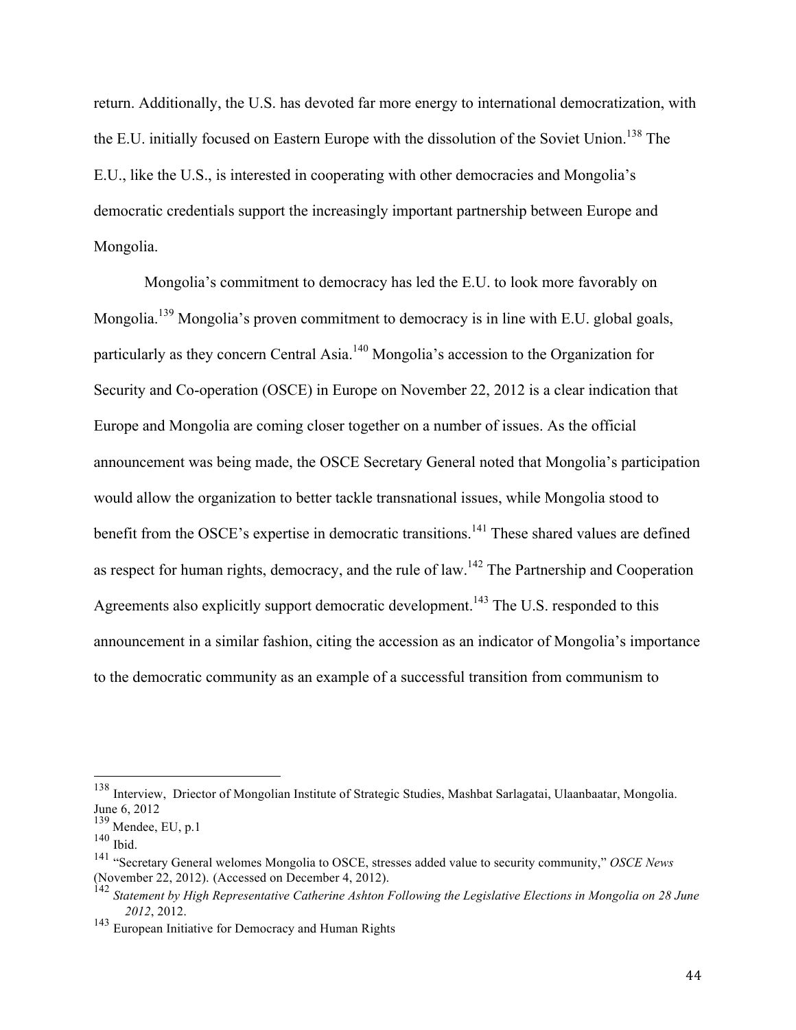return. Additionally, the U.S. has devoted far more energy to international democratization, with the E.U. initially focused on Eastern Europe with the dissolution of the Soviet Union.[138] The E.U., like the U.S., is interested in cooperating with other democracies and Mongolia's democratic credentials support the increasingly important partnership between Europe and Mongolia.

Mongolia's commitment to democracy has led the E.U. to look more favorably on Mongolia.[139] Mongolia's proven commitment to democracy is in line with E.U. global goals, particularly as they concern Central Asia.[140] Mongolia's accession to the Organization for Security and Co-operation (OSCE) in Europe on November 22, 2012 is a clear indication that Europe and Mongolia are coming closer together on a number of issues. As the official announcement was being made, the OSCE Secretary General noted that Mongolia's participation would allow the organization to better tackle transnational issues, while Mongolia stood to benefit from the OSCE's expertise in democratic transitions.[141] These shared values are defined as respect for human rights, democracy, and the rule of law.[142] The Partnership and Cooperation Agreements also explicitly support democratic development.[143] The U.S. responded to this announcement in a similar fashion, citing the accession as an indicator of Mongolia's importance to the democratic community as an example of a successful transition from communism to

---

[138] Interview, Driector of Mongolian Institute of Strategic Studies, Mashbat Sarlagatai, Ulaanbaatar, Mongolia. June 6, 2012

[139] Mendee, EU, p.1

[140] Ibid.

[141] "Secretary General welomes Mongolia to OSCE, stresses added value to security community," *OSCE News* (November 22, 2012). (Accessed on December 4, 2012).

[142] *Statement by High Representative Catherine Ashton Following the Legislative Elections in Mongolia on 28 June 2012*, 2012.

[143] European Initiative for Democracy and Human Rights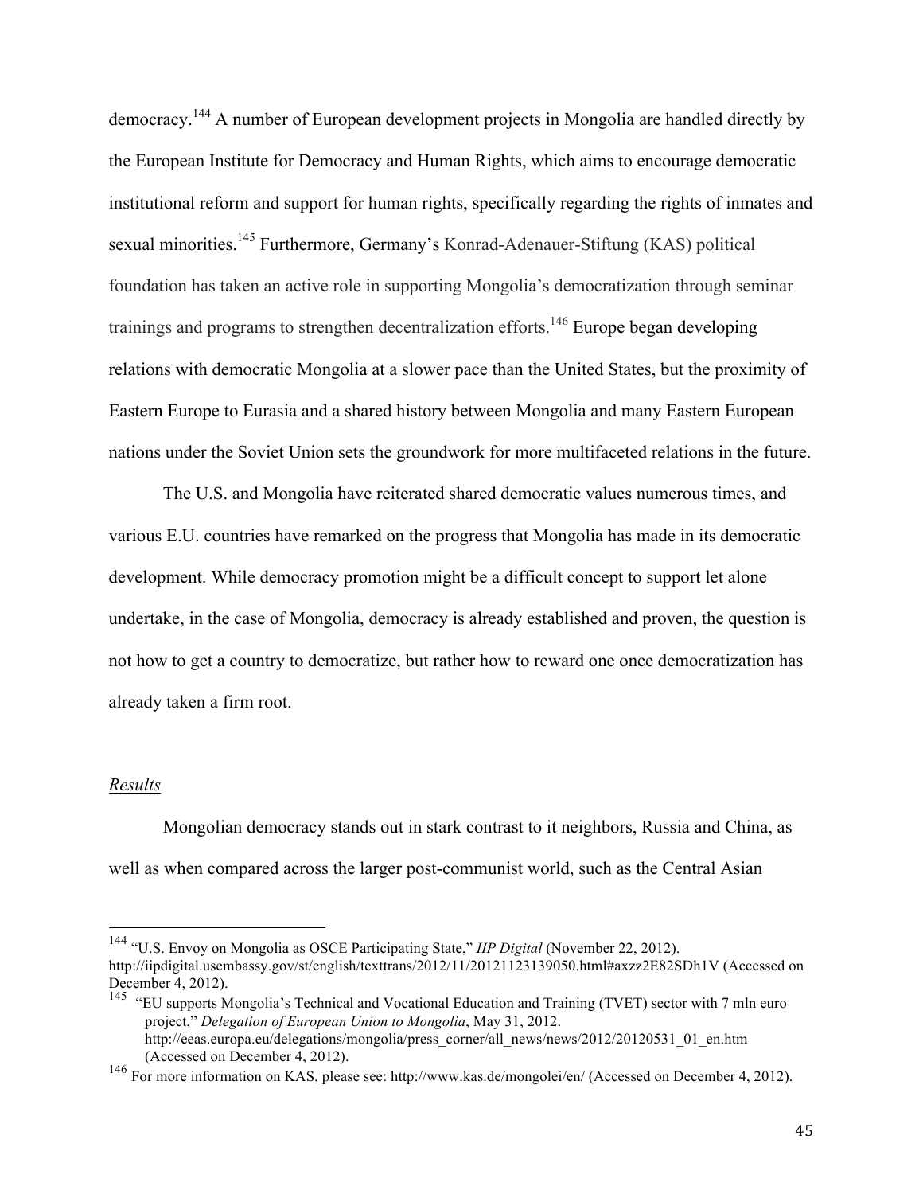democracy.[144] A number of European development projects in Mongolia are handled directly by the European Institute for Democracy and Human Rights, which aims to encourage democratic institutional reform and support for human rights, specifically regarding the rights of inmates and sexual minorities.[145] Furthermore, Germany's Konrad-Adenauer-Stiftung (KAS) political foundation has taken an active role in supporting Mongolia's democratization through seminar trainings and programs to strengthen decentralization efforts.[146] Europe began developing relations with democratic Mongolia at a slower pace than the United States, but the proximity of Eastern Europe to Eurasia and a shared history between Mongolia and many Eastern European nations under the Soviet Union sets the groundwork for more multifaceted relations in the future.

The U.S. and Mongolia have reiterated shared democratic values numerous times, and various E.U. countries have remarked on the progress that Mongolia has made in its democratic development. While democracy promotion might be a difficult concept to support let alone undertake, in the case of Mongolia, democracy is already established and proven, the question is not how to get a country to democratize, but rather how to reward one once democratization has already taken a firm root.

*Results*

Mongolian democracy stands out in stark contrast to it neighbors, Russia and China, as well as when compared across the larger post-communist world, such as the Central Asian

---

[144] "U.S. Envoy on Mongolia as OSCE Participating State," *IIP Digital* (November 22, 2012). http://iipdigital.usembassy.gov/st/english/texttrans/2012/11/20121123139050.html#axzz2E82SDh1V (Accessed on December 4, 2012).

[145] "EU supports Mongolia's Technical and Vocational Education and Training (TVET) sector with 7 mln euro project," *Delegation of European Union to Mongolia*, May 31, 2012. http://eeas.europa.eu/delegations/mongolia/press_corner/all_news/news/2012/20120531_01_en.htm (Accessed on December 4, 2012).

[146] For more information on KAS, please see: http://www.kas.de/mongolei/en/ (Accessed on December 4, 2012).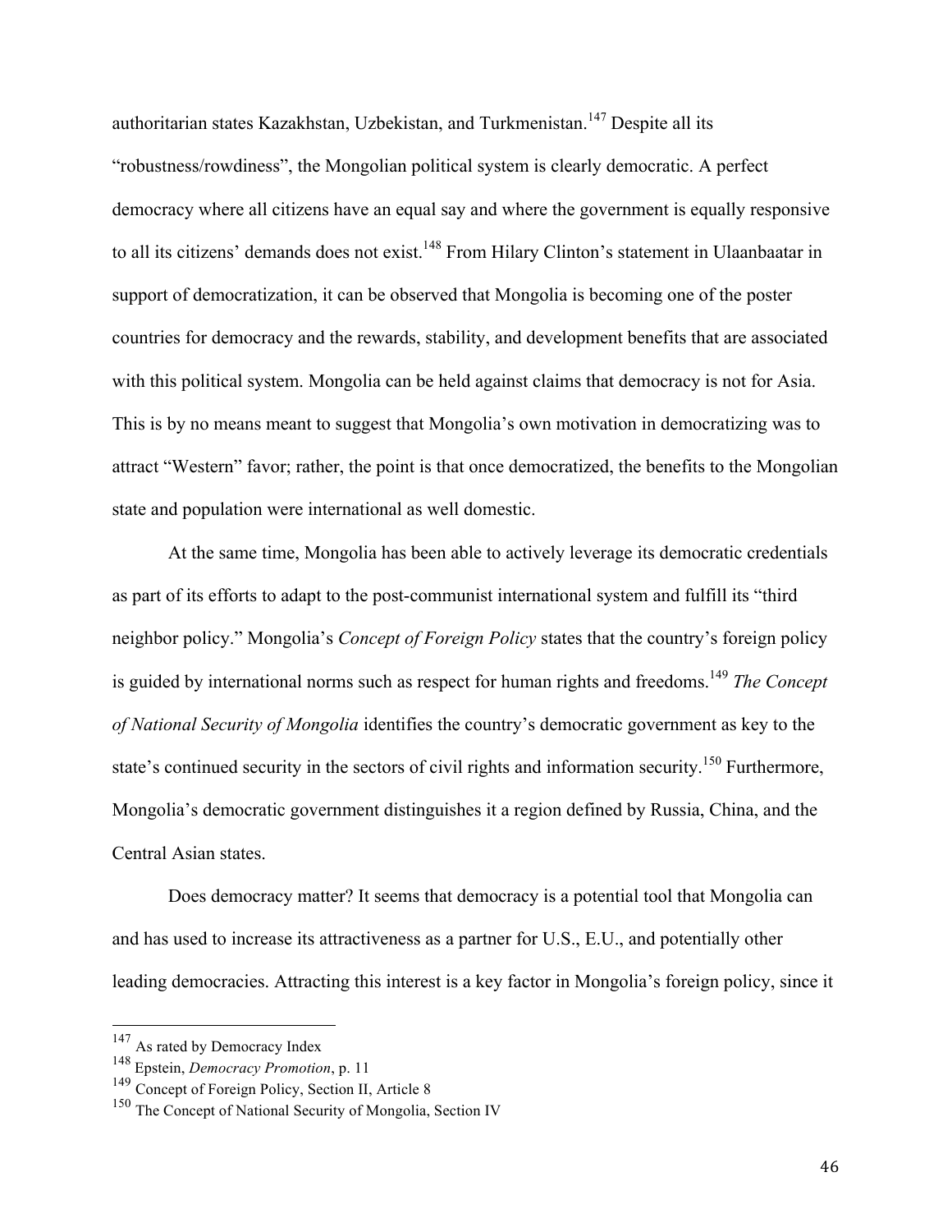authoritarian states Kazakhstan, Uzbekistan, and Turkmenistan.[147] Despite all its "robustness/rowdiness", the Mongolian political system is clearly democratic. A perfect democracy where all citizens have an equal say and where the government is equally responsive to all its citizens' demands does not exist.[148] From Hilary Clinton's statement in Ulaanbaatar in support of democratization, it can be observed that Mongolia is becoming one of the poster countries for democracy and the rewards, stability, and development benefits that are associated with this political system. Mongolia can be held against claims that democracy is not for Asia. This is by no means meant to suggest that Mongolia's own motivation in democratizing was to attract "Western" favor; rather, the point is that once democratized, the benefits to the Mongolian state and population were international as well domestic.

At the same time, Mongolia has been able to actively leverage its democratic credentials as part of its efforts to adapt to the post-communist international system and fulfill its "third neighbor policy." Mongolia's *Concept of Foreign Policy* states that the country's foreign policy is guided by international norms such as respect for human rights and freedoms.[149] *The Concept of National Security of Mongolia* identifies the country's democratic government as key to the state's continued security in the sectors of civil rights and information security.[150] Furthermore, Mongolia's democratic government distinguishes it a region defined by Russia, China, and the Central Asian states.

Does democracy matter? It seems that democracy is a potential tool that Mongolia can and has used to increase its attractiveness as a partner for U.S., E.U., and potentially other leading democracies. Attracting this interest is a key factor in Mongolia's foreign policy, since it

---

[147] As rated by Democracy Index

[148] Epstein, *Democracy Promotion*, p. 11

[149] Concept of Foreign Policy, Section II, Article 8

[150] The Concept of National Security of Mongolia, Section IV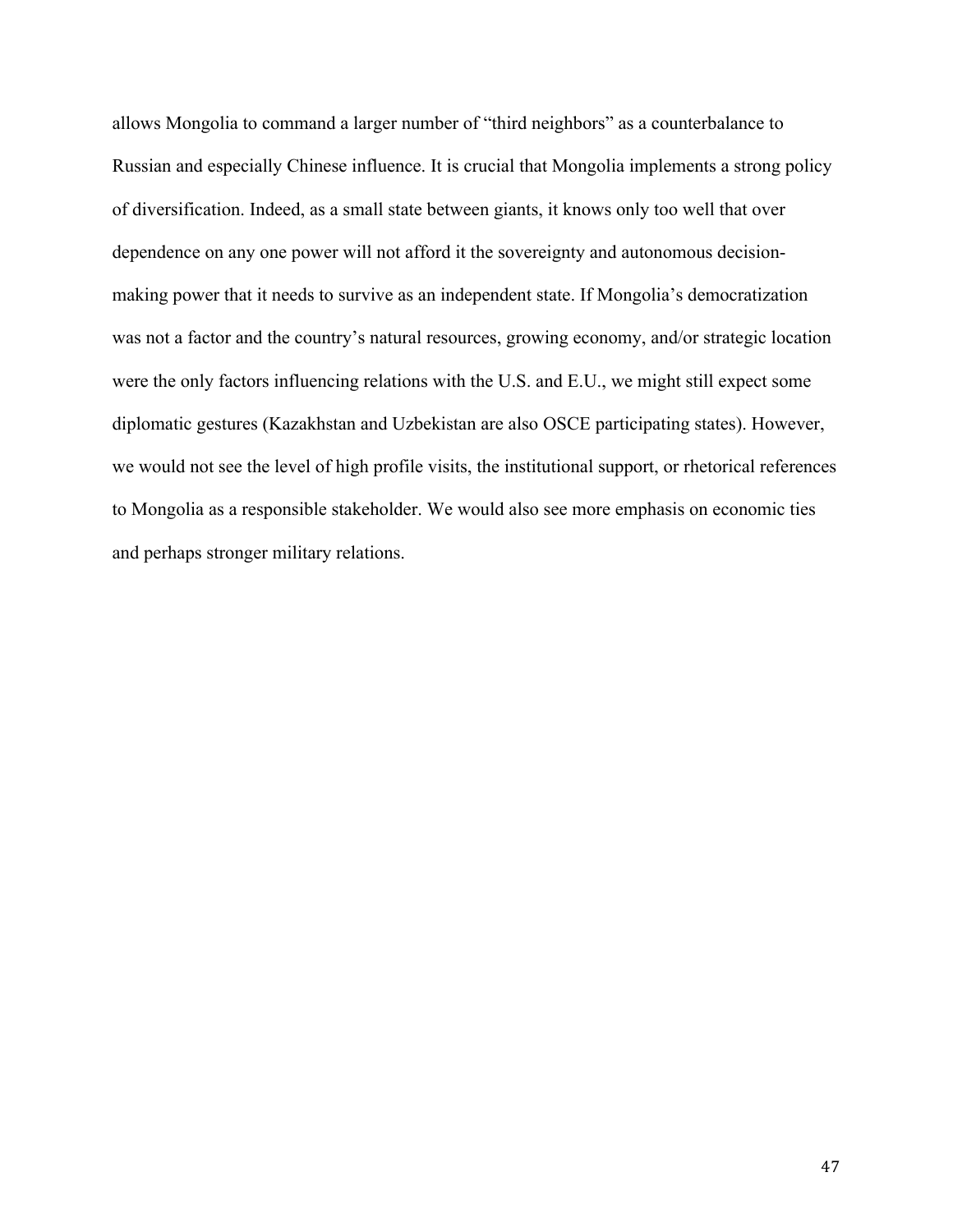allows Mongolia to command a larger number of "third neighbors" as a counterbalance to Russian and especially Chinese influence. It is crucial that Mongolia implements a strong policy of diversification. Indeed, as a small state between giants, it knows only too well that over dependence on any one power will not afford it the sovereignty and autonomous decision-making power that it needs to survive as an independent state. If Mongolia's democratization was not a factor and the country's natural resources, growing economy, and/or strategic location were the only factors influencing relations with the U.S. and E.U., we might still expect some diplomatic gestures (Kazakhstan and Uzbekistan are also OSCE participating states). However, we would not see the level of high profile visits, the institutional support, or rhetorical references to Mongolia as a responsible stakeholder. We would also see more emphasis on economic ties and perhaps stronger military relations.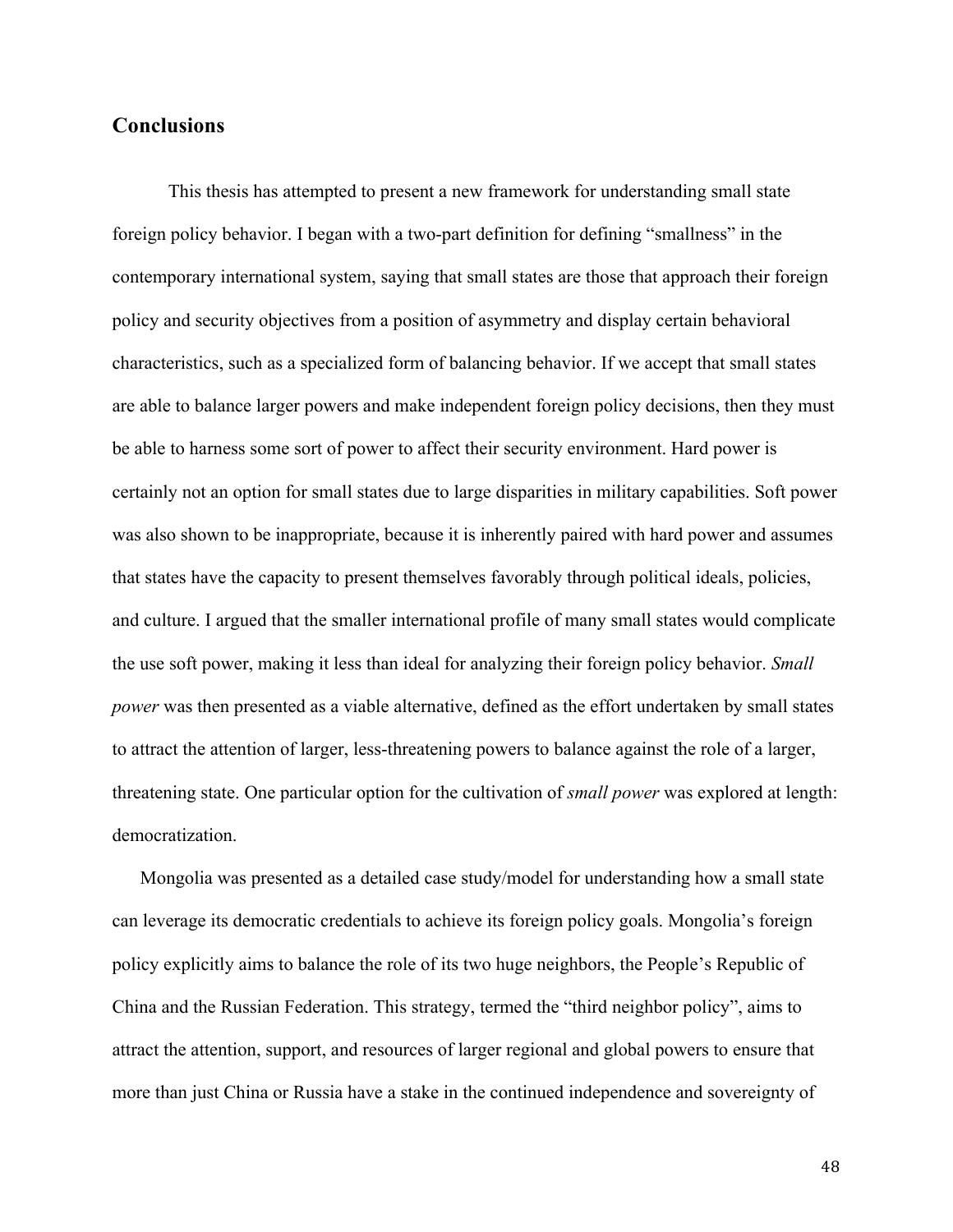## Conclusions

This thesis has attempted to present a new framework for understanding small state foreign policy behavior. I began with a two-part definition for defining "smallness" in the contemporary international system, saying that small states are those that approach their foreign policy and security objectives from a position of asymmetry and display certain behavioral characteristics, such as a specialized form of balancing behavior. If we accept that small states are able to balance larger powers and make independent foreign policy decisions, then they must be able to harness some sort of power to affect their security environment. Hard power is certainly not an option for small states due to large disparities in military capabilities. Soft power was also shown to be inappropriate, because it is inherently paired with hard power and assumes that states have the capacity to present themselves favorably through political ideals, policies, and culture. I argued that the smaller international profile of many small states would complicate the use soft power, making it less than ideal for analyzing their foreign policy behavior. *Small power* was then presented as a viable alternative, defined as the effort undertaken by small states to attract the attention of larger, less-threatening powers to balance against the role of a larger, threatening state. One particular option for the cultivation of *small power* was explored at length: democratization.

Mongolia was presented as a detailed case study/model for understanding how a small state can leverage its democratic credentials to achieve its foreign policy goals. Mongolia's foreign policy explicitly aims to balance the role of its two huge neighbors, the People's Republic of China and the Russian Federation. This strategy, termed the "third neighbor policy", aims to attract the attention, support, and resources of larger regional and global powers to ensure that more than just China or Russia have a stake in the continued independence and sovereignty of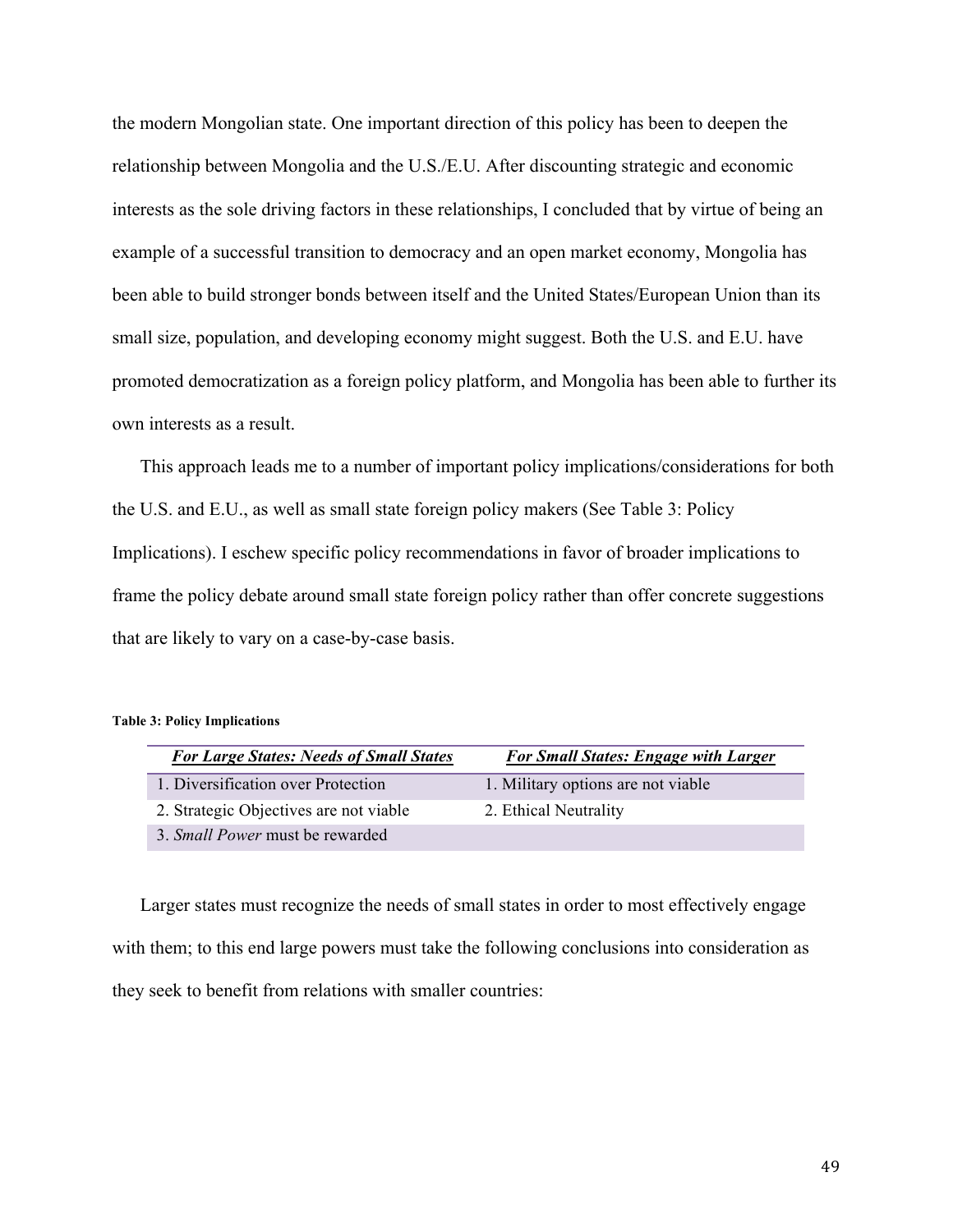the modern Mongolian state. One important direction of this policy has been to deepen the relationship between Mongolia and the U.S./E.U. After discounting strategic and economic interests as the sole driving factors in these relationships, I concluded that by virtue of being an example of a successful transition to democracy and an open market economy, Mongolia has been able to build stronger bonds between itself and the United States/European Union than its small size, population, and developing economy might suggest. Both the U.S. and E.U. have promoted democratization as a foreign policy platform, and Mongolia has been able to further its own interests as a result.

This approach leads me to a number of important policy implications/considerations for both the U.S. and E.U., as well as small state foreign policy makers (See Table 3: Policy Implications). I eschew specific policy recommendations in favor of broader implications to frame the policy debate around small state foreign policy rather than offer concrete suggestions that are likely to vary on a case-by-case basis.

**Table 3: Policy Implications**

| ***For Large States: Needs of Small States*** | ***For Small States: Engage with Larger*** |
|---|---|
| 1. Diversification over Protection | 1. Military options are not viable |
| 2. Strategic Objectives are not viable | 2. Ethical Neutrality |
| 3. *Small Power* must be rewarded | |

Larger states must recognize the needs of small states in order to most effectively engage with them; to this end large powers must take the following conclusions into consideration as they seek to benefit from relations with smaller countries: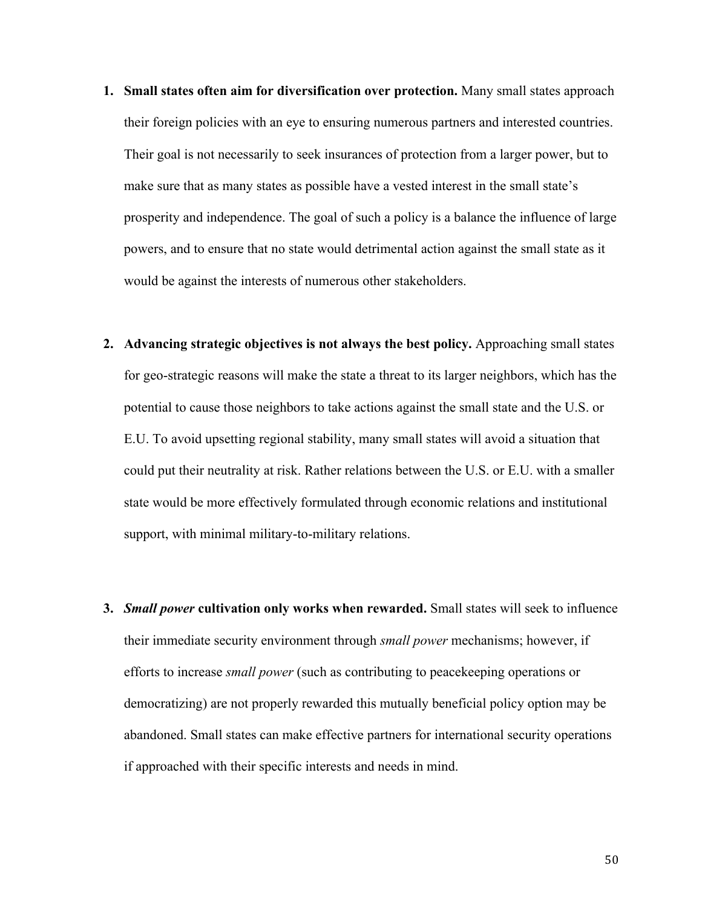1. **Small states often aim for diversification over protection.** Many small states approach their foreign policies with an eye to ensuring numerous partners and interested countries. Their goal is not necessarily to seek insurances of protection from a larger power, but to make sure that as many states as possible have a vested interest in the small state's prosperity and independence. The goal of such a policy is a balance the influence of large powers, and to ensure that no state would detrimental action against the small state as it would be against the interests of numerous other stakeholders.

2. **Advancing strategic objectives is not always the best policy.** Approaching small states for geo-strategic reasons will make the state a threat to its larger neighbors, which has the potential to cause those neighbors to take actions against the small state and the U.S. or E.U. To avoid upsetting regional stability, many small states will avoid a situation that could put their neutrality at risk. Rather relations between the U.S. or E.U. with a smaller state would be more effectively formulated through economic relations and institutional support, with minimal military-to-military relations.

3. ***Small power* cultivation only works when rewarded.** Small states will seek to influence their immediate security environment through *small power* mechanisms; however, if efforts to increase *small power* (such as contributing to peacekeeping operations or democratizing) are not properly rewarded this mutually beneficial policy option may be abandoned. Small states can make effective partners for international security operations if approached with their specific interests and needs in mind.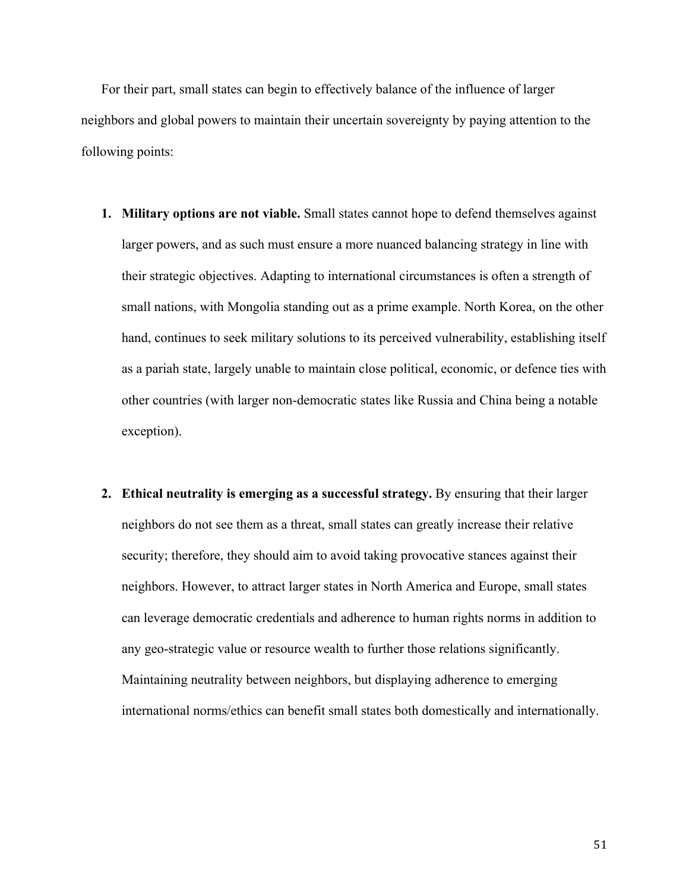For their part, small states can begin to effectively balance of the influence of larger neighbors and global powers to maintain their uncertain sovereignty by paying attention to the following points:

1. **Military options are not viable.** Small states cannot hope to defend themselves against larger powers, and as such must ensure a more nuanced balancing strategy in line with their strategic objectives. Adapting to international circumstances is often a strength of small nations, with Mongolia standing out as a prime example. North Korea, on the other hand, continues to seek military solutions to its perceived vulnerability, establishing itself as a pariah state, largely unable to maintain close political, economic, or defence ties with other countries (with larger non-democratic states like Russia and China being a notable exception).

2. **Ethical neutrality is emerging as a successful strategy.** By ensuring that their larger neighbors do not see them as a threat, small states can greatly increase their relative security; therefore, they should aim to avoid taking provocative stances against their neighbors. However, to attract larger states in North America and Europe, small states can leverage democratic credentials and adherence to human rights norms in addition to any geo-strategic value or resource wealth to further those relations significantly. Maintaining neutrality between neighbors, but displaying adherence to emerging international norms/ethics can benefit small states both domestically and internationally.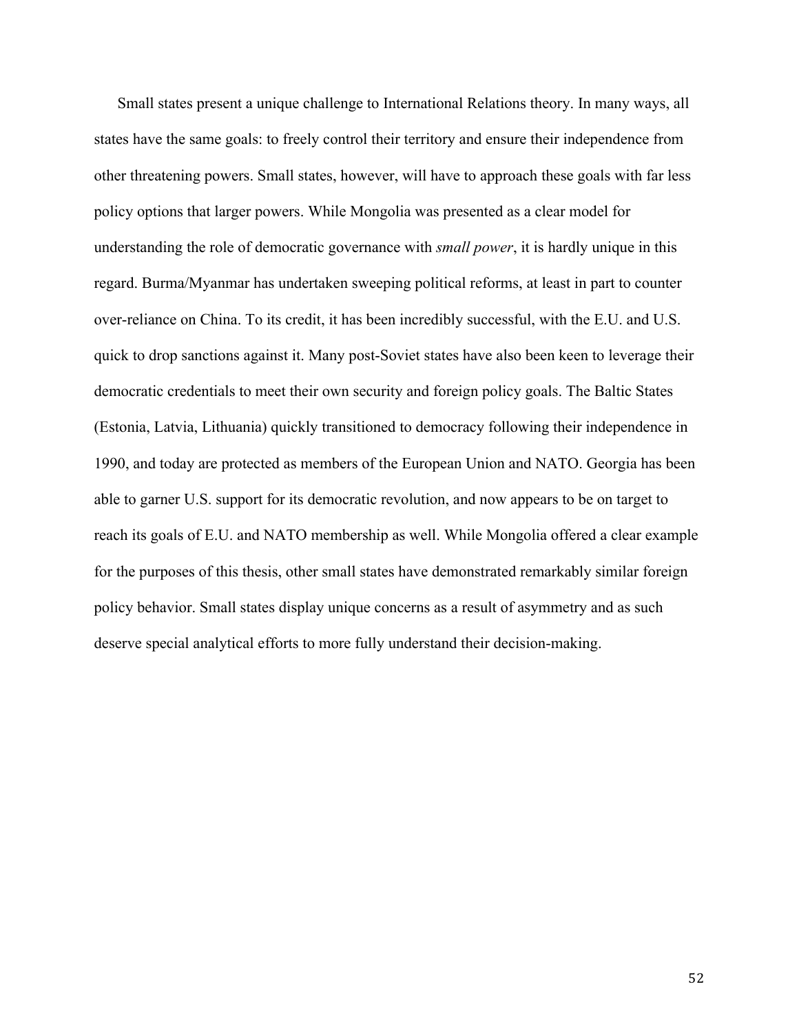Small states present a unique challenge to International Relations theory. In many ways, all states have the same goals: to freely control their territory and ensure their independence from other threatening powers. Small states, however, will have to approach these goals with far less policy options that larger powers. While Mongolia was presented as a clear model for understanding the role of democratic governance with *small power*, it is hardly unique in this regard. Burma/Myanmar has undertaken sweeping political reforms, at least in part to counter over-reliance on China. To its credit, it has been incredibly successful, with the E.U. and U.S. quick to drop sanctions against it. Many post-Soviet states have also been keen to leverage their democratic credentials to meet their own security and foreign policy goals. The Baltic States (Estonia, Latvia, Lithuania) quickly transitioned to democracy following their independence in 1990, and today are protected as members of the European Union and NATO. Georgia has been able to garner U.S. support for its democratic revolution, and now appears to be on target to reach its goals of E.U. and NATO membership as well. While Mongolia offered a clear example for the purposes of this thesis, other small states have demonstrated remarkably similar foreign policy behavior. Small states display unique concerns as a result of asymmetry and as such deserve special analytical efforts to more fully understand their decision-making.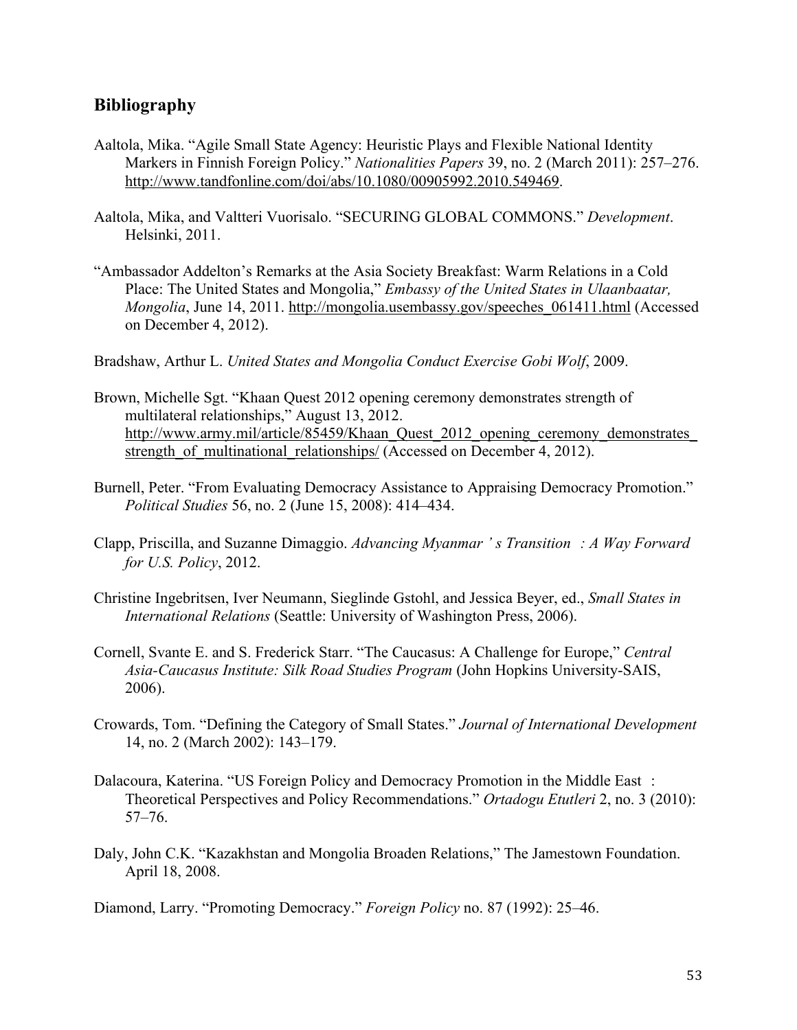## Bibliography

Aaltola, Mika. "Agile Small State Agency: Heuristic Plays and Flexible National Identity Markers in Finnish Foreign Policy." *Nationalities Papers* 39, no. 2 (March 2011): 257–276. http://www.tandfonline.com/doi/abs/10.1080/00905992.2010.549469.

Aaltola, Mika, and Valtteri Vuorisalo. "SECURING GLOBAL COMMONS." *Development*. Helsinki, 2011.

"Ambassador Addelton's Remarks at the Asia Society Breakfast: Warm Relations in a Cold Place: The United States and Mongolia," *Embassy of the United States in Ulaanbaatar, Mongolia*, June 14, 2011. http://mongolia.usembassy.gov/speeches_061411.html (Accessed on December 4, 2012).

Bradshaw, Arthur L. *United States and Mongolia Conduct Exercise Gobi Wolf*, 2009.

Brown, Michelle Sgt. "Khaan Quest 2012 opening ceremony demonstrates strength of multilateral relationships," August 13, 2012. http://www.army.mil/article/85459/Khaan_Quest_2012_opening_ceremony_demonstrates_strength_of_multinational_relationships/ (Accessed on December 4, 2012).

Burnell, Peter. "From Evaluating Democracy Assistance to Appraising Democracy Promotion." *Political Studies* 56, no. 2 (June 15, 2008): 414–434.

Clapp, Priscilla, and Suzanne Dimaggio. *Advancing Myanmar ' s Transition : A Way Forward for U.S. Policy*, 2012.

Christine Ingebritsen, Iver Neumann, Sieglinde Gstohl, and Jessica Beyer, ed., *Small States in International Relations* (Seattle: University of Washington Press, 2006).

Cornell, Svante E. and S. Frederick Starr. "The Caucasus: A Challenge for Europe," *Central Asia-Caucasus Institute: Silk Road Studies Program* (John Hopkins University-SAIS, 2006).

Crowards, Tom. "Defining the Category of Small States." *Journal of International Development* 14, no. 2 (March 2002): 143–179.

Dalacoura, Katerina. "US Foreign Policy and Democracy Promotion in the Middle East : Theoretical Perspectives and Policy Recommendations." *Ortadogu Etutleri* 2, no. 3 (2010): 57–76.

Daly, John C.K. "Kazakhstan and Mongolia Broaden Relations," The Jamestown Foundation. April 18, 2008.

Diamond, Larry. "Promoting Democracy." *Foreign Policy* no. 87 (1992): 25–46.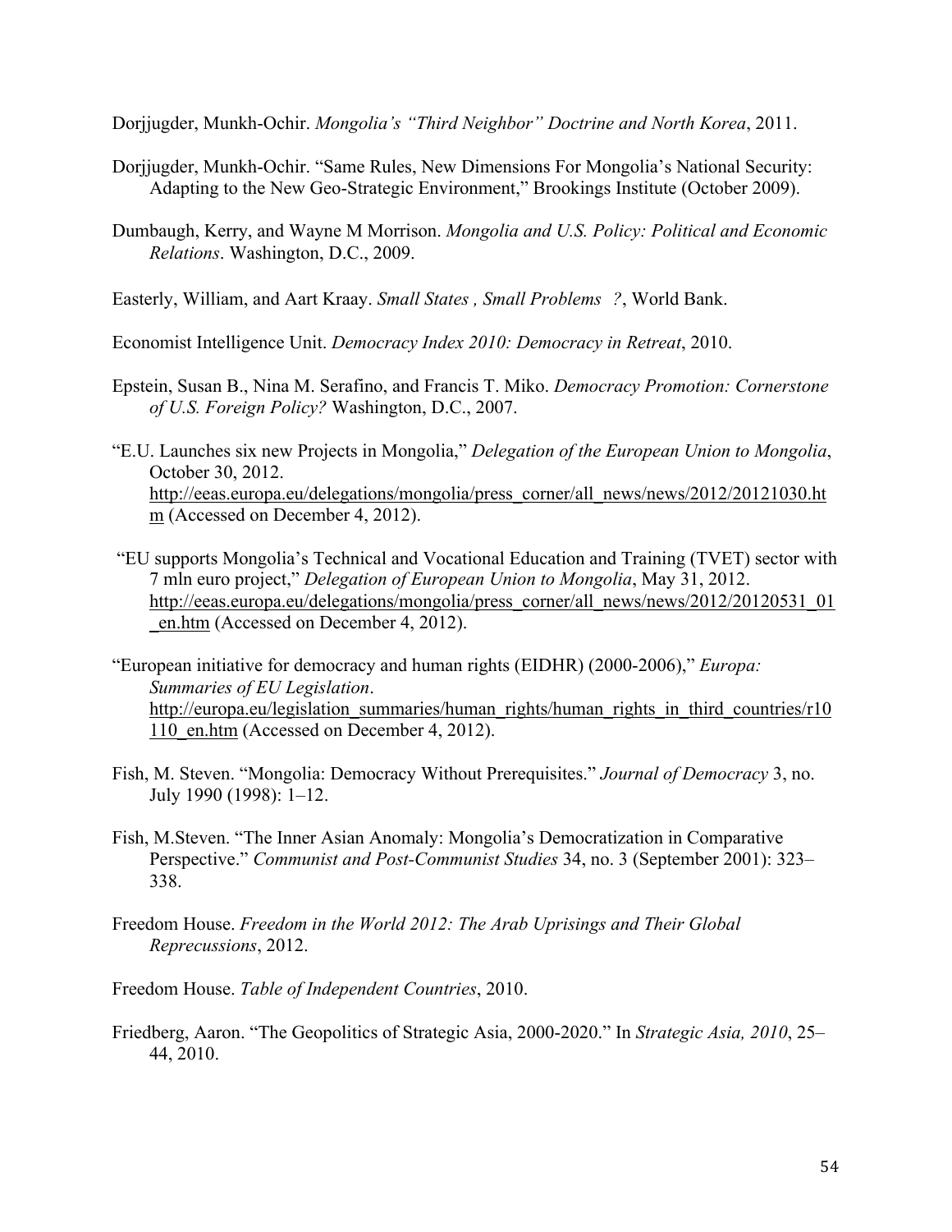Dorjjugder, Munkh-Ochir. *Mongolia's "Third Neighbor" Doctrine and North Korea*, 2011.

Dorjjugder, Munkh-Ochir. "Same Rules, New Dimensions For Mongolia's National Security: Adapting to the New Geo-Strategic Environment," Brookings Institute (October 2009).

Dumbaugh, Kerry, and Wayne M Morrison. *Mongolia and U.S. Policy: Political and Economic Relations*. Washington, D.C., 2009.

Easterly, William, and Aart Kraay. *Small States , Small Problems ?*, World Bank.

Economist Intelligence Unit. *Democracy Index 2010: Democracy in Retreat*, 2010.

Epstein, Susan B., Nina M. Serafino, and Francis T. Miko. *Democracy Promotion: Cornerstone of U.S. Foreign Policy?* Washington, D.C., 2007.

"E.U. Launches six new Projects in Mongolia," *Delegation of the European Union to Mongolia*, October 30, 2012. http://eeas.europa.eu/delegations/mongolia/press_corner/all_news/news/2012/20121030.htm (Accessed on December 4, 2012).

"EU supports Mongolia's Technical and Vocational Education and Training (TVET) sector with 7 mln euro project," *Delegation of European Union to Mongolia*, May 31, 2012. http://eeas.europa.eu/delegations/mongolia/press_corner/all_news/news/2012/20120531_01_en.htm (Accessed on December 4, 2012).

"European initiative for democracy and human rights (EIDHR) (2000-2006)," *Europa: Summaries of EU Legislation*. http://europa.eu/legislation_summaries/human_rights/human_rights_in_third_countries/r10110_en.htm (Accessed on December 4, 2012).

Fish, M. Steven. "Mongolia: Democracy Without Prerequisites." *Journal of Democracy* 3, no. July 1990 (1998): 1–12.

Fish, M.Steven. "The Inner Asian Anomaly: Mongolia's Democratization in Comparative Perspective." *Communist and Post-Communist Studies* 34, no. 3 (September 2001): 323–338.

Freedom House. *Freedom in the World 2012: The Arab Uprisings and Their Global Reprecussions*, 2012.

Freedom House. *Table of Independent Countries*, 2010.

Friedberg, Aaron. "The Geopolitics of Strategic Asia, 2000-2020." In *Strategic Asia, 2010*, 25–44, 2010.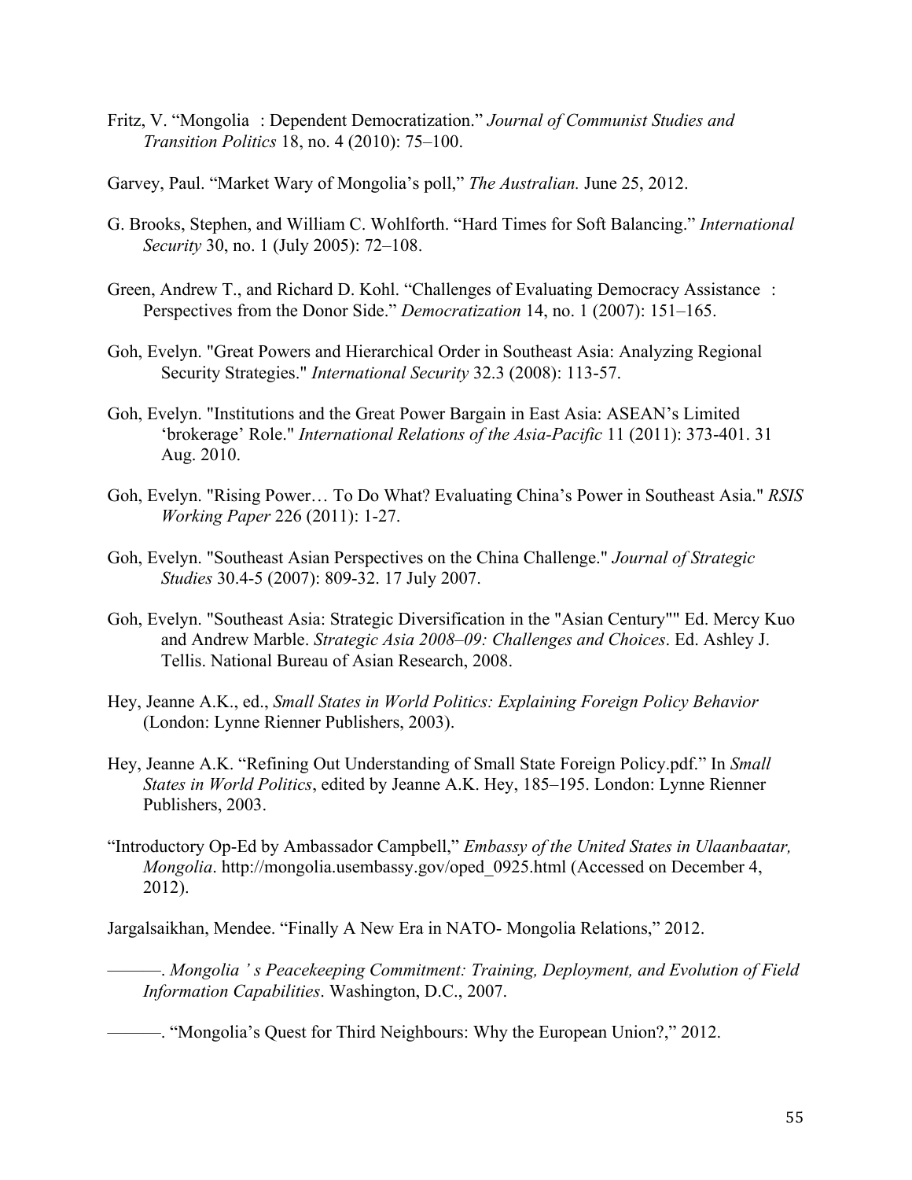Fritz, V. "Mongolia : Dependent Democratization." *Journal of Communist Studies and Transition Politics* 18, no. 4 (2010): 75–100.

Garvey, Paul. "Market Wary of Mongolia's poll," *The Australian.* June 25, 2012.

G. Brooks, Stephen, and William C. Wohlforth. "Hard Times for Soft Balancing." *International Security* 30, no. 1 (July 2005): 72–108.

Green, Andrew T., and Richard D. Kohl. "Challenges of Evaluating Democracy Assistance : Perspectives from the Donor Side." *Democratization* 14, no. 1 (2007): 151–165.

Goh, Evelyn. "Great Powers and Hierarchical Order in Southeast Asia: Analyzing Regional Security Strategies." *International Security* 32.3 (2008): 113-57.

Goh, Evelyn. "Institutions and the Great Power Bargain in East Asia: ASEAN's Limited 'brokerage' Role." *International Relations of the Asia-Pacific* 11 (2011): 373-401. 31 Aug. 2010.

Goh, Evelyn. "Rising Power… To Do What? Evaluating China's Power in Southeast Asia." *RSIS Working Paper* 226 (2011): 1-27.

Goh, Evelyn. "Southeast Asian Perspectives on the China Challenge." *Journal of Strategic Studies* 30.4-5 (2007): 809-32. 17 July 2007.

Goh, Evelyn. "Southeast Asia: Strategic Diversification in the "Asian Century"" Ed. Mercy Kuo and Andrew Marble. *Strategic Asia 2008–09: Challenges and Choices*. Ed. Ashley J. Tellis. National Bureau of Asian Research, 2008.

Hey, Jeanne A.K., ed., *Small States in World Politics: Explaining Foreign Policy Behavior* (London: Lynne Rienner Publishers, 2003).

Hey, Jeanne A.K. "Refining Out Understanding of Small State Foreign Policy.pdf." In *Small States in World Politics*, edited by Jeanne A.K. Hey, 185–195. London: Lynne Rienner Publishers, 2003.

"Introductory Op-Ed by Ambassador Campbell," *Embassy of the United States in Ulaanbaatar, Mongolia*. http://mongolia.usembassy.gov/oped_0925.html (Accessed on December 4, 2012).

Jargalsaikhan, Mendee. "Finally A New Era in NATO- Mongolia Relations," 2012.

———. *Mongolia ' s Peacekeeping Commitment: Training, Deployment, and Evolution of Field Information Capabilities*. Washington, D.C., 2007.

———. "Mongolia's Quest for Third Neighbours: Why the European Union?," 2012.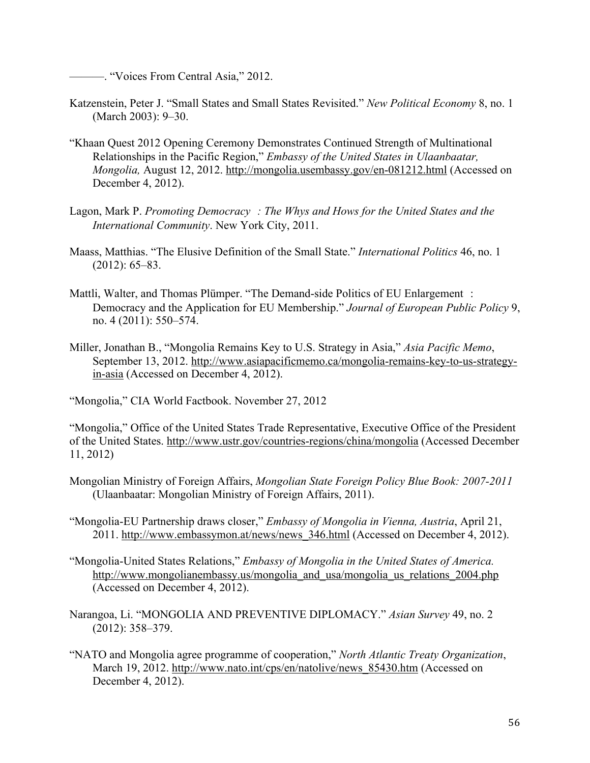———. "Voices From Central Asia," 2012.

Katzenstein, Peter J. "Small States and Small States Revisited." *New Political Economy* 8, no. 1 (March 2003): 9–30.

"Khaan Quest 2012 Opening Ceremony Demonstrates Continued Strength of Multinational Relationships in the Pacific Region," *Embassy of the United States in Ulaanbaatar, Mongolia,* August 12, 2012. http://mongolia.usembassy.gov/en-081212.html (Accessed on December 4, 2012).

Lagon, Mark P. *Promoting Democracy : The Whys and Hows for the United States and the International Community*. New York City, 2011.

Maass, Matthias. "The Elusive Definition of the Small State." *International Politics* 46, no. 1 (2012): 65–83.

Mattli, Walter, and Thomas Plümper. "The Demand-side Politics of EU Enlargement : Democracy and the Application for EU Membership." *Journal of European Public Policy* 9, no. 4 (2011): 550–574.

Miller, Jonathan B., "Mongolia Remains Key to U.S. Strategy in Asia," *Asia Pacific Memo*, September 13, 2012. http://www.asiapacificmemo.ca/mongolia-remains-key-to-us-strategy-in-asia (Accessed on December 4, 2012).

"Mongolia," CIA World Factbook. November 27, 2012

"Mongolia," Office of the United States Trade Representative, Executive Office of the President of the United States. http://www.ustr.gov/countries-regions/china/mongolia (Accessed December 11, 2012)

Mongolian Ministry of Foreign Affairs, *Mongolian State Foreign Policy Blue Book: 2007-2011* (Ulaanbaatar: Mongolian Ministry of Foreign Affairs, 2011).

"Mongolia-EU Partnership draws closer," *Embassy of Mongolia in Vienna, Austria*, April 21, 2011. http://www.embassymon.at/news/news_346.html (Accessed on December 4, 2012).

"Mongolia-United States Relations," *Embassy of Mongolia in the United States of America.* http://www.mongolianembassy.us/mongolia_and_usa/mongolia_us_relations_2004.php (Accessed on December 4, 2012).

Narangoa, Li. "MONGOLIA AND PREVENTIVE DIPLOMACY." *Asian Survey* 49, no. 2 (2012): 358–379.

"NATO and Mongolia agree programme of cooperation," *North Atlantic Treaty Organization*, March 19, 2012. http://www.nato.int/cps/en/natolive/news_85430.htm (Accessed on December 4, 2012).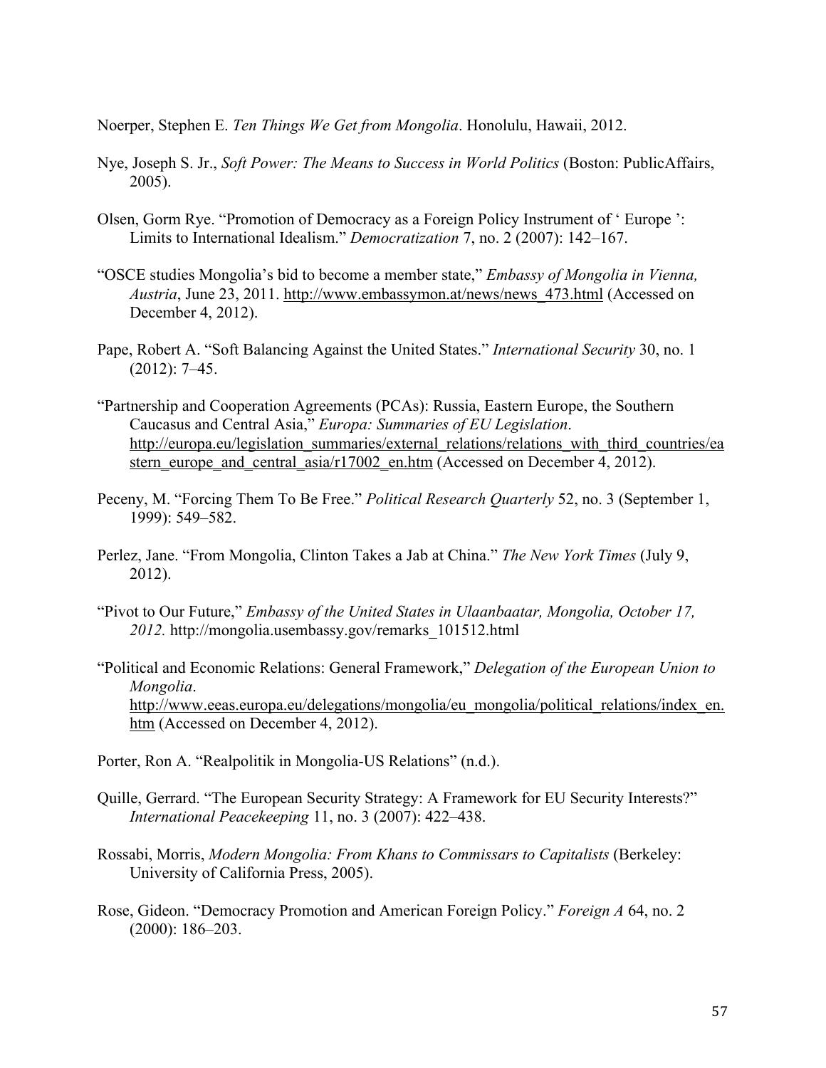Noerper, Stephen E. *Ten Things We Get from Mongolia*. Honolulu, Hawaii, 2012.

Nye, Joseph S. Jr., *Soft Power: The Means to Success in World Politics* (Boston: PublicAffairs, 2005).

Olsen, Gorm Rye. "Promotion of Democracy as a Foreign Policy Instrument of ' Europe ': Limits to International Idealism." *Democratization* 7, no. 2 (2007): 142–167.

"OSCE studies Mongolia's bid to become a member state," *Embassy of Mongolia in Vienna, Austria*, June 23, 2011. http://www.embassymon.at/news/news_473.html (Accessed on December 4, 2012).

Pape, Robert A. "Soft Balancing Against the United States." *International Security* 30, no. 1 (2012): 7–45.

"Partnership and Cooperation Agreements (PCAs): Russia, Eastern Europe, the Southern Caucasus and Central Asia," *Europa: Summaries of EU Legislation*. http://europa.eu/legislation_summaries/external_relations/relations_with_third_countries/eastern_europe_and_central_asia/r17002_en.htm (Accessed on December 4, 2012).

Peceny, M. "Forcing Them To Be Free." *Political Research Quarterly* 52, no. 3 (September 1, 1999): 549–582.

Perlez, Jane. "From Mongolia, Clinton Takes a Jab at China." *The New York Times* (July 9, 2012).

"Pivot to Our Future," *Embassy of the United States in Ulaanbaatar, Mongolia, October 17, 2012.* http://mongolia.usembassy.gov/remarks_101512.html

"Political and Economic Relations: General Framework," *Delegation of the European Union to Mongolia*. http://www.eeas.europa.eu/delegations/mongolia/eu_mongolia/political_relations/index_en.htm (Accessed on December 4, 2012).

Porter, Ron A. "Realpolitik in Mongolia-US Relations" (n.d.).

Quille, Gerrard. "The European Security Strategy: A Framework for EU Security Interests?" *International Peacekeeping* 11, no. 3 (2007): 422–438.

Rossabi, Morris, *Modern Mongolia: From Khans to Commissars to Capitalists* (Berkeley: University of California Press, 2005).

Rose, Gideon. "Democracy Promotion and American Foreign Policy." *Foreign A* 64, no. 2 (2000): 186–203.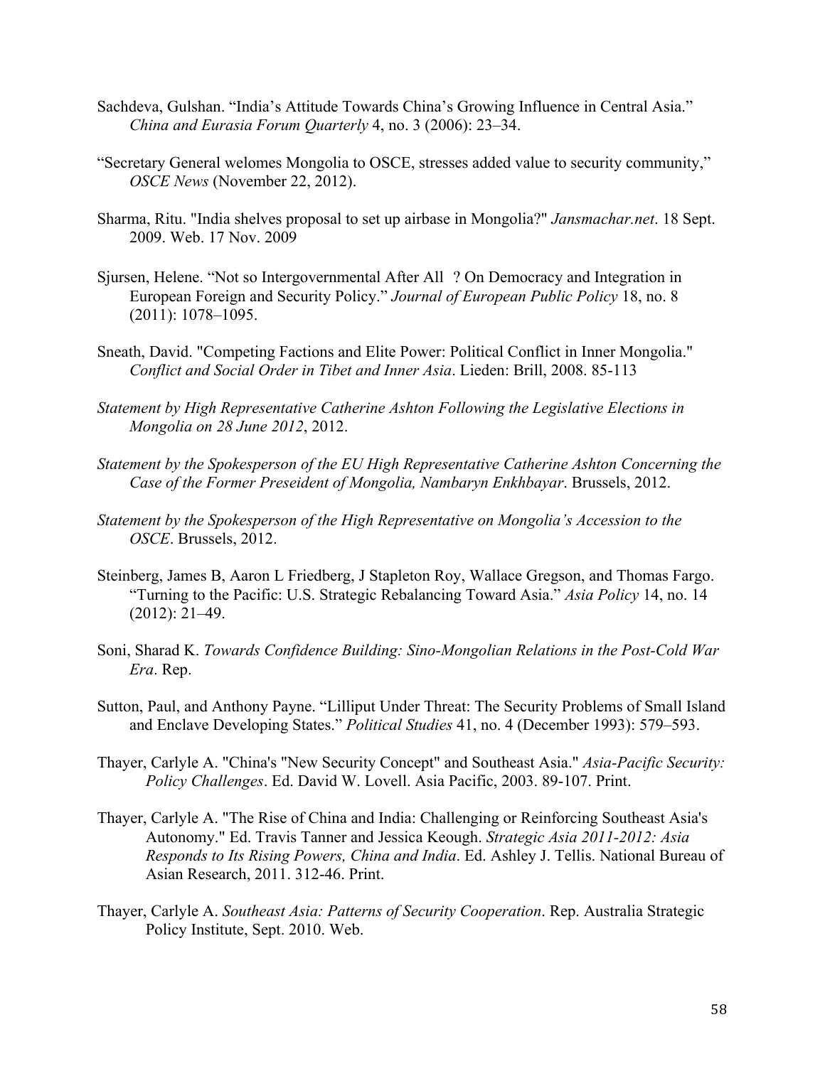Sachdeva, Gulshan. “India’s Attitude Towards China’s Growing Influence in Central Asia.” *China and Eurasia Forum Quarterly* 4, no. 3 (2006): 23–34.

“Secretary General welomes Mongolia to OSCE, stresses added value to security community,” *OSCE News* (November 22, 2012).

Sharma, Ritu. "India shelves proposal to set up airbase in Mongolia?" *Jansmachar.net*. 18 Sept. 2009. Web. 17 Nov. 2009

Sjursen, Helene. “Not so Intergovernmental After All ? On Democracy and Integration in European Foreign and Security Policy.” *Journal of European Public Policy* 18, no. 8 (2011): 1078–1095.

Sneath, David. "Competing Factions and Elite Power: Political Conflict in Inner Mongolia." *Conflict and Social Order in Tibet and Inner Asia*. Lieden: Brill, 2008. 85-113

*Statement by High Representative Catherine Ashton Following the Legislative Elections in Mongolia on 28 June 2012*, 2012.

*Statement by the Spokesperson of the EU High Representative Catherine Ashton Concerning the Case of the Former Preseident of Mongolia, Nambaryn Enkhbayar*. Brussels, 2012.

*Statement by the Spokesperson of the High Representative on Mongolia’s Accession to the OSCE*. Brussels, 2012.

Steinberg, James B, Aaron L Friedberg, J Stapleton Roy, Wallace Gregson, and Thomas Fargo. “Turning to the Pacific: U.S. Strategic Rebalancing Toward Asia.” *Asia Policy* 14, no. 14 (2012): 21–49.

Soni, Sharad K. *Towards Confidence Building: Sino-Mongolian Relations in the Post-Cold War Era*. Rep.

Sutton, Paul, and Anthony Payne. “Lilliput Under Threat: The Security Problems of Small Island and Enclave Developing States.” *Political Studies* 41, no. 4 (December 1993): 579–593.

Thayer, Carlyle A. "China's "New Security Concept" and Southeast Asia." *Asia-Pacific Security: Policy Challenges*. Ed. David W. Lovell. Asia Pacific, 2003. 89-107. Print.

Thayer, Carlyle A. "The Rise of China and India: Challenging or Reinforcing Southeast Asia's Autonomy." Ed. Travis Tanner and Jessica Keough. *Strategic Asia 2011-2012: Asia Responds to Its Rising Powers, China and India*. Ed. Ashley J. Tellis. National Bureau of Asian Research, 2011. 312-46. Print.

Thayer, Carlyle A. *Southeast Asia: Patterns of Security Cooperation*. Rep. Australia Strategic Policy Institute, Sept. 2010. Web.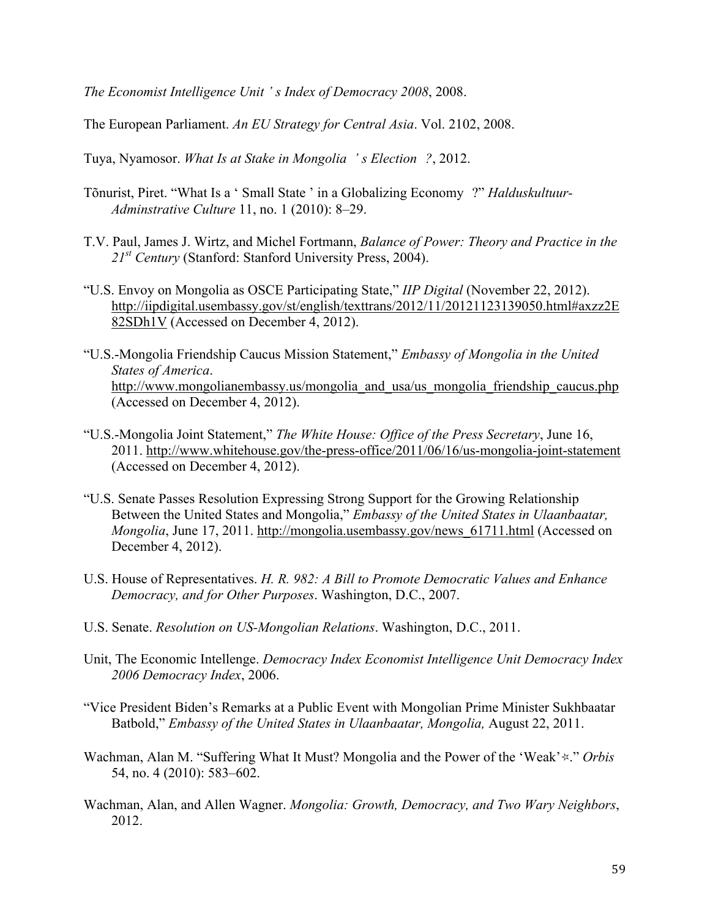*The Economist Intelligence Unit ' s Index of Democracy 2008*, 2008.

The European Parliament. *An EU Strategy for Central Asia*. Vol. 2102, 2008.

Tuya, Nyamosor. *What Is at Stake in Mongolia ' s Election ?*, 2012.

Tõnurist, Piret. "What Is a ' Small State ' in a Globalizing Economy ?" *Halduskultuur-Adminstrative Culture* 11, no. 1 (2010): 8–29.

T.V. Paul, James J. Wirtz, and Michel Fortmann, *Balance of Power: Theory and Practice in the 21st Century* (Stanford: Stanford University Press, 2004).

"U.S. Envoy on Mongolia as OSCE Participating State," *IIP Digital* (November 22, 2012). http://iipdigital.usembassy.gov/st/english/texttrans/2012/11/20121123139050.html#axzz2E82SDh1V (Accessed on December 4, 2012).

"U.S.-Mongolia Friendship Caucus Mission Statement," *Embassy of Mongolia in the United States of America*. http://www.mongolianembassy.us/mongolia_and_usa/us_mongolia_friendship_caucus.php (Accessed on December 4, 2012).

"U.S.-Mongolia Joint Statement," *The White House: Office of the Press Secretary*, June 16, 2011. http://www.whitehouse.gov/the-press-office/2011/06/16/us-mongolia-joint-statement (Accessed on December 4, 2012).

"U.S. Senate Passes Resolution Expressing Strong Support for the Growing Relationship Between the United States and Mongolia," *Embassy of the United States in Ulaanbaatar, Mongolia*, June 17, 2011. http://mongolia.usembassy.gov/news_61711.html (Accessed on December 4, 2012).

U.S. House of Representatives. *H. R. 982: A Bill to Promote Democratic Values and Enhance Democracy, and for Other Purposes*. Washington, D.C., 2007.

U.S. Senate. *Resolution on US-Mongolian Relations*. Washington, D.C., 2011.

Unit, The Economic Intellenge. *Democracy Index Economist Intelligence Unit Democracy Index 2006 Democracy Index*, 2006.

"Vice President Biden's Remarks at a Public Event with Mongolian Prime Minister Sukhbaatar Batbold," *Embassy of the United States in Ulaanbaatar, Mongolia,* August 22, 2011.

Wachman, Alan M. "Suffering What It Must? Mongolia and the Power of the 'Weak'☆." *Orbis* 54, no. 4 (2010): 583–602.

Wachman, Alan, and Allen Wagner. *Mongolia: Growth, Democracy, and Two Wary Neighbors*, 2012.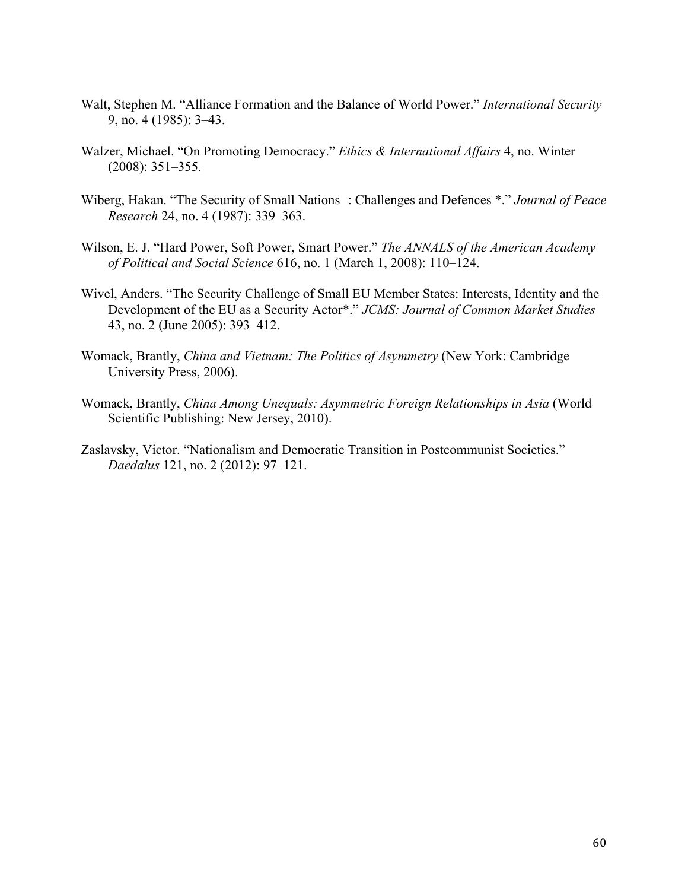Walt, Stephen M. "Alliance Formation and the Balance of World Power." *International Security* 9, no. 4 (1985): 3–43.

Walzer, Michael. "On Promoting Democracy." *Ethics & International Affairs* 4, no. Winter (2008): 351–355.

Wiberg, Hakan. "The Security of Small Nations : Challenges and Defences *." *Journal of Peace Research* 24, no. 4 (1987): 339–363.

Wilson, E. J. "Hard Power, Soft Power, Smart Power." *The ANNALS of the American Academy of Political and Social Science* 616, no. 1 (March 1, 2008): 110–124.

Wivel, Anders. "The Security Challenge of Small EU Member States: Interests, Identity and the Development of the EU as a Security Actor*." *JCMS: Journal of Common Market Studies* 43, no. 2 (June 2005): 393–412.

Womack, Brantly, *China and Vietnam: The Politics of Asymmetry* (New York: Cambridge University Press, 2006).

Womack, Brantly, *China Among Unequals: Asymmetric Foreign Relationships in Asia* (World Scientific Publishing: New Jersey, 2010).

Zaslavsky, Victor. "Nationalism and Democratic Transition in Postcommunist Societies." *Daedalus* 121, no. 2 (2012): 97–121.